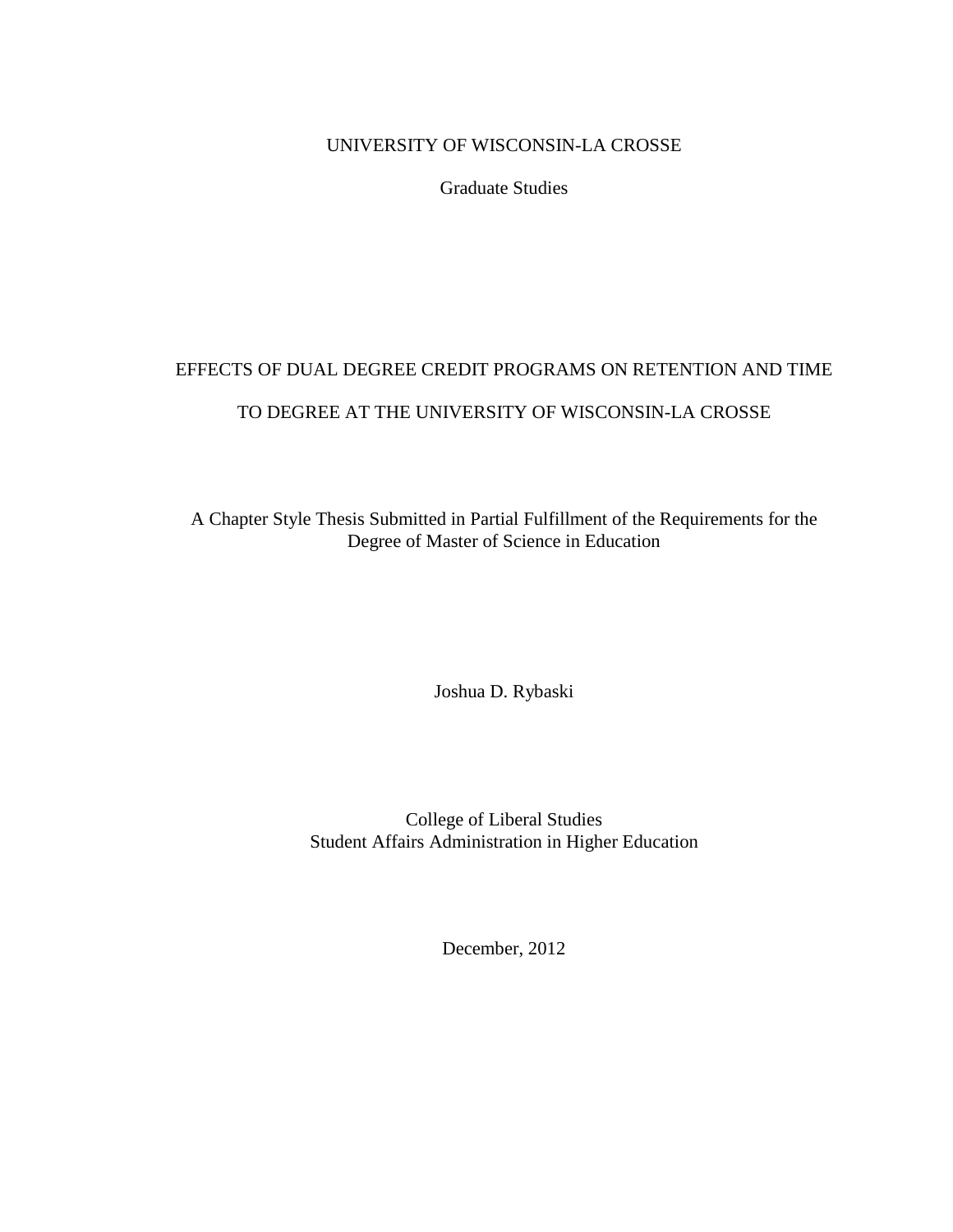UNIVERSITY OF WISCONSIN-LA CROSSE

Graduate Studies

# EFFECTS OF DUAL DEGREE CREDIT PROGRAMS ON RETENTION AND TIME TO DEGREE AT THE UNIVERSITY OF WISCONSIN-LA CROSSE

A Chapter Style Thesis Submitted in Partial Fulfillment of the Requirements for the Degree of Master of Science in Education

Joshua D. Rybaski

College of Liberal Studies
Student Affairs Administration in Higher Education

December, 2012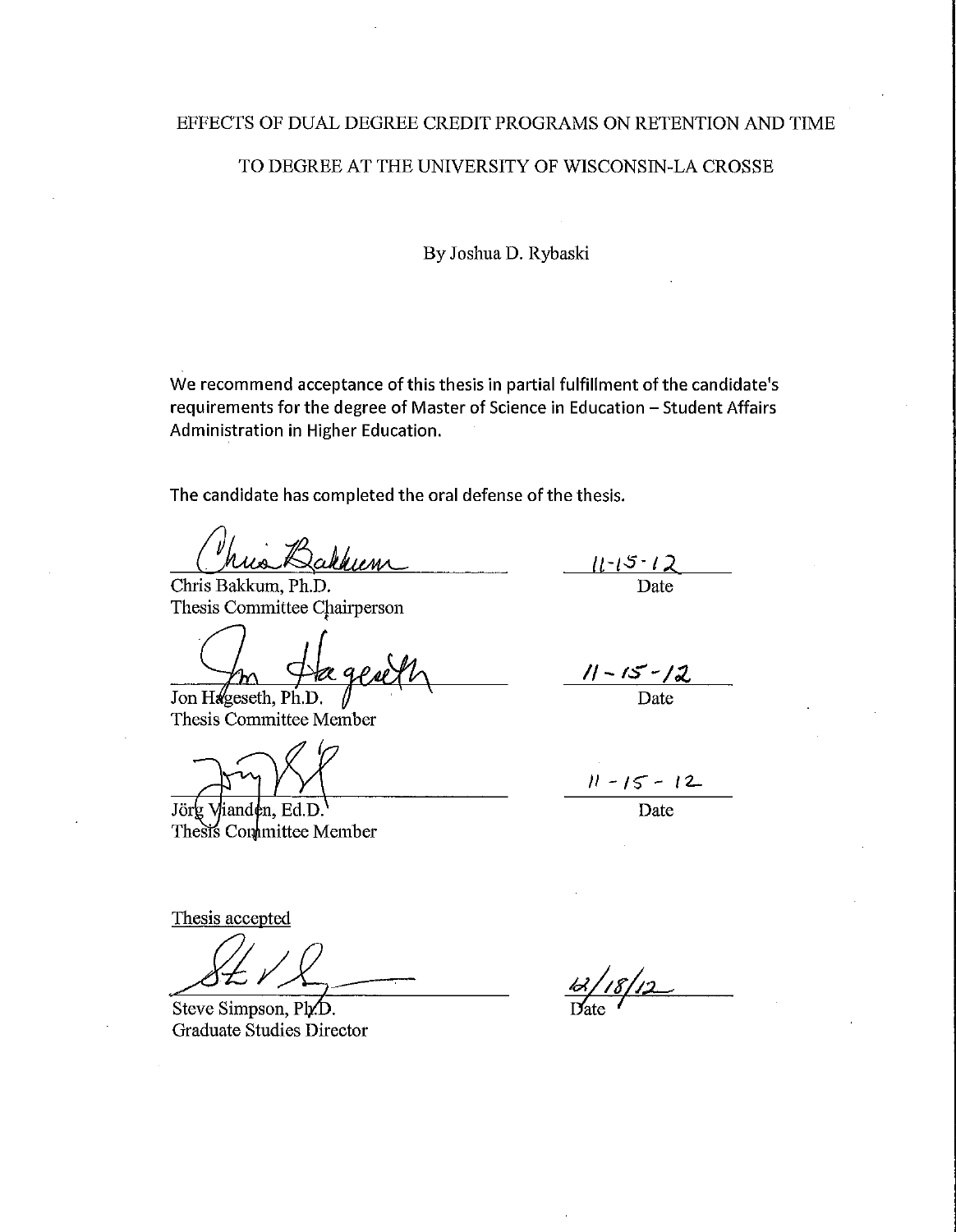EFFECTS OF DUAL DEGREE CREDIT PROGRAMS ON RETENTION AND TIME TO DEGREE AT THE UNIVERSITY OF WISCONSIN-LA CROSSE

By Joshua D. Rybaski

We recommend acceptance of this thesis in partial fulfillment of the candidate's requirements for the degree of Master of Science in Education – Student Affairs Administration in Higher Education.

The candidate has completed the oral defense of the thesis.

Chris Bakkum, Ph.D. — 11-15-12
Thesis Committee Chairperson — Date

Jon Hageseth, Ph.D. — 11-15-12
Thesis Committee Member — Date

Jörg Vianden, Ed.D. — 11-15-12
Thesis Committee Member — Date

Thesis accepted

Steve Simpson, Ph.D. — 12/18/12
Graduate Studies Director — Date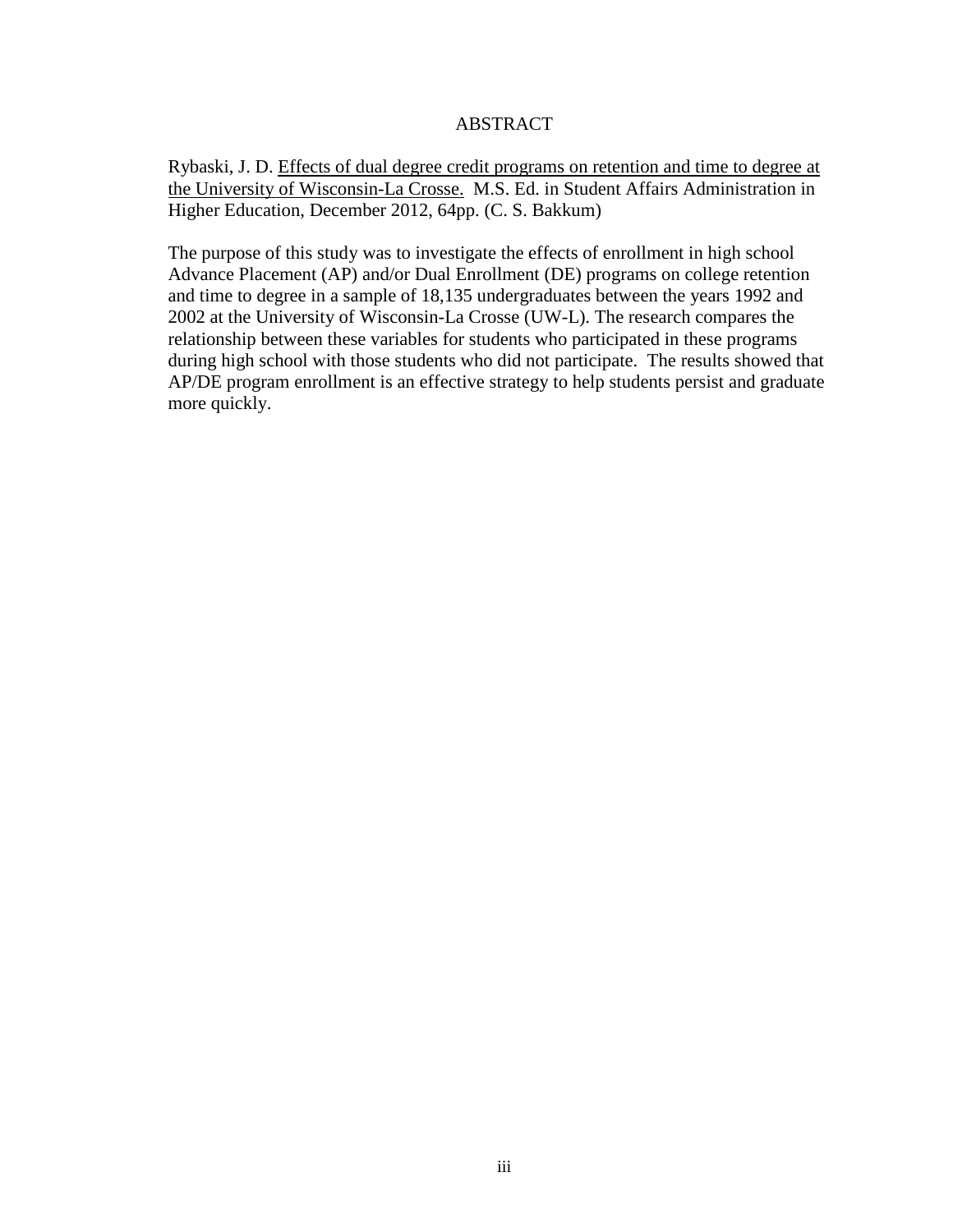# ABSTRACT

Rybaski, J. D. Effects of dual degree credit programs on retention and time to degree at the University of Wisconsin-La Crosse. M.S. Ed. in Student Affairs Administration in Higher Education, December 2012, 64pp. (C. S. Bakkum)

The purpose of this study was to investigate the effects of enrollment in high school Advance Placement (AP) and/or Dual Enrollment (DE) programs on college retention and time to degree in a sample of 18,135 undergraduates between the years 1992 and 2002 at the University of Wisconsin-La Crosse (UW-L). The research compares the relationship between these variables for students who participated in these programs during high school with those students who did not participate. The results showed that AP/DE program enrollment is an effective strategy to help students persist and graduate more quickly.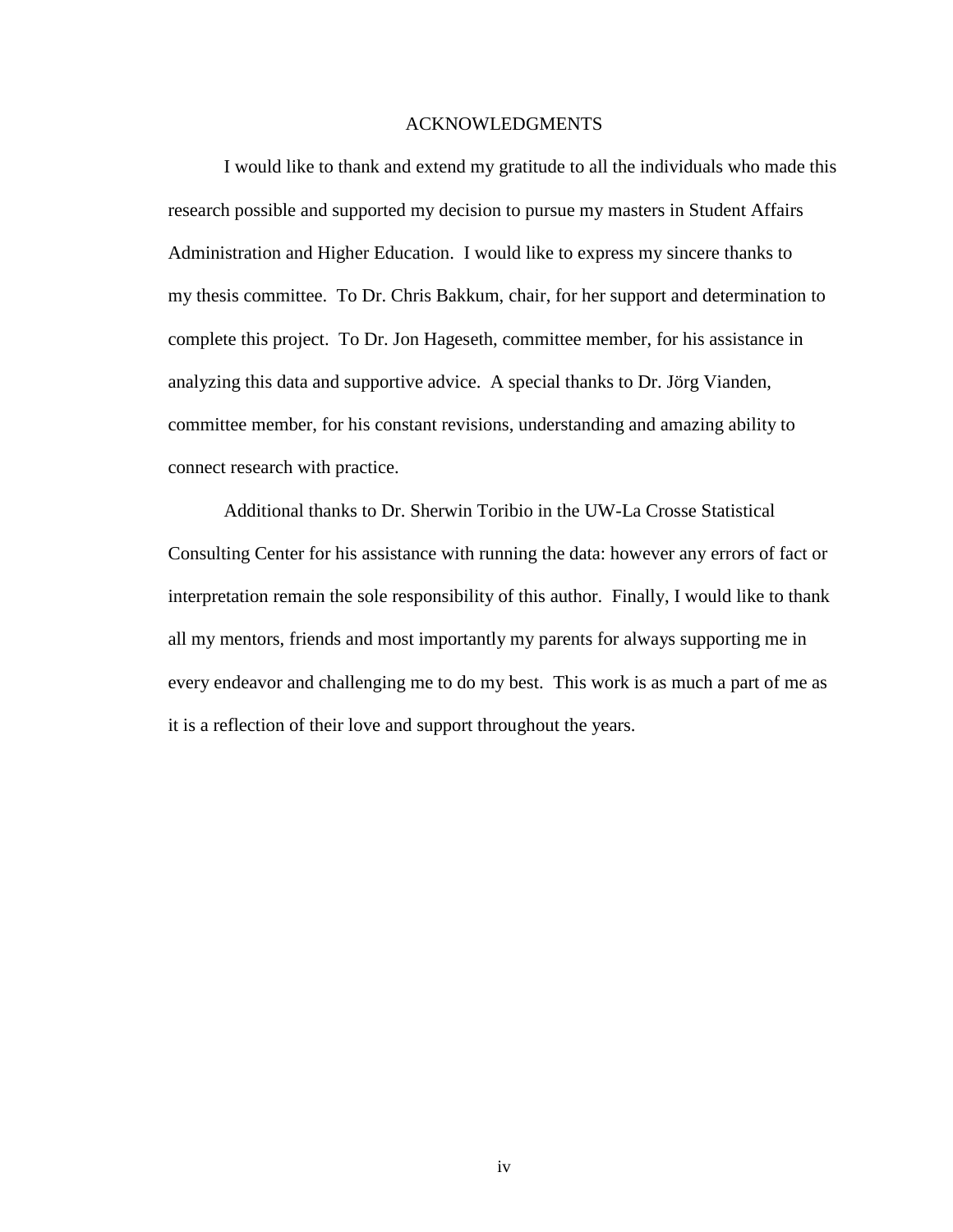# ACKNOWLEDGMENTS

I would like to thank and extend my gratitude to all the individuals who made this research possible and supported my decision to pursue my masters in Student Affairs Administration and Higher Education. I would like to express my sincere thanks to my thesis committee. To Dr. Chris Bakkum, chair, for her support and determination to complete this project. To Dr. Jon Hageseth, committee member, for his assistance in analyzing this data and supportive advice. A special thanks to Dr. Jörg Vianden, committee member, for his constant revisions, understanding and amazing ability to connect research with practice.

Additional thanks to Dr. Sherwin Toribio in the UW-La Crosse Statistical Consulting Center for his assistance with running the data: however any errors of fact or interpretation remain the sole responsibility of this author. Finally, I would like to thank all my mentors, friends and most importantly my parents for always supporting me in every endeavor and challenging me to do my best. This work is as much a part of me as it is a reflection of their love and support throughout the years.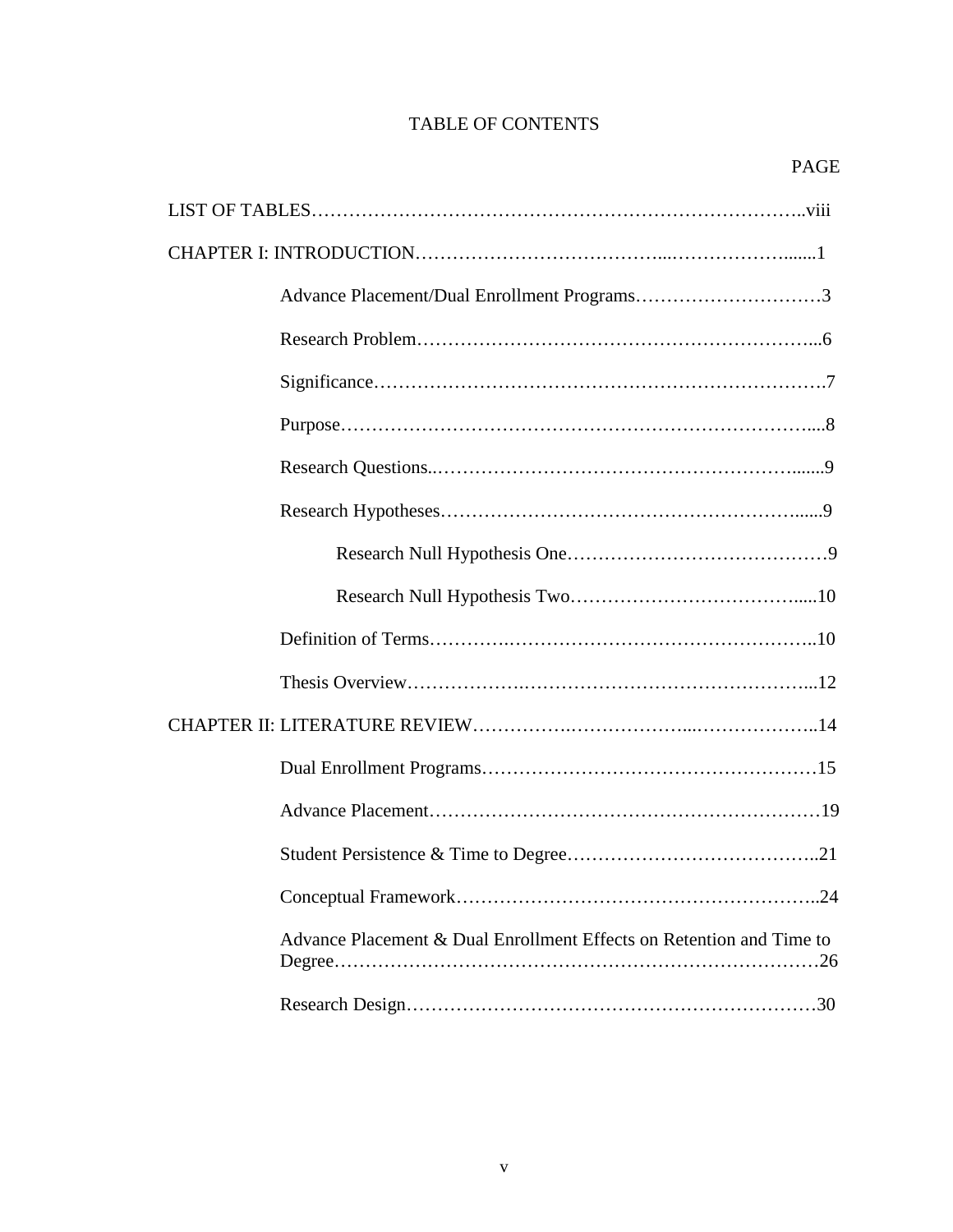# TABLE OF CONTENTS

PAGE

LIST OF TABLES……………………………………………………………………..viii

CHAPTER I: INTRODUCTION…………………………………...……………….......1

- Advance Placement/Dual Enrollment Programs…………………………3
- Research Problem………………………………………………………...6
- Significance……………………………………………………………….7
- Purpose…………………………………………………………………....8
- Research Questions..…………………………………………………......9
- Research Hypotheses………………………………………………….....9
  - Research Null Hypothesis One……………………………………9
  - Research Null Hypothesis Two………………………………….....10
- Definition of Terms………….……………………………………………..10
- Thesis Overview……………….………………………………………...12

CHAPTER II: LITERATURE REVIEW…………….………………...……………….. 14

- Dual Enrollment Programs……………………………………………15
- Advance Placement………………………………………………………19
- Student Persistence & Time to Degree…………………………………..21
- Conceptual Framework…………………………………………………..24
- Advance Placement & Dual Enrollment Effects on Retention and Time to Degree……………………………………………………………………26
- Research Design…………………………………………………………30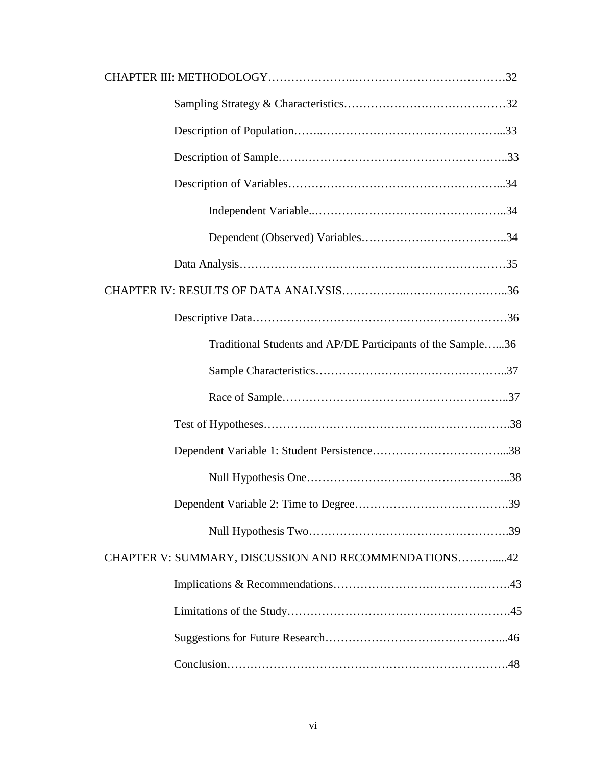CHAPTER III: METHODOLOGY…………………..…………………………………32

Sampling Strategy & Characteristics……………………………………32

Description of Population……..………………………………………...33

Description of Sample…….……………………………………………..33

Description of Variables………………………………………………...34

Independent Variable..…………………………………………..34

Dependent (Observed) Variables………………………………..34

Data Analysis……………………………………………………………35

CHAPTER IV: RESULTS OF DATA ANALYSIS……………..……….……………..36

Descriptive Data…………………………………………………………36

Traditional Students and AP/DE Participants of the Sample…...36

Sample Characteristics…………………………………………..37

Race of Sample…………………………………………………..37

Test of Hypotheses……………………………………………………….38

Dependent Variable 1: Student Persistence……………………………...38

Null Hypothesis One……………………………………………..38

Dependent Variable 2: Time to Degree………………………………….39

Null Hypothesis Two…………………………………………….39

CHAPTER V: SUMMARY, DISCUSSION AND RECOMMENDATIONS……….....42

Implications & Recommendations………………………………………43

Limitations of the Study…………………………………………………45

Suggestions for Future Research………………………………………...46

Conclusion……………………………………………………………….48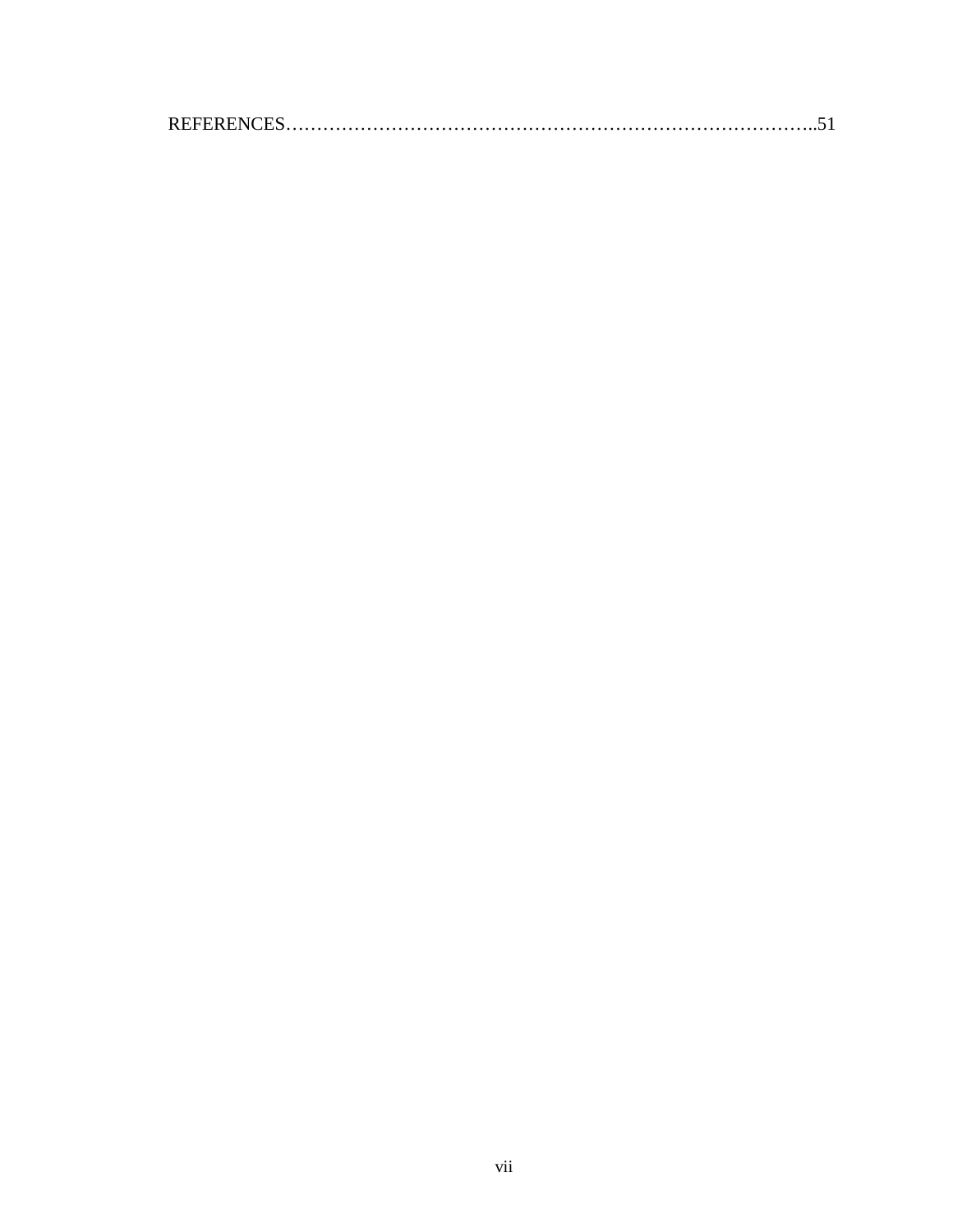REFERENCES………………………………………………………………………..51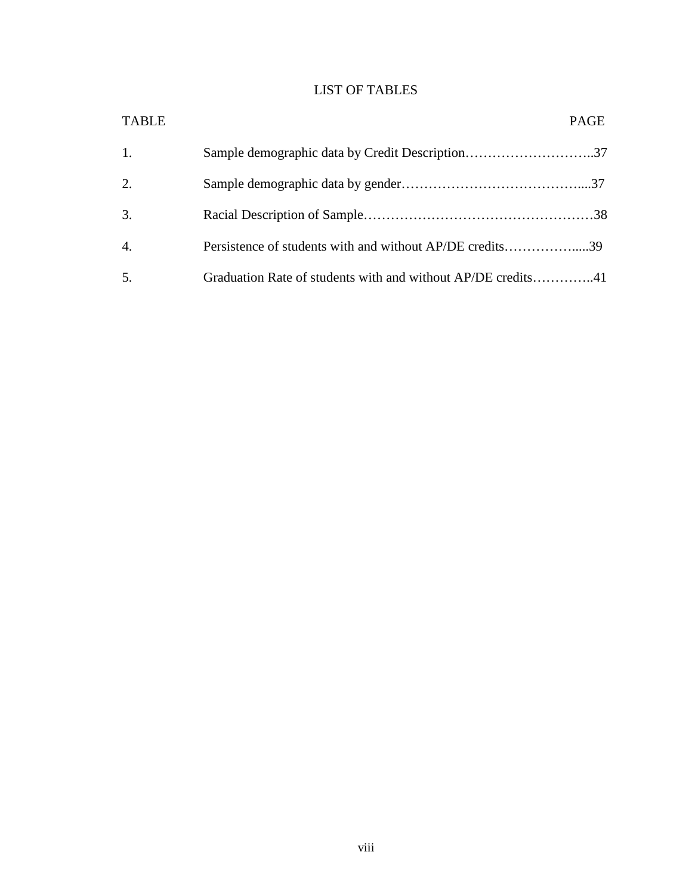# LIST OF TABLES

| TABLE | | PAGE |
|---|---|---|
| 1. | Sample demographic data by Credit Description | 37 |
| 2. | Sample demographic data by gender | 37 |
| 3. | Racial Description of Sample | 38 |
| 4. | Persistence of students with and without AP/DE credits | 39 |
| 5. | Graduation Rate of students with and without AP/DE credits | 41 |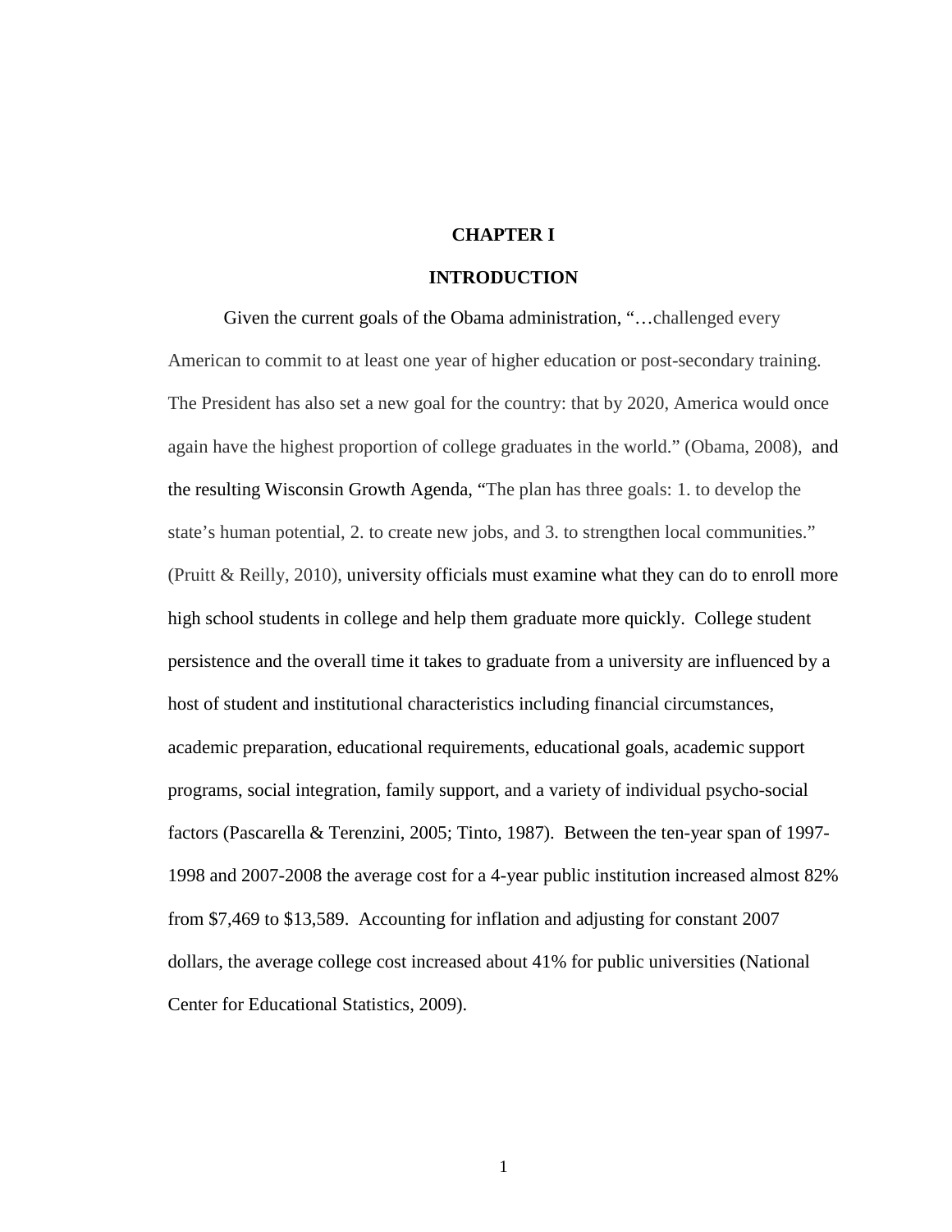# CHAPTER I

## INTRODUCTION

Given the current goals of the Obama administration, "…challenged every American to commit to at least one year of higher education or post-secondary training. The President has also set a new goal for the country: that by 2020, America would once again have the highest proportion of college graduates in the world." (Obama, 2008), and the resulting Wisconsin Growth Agenda, "The plan has three goals: 1. to develop the state's human potential, 2. to create new jobs, and 3. to strengthen local communities." (Pruitt & Reilly, 2010), university officials must examine what they can do to enroll more high school students in college and help them graduate more quickly. College student persistence and the overall time it takes to graduate from a university are influenced by a host of student and institutional characteristics including financial circumstances, academic preparation, educational requirements, educational goals, academic support programs, social integration, family support, and a variety of individual psycho-social factors (Pascarella & Terenzini, 2005; Tinto, 1987). Between the ten-year span of 1997-1998 and 2007-2008 the average cost for a 4-year public institution increased almost 82% from $7,469 to $13,589. Accounting for inflation and adjusting for constant 2007 dollars, the average college cost increased about 41% for public universities (National Center for Educational Statistics, 2009).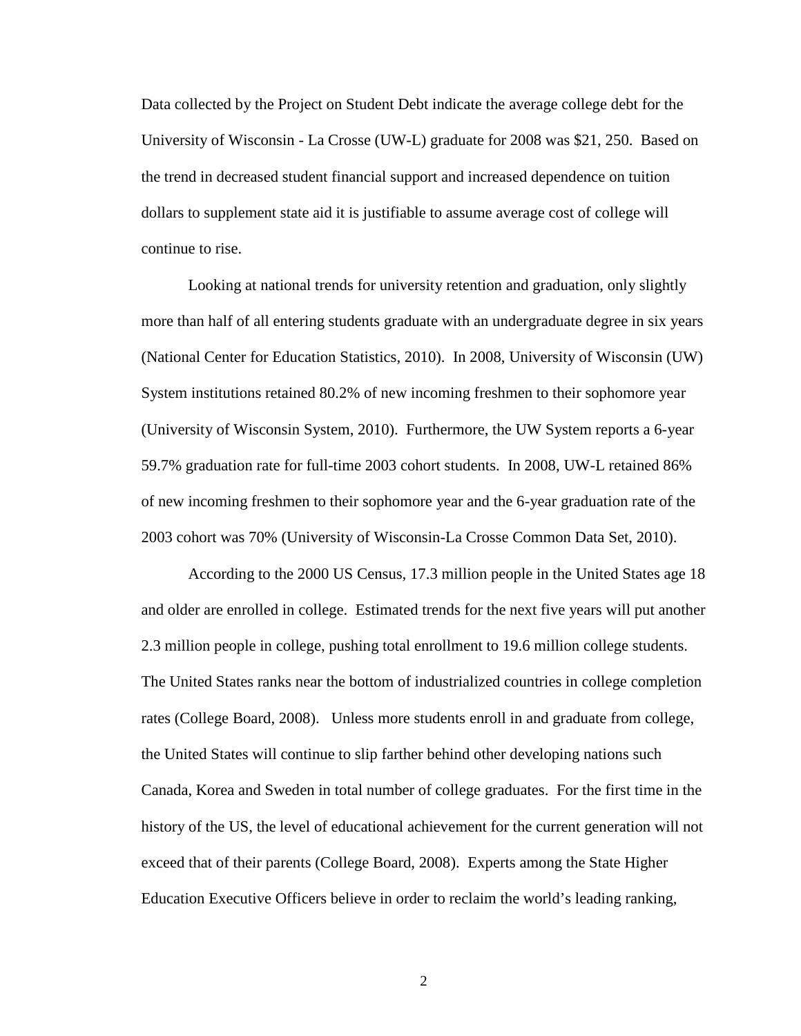Data collected by the Project on Student Debt indicate the average college debt for the University of Wisconsin - La Crosse (UW-L) graduate for 2008 was $21, 250. Based on the trend in decreased student financial support and increased dependence on tuition dollars to supplement state aid it is justifiable to assume average cost of college will continue to rise.

Looking at national trends for university retention and graduation, only slightly more than half of all entering students graduate with an undergraduate degree in six years (National Center for Education Statistics, 2010). In 2008, University of Wisconsin (UW) System institutions retained 80.2% of new incoming freshmen to their sophomore year (University of Wisconsin System, 2010). Furthermore, the UW System reports a 6-year 59.7% graduation rate for full-time 2003 cohort students. In 2008, UW-L retained 86% of new incoming freshmen to their sophomore year and the 6-year graduation rate of the 2003 cohort was 70% (University of Wisconsin-La Crosse Common Data Set, 2010).

According to the 2000 US Census, 17.3 million people in the United States age 18 and older are enrolled in college. Estimated trends for the next five years will put another 2.3 million people in college, pushing total enrollment to 19.6 million college students. The United States ranks near the bottom of industrialized countries in college completion rates (College Board, 2008). Unless more students enroll in and graduate from college, the United States will continue to slip farther behind other developing nations such Canada, Korea and Sweden in total number of college graduates. For the first time in the history of the US, the level of educational achievement for the current generation will not exceed that of their parents (College Board, 2008). Experts among the State Higher Education Executive Officers believe in order to reclaim the world's leading ranking,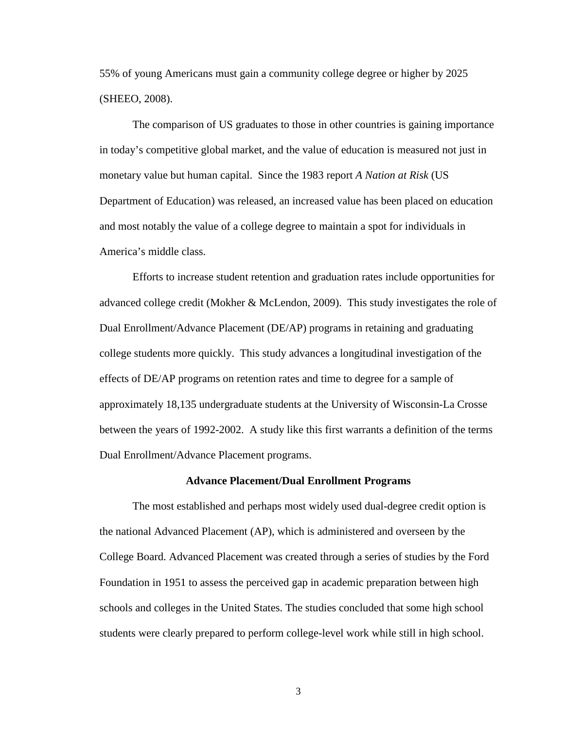55% of young Americans must gain a community college degree or higher by 2025 (SHEEO, 2008).

The comparison of US graduates to those in other countries is gaining importance in today's competitive global market, and the value of education is measured not just in monetary value but human capital. Since the 1983 report *A Nation at Risk* (US Department of Education) was released, an increased value has been placed on education and most notably the value of a college degree to maintain a spot for individuals in America's middle class.

Efforts to increase student retention and graduation rates include opportunities for advanced college credit (Mokher & McLendon, 2009). This study investigates the role of Dual Enrollment/Advance Placement (DE/AP) programs in retaining and graduating college students more quickly. This study advances a longitudinal investigation of the effects of DE/AP programs on retention rates and time to degree for a sample of approximately 18,135 undergraduate students at the University of Wisconsin-La Crosse between the years of 1992-2002. A study like this first warrants a definition of the terms Dual Enrollment/Advance Placement programs.

## Advance Placement/Dual Enrollment Programs

The most established and perhaps most widely used dual-degree credit option is the national Advanced Placement (AP), which is administered and overseen by the College Board. Advanced Placement was created through a series of studies by the Ford Foundation in 1951 to assess the perceived gap in academic preparation between high schools and colleges in the United States. The studies concluded that some high school students were clearly prepared to perform college-level work while still in high school.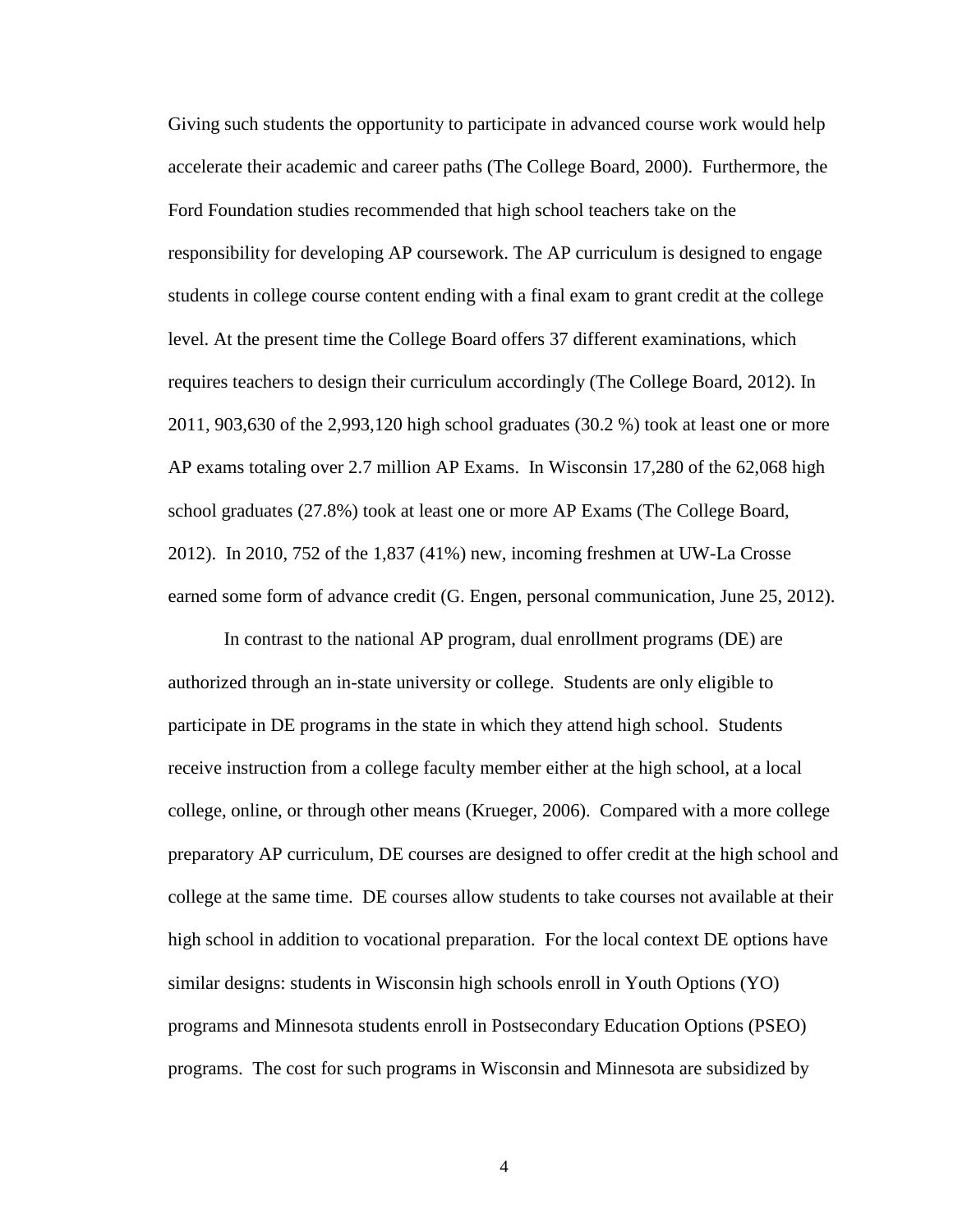Giving such students the opportunity to participate in advanced course work would help accelerate their academic and career paths (The College Board, 2000). Furthermore, the Ford Foundation studies recommended that high school teachers take on the responsibility for developing AP coursework. The AP curriculum is designed to engage students in college course content ending with a final exam to grant credit at the college level. At the present time the College Board offers 37 different examinations, which requires teachers to design their curriculum accordingly (The College Board, 2012). In 2011, 903,630 of the 2,993,120 high school graduates (30.2 %) took at least one or more AP exams totaling over 2.7 million AP Exams. In Wisconsin 17,280 of the 62,068 high school graduates (27.8%) took at least one or more AP Exams (The College Board, 2012). In 2010, 752 of the 1,837 (41%) new, incoming freshmen at UW-La Crosse earned some form of advance credit (G. Engen, personal communication, June 25, 2012).

In contrast to the national AP program, dual enrollment programs (DE) are authorized through an in-state university or college. Students are only eligible to participate in DE programs in the state in which they attend high school. Students receive instruction from a college faculty member either at the high school, at a local college, online, or through other means (Krueger, 2006). Compared with a more college preparatory AP curriculum, DE courses are designed to offer credit at the high school and college at the same time. DE courses allow students to take courses not available at their high school in addition to vocational preparation. For the local context DE options have similar designs: students in Wisconsin high schools enroll in Youth Options (YO) programs and Minnesota students enroll in Postsecondary Education Options (PSEO) programs. The cost for such programs in Wisconsin and Minnesota are subsidized by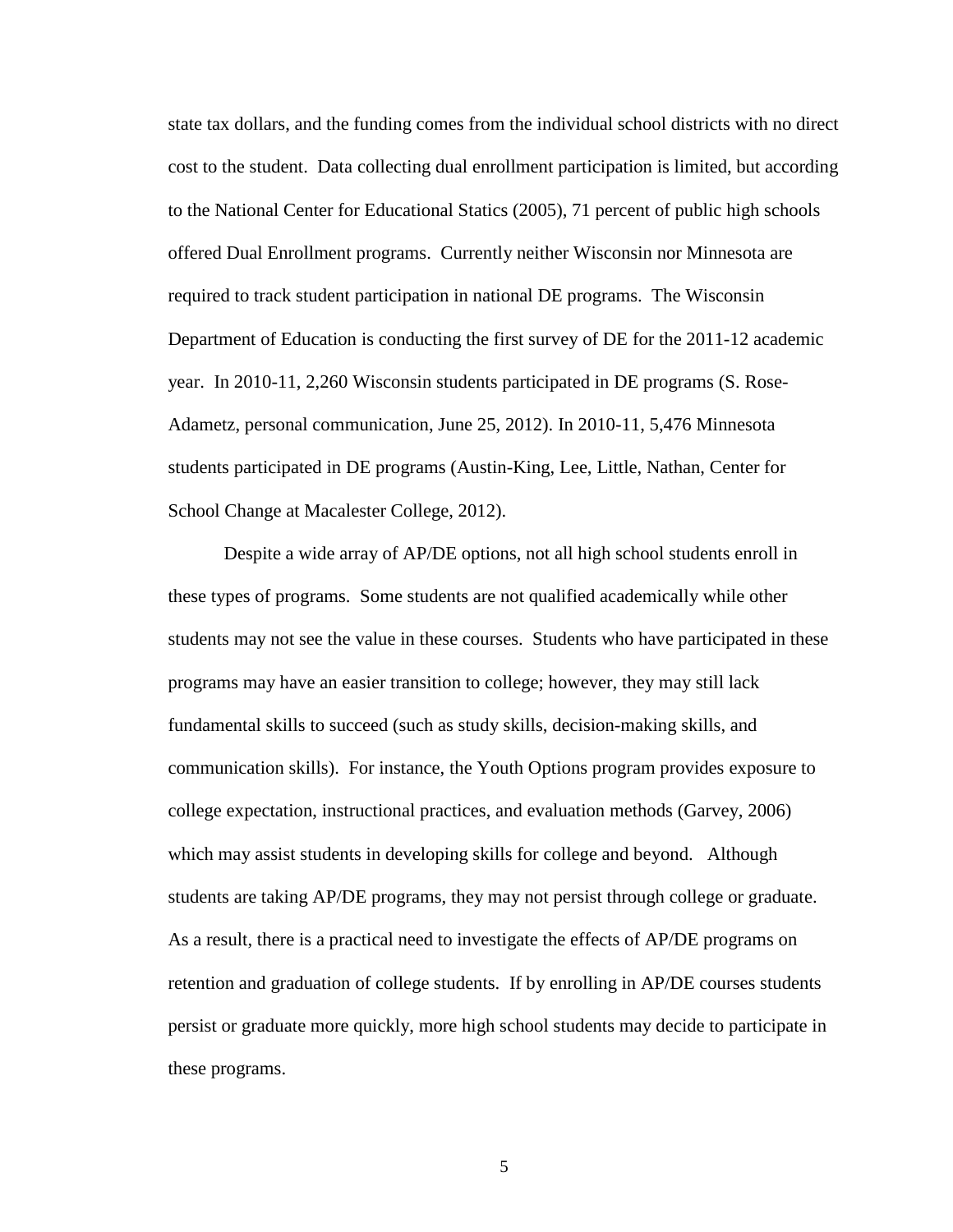state tax dollars, and the funding comes from the individual school districts with no direct cost to the student. Data collecting dual enrollment participation is limited, but according to the National Center for Educational Statics (2005), 71 percent of public high schools offered Dual Enrollment programs. Currently neither Wisconsin nor Minnesota are required to track student participation in national DE programs. The Wisconsin Department of Education is conducting the first survey of DE for the 2011-12 academic year. In 2010-11, 2,260 Wisconsin students participated in DE programs (S. Rose-Adametz, personal communication, June 25, 2012). In 2010-11, 5,476 Minnesota students participated in DE programs (Austin-King, Lee, Little, Nathan, Center for School Change at Macalester College, 2012).

Despite a wide array of AP/DE options, not all high school students enroll in these types of programs. Some students are not qualified academically while other students may not see the value in these courses. Students who have participated in these programs may have an easier transition to college; however, they may still lack fundamental skills to succeed (such as study skills, decision-making skills, and communication skills). For instance, the Youth Options program provides exposure to college expectation, instructional practices, and evaluation methods (Garvey, 2006) which may assist students in developing skills for college and beyond. Although students are taking AP/DE programs, they may not persist through college or graduate. As a result, there is a practical need to investigate the effects of AP/DE programs on retention and graduation of college students. If by enrolling in AP/DE courses students persist or graduate more quickly, more high school students may decide to participate in these programs.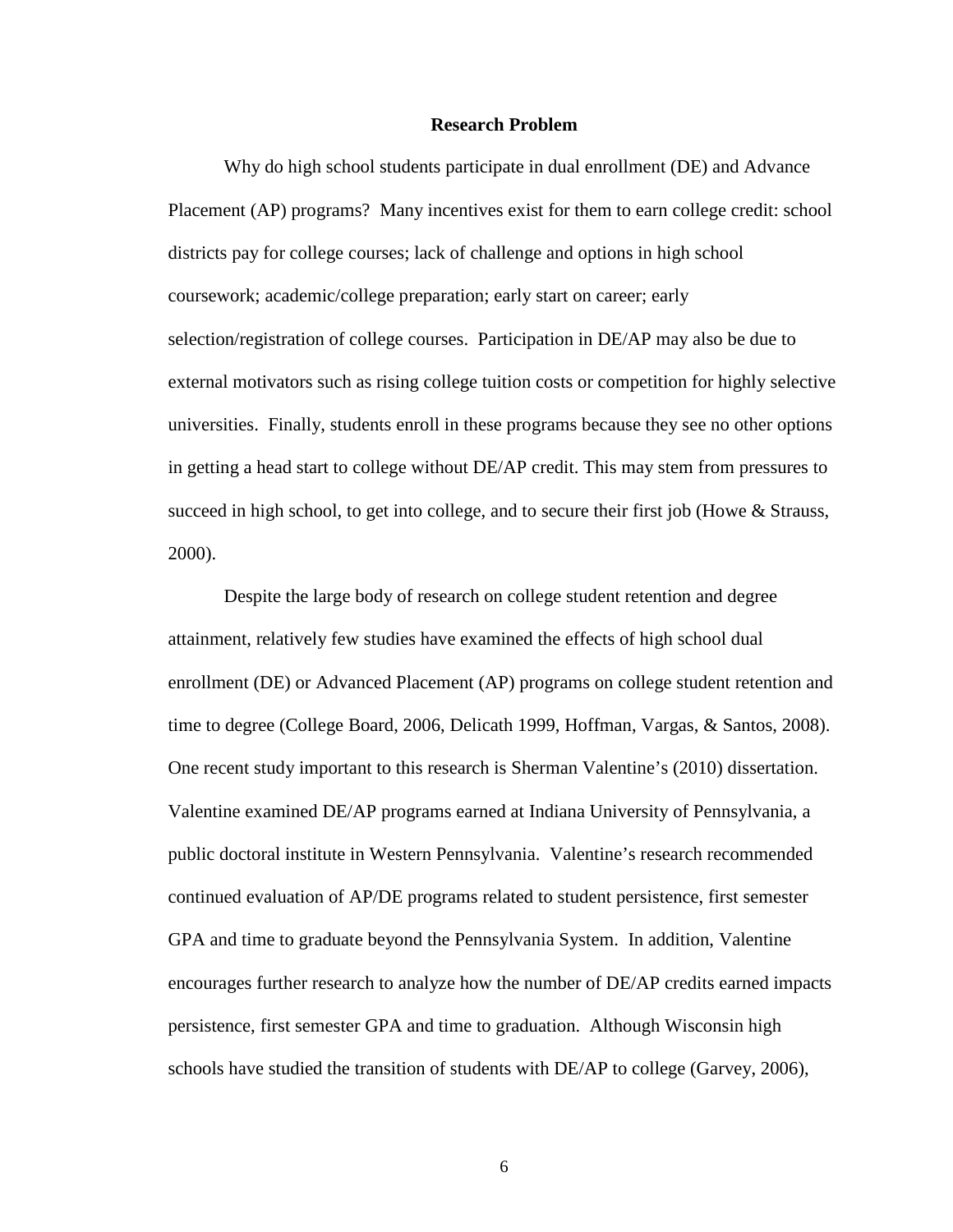## Research Problem

Why do high school students participate in dual enrollment (DE) and Advance Placement (AP) programs? Many incentives exist for them to earn college credit: school districts pay for college courses; lack of challenge and options in high school coursework; academic/college preparation; early start on career; early selection/registration of college courses. Participation in DE/AP may also be due to external motivators such as rising college tuition costs or competition for highly selective universities. Finally, students enroll in these programs because they see no other options in getting a head start to college without DE/AP credit. This may stem from pressures to succeed in high school, to get into college, and to secure their first job (Howe & Strauss, 2000).

Despite the large body of research on college student retention and degree attainment, relatively few studies have examined the effects of high school dual enrollment (DE) or Advanced Placement (AP) programs on college student retention and time to degree (College Board, 2006, Delicath 1999, Hoffman, Vargas, & Santos, 2008). One recent study important to this research is Sherman Valentine's (2010) dissertation. Valentine examined DE/AP programs earned at Indiana University of Pennsylvania, a public doctoral institute in Western Pennsylvania. Valentine's research recommended continued evaluation of AP/DE programs related to student persistence, first semester GPA and time to graduate beyond the Pennsylvania System. In addition, Valentine encourages further research to analyze how the number of DE/AP credits earned impacts persistence, first semester GPA and time to graduation. Although Wisconsin high schools have studied the transition of students with DE/AP to college (Garvey, 2006),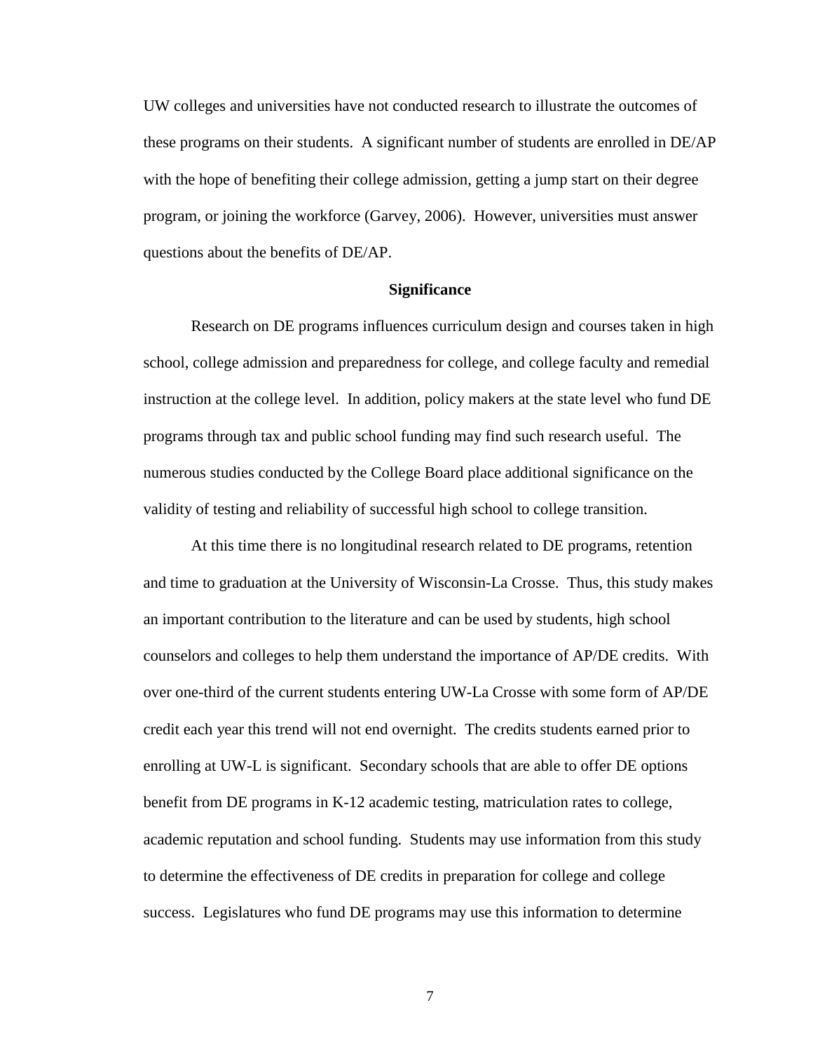UW colleges and universities have not conducted research to illustrate the outcomes of these programs on their students. A significant number of students are enrolled in DE/AP with the hope of benefiting their college admission, getting a jump start on their degree program, or joining the workforce (Garvey, 2006). However, universities must answer questions about the benefits of DE/AP.

## Significance

Research on DE programs influences curriculum design and courses taken in high school, college admission and preparedness for college, and college faculty and remedial instruction at the college level. In addition, policy makers at the state level who fund DE programs through tax and public school funding may find such research useful. The numerous studies conducted by the College Board place additional significance on the validity of testing and reliability of successful high school to college transition.

At this time there is no longitudinal research related to DE programs, retention and time to graduation at the University of Wisconsin-La Crosse. Thus, this study makes an important contribution to the literature and can be used by students, high school counselors and colleges to help them understand the importance of AP/DE credits. With over one-third of the current students entering UW-La Crosse with some form of AP/DE credit each year this trend will not end overnight. The credits students earned prior to enrolling at UW-L is significant. Secondary schools that are able to offer DE options benefit from DE programs in K-12 academic testing, matriculation rates to college, academic reputation and school funding. Students may use information from this study to determine the effectiveness of DE credits in preparation for college and college success. Legislatures who fund DE programs may use this information to determine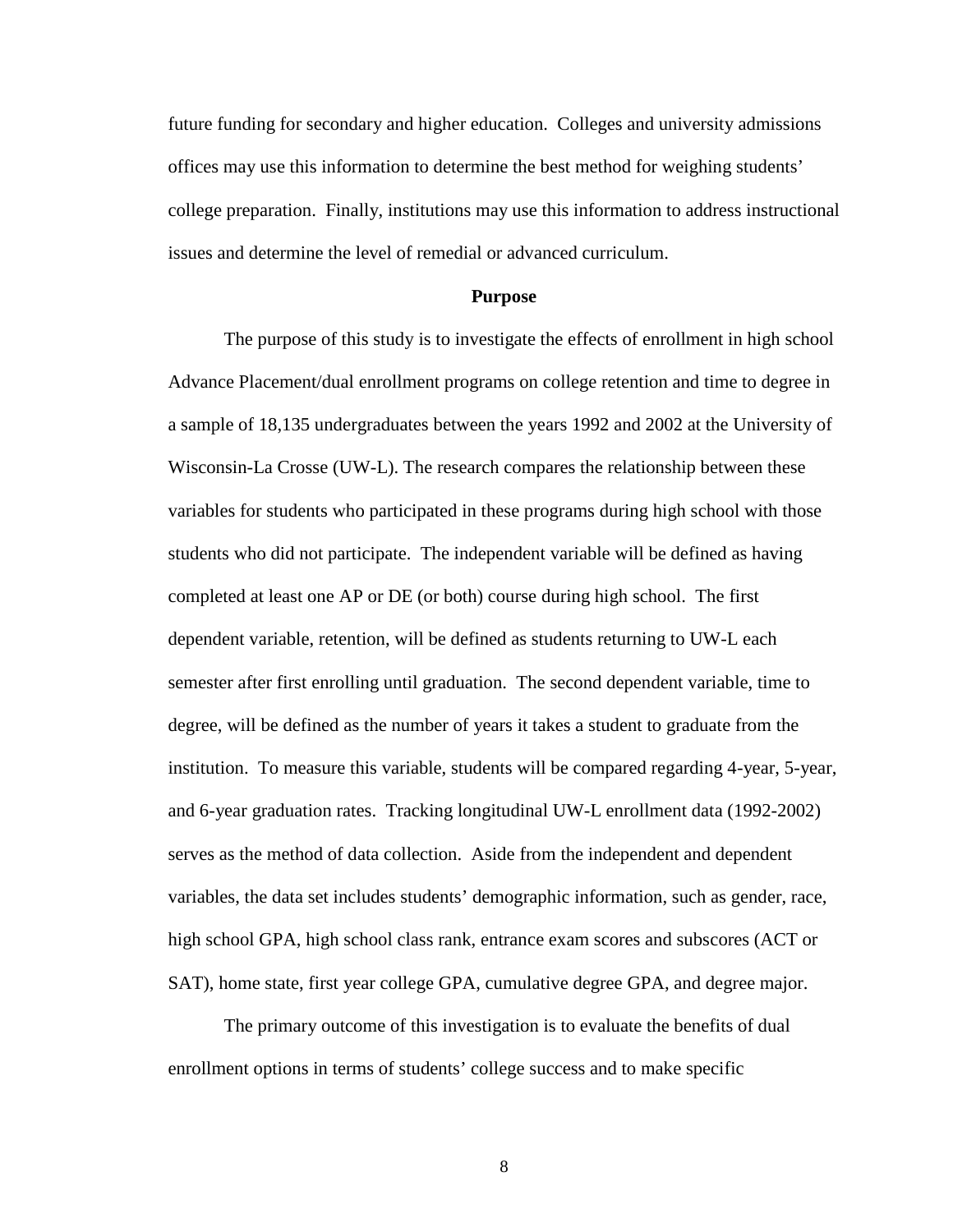future funding for secondary and higher education. Colleges and university admissions offices may use this information to determine the best method for weighing students' college preparation. Finally, institutions may use this information to address instructional issues and determine the level of remedial or advanced curriculum.

## Purpose

The purpose of this study is to investigate the effects of enrollment in high school Advance Placement/dual enrollment programs on college retention and time to degree in a sample of 18,135 undergraduates between the years 1992 and 2002 at the University of Wisconsin-La Crosse (UW-L). The research compares the relationship between these variables for students who participated in these programs during high school with those students who did not participate. The independent variable will be defined as having completed at least one AP or DE (or both) course during high school. The first dependent variable, retention, will be defined as students returning to UW-L each semester after first enrolling until graduation. The second dependent variable, time to degree, will be defined as the number of years it takes a student to graduate from the institution. To measure this variable, students will be compared regarding 4-year, 5-year, and 6-year graduation rates. Tracking longitudinal UW-L enrollment data (1992-2002) serves as the method of data collection. Aside from the independent and dependent variables, the data set includes students' demographic information, such as gender, race, high school GPA, high school class rank, entrance exam scores and subscores (ACT or SAT), home state, first year college GPA, cumulative degree GPA, and degree major.

The primary outcome of this investigation is to evaluate the benefits of dual enrollment options in terms of students' college success and to make specific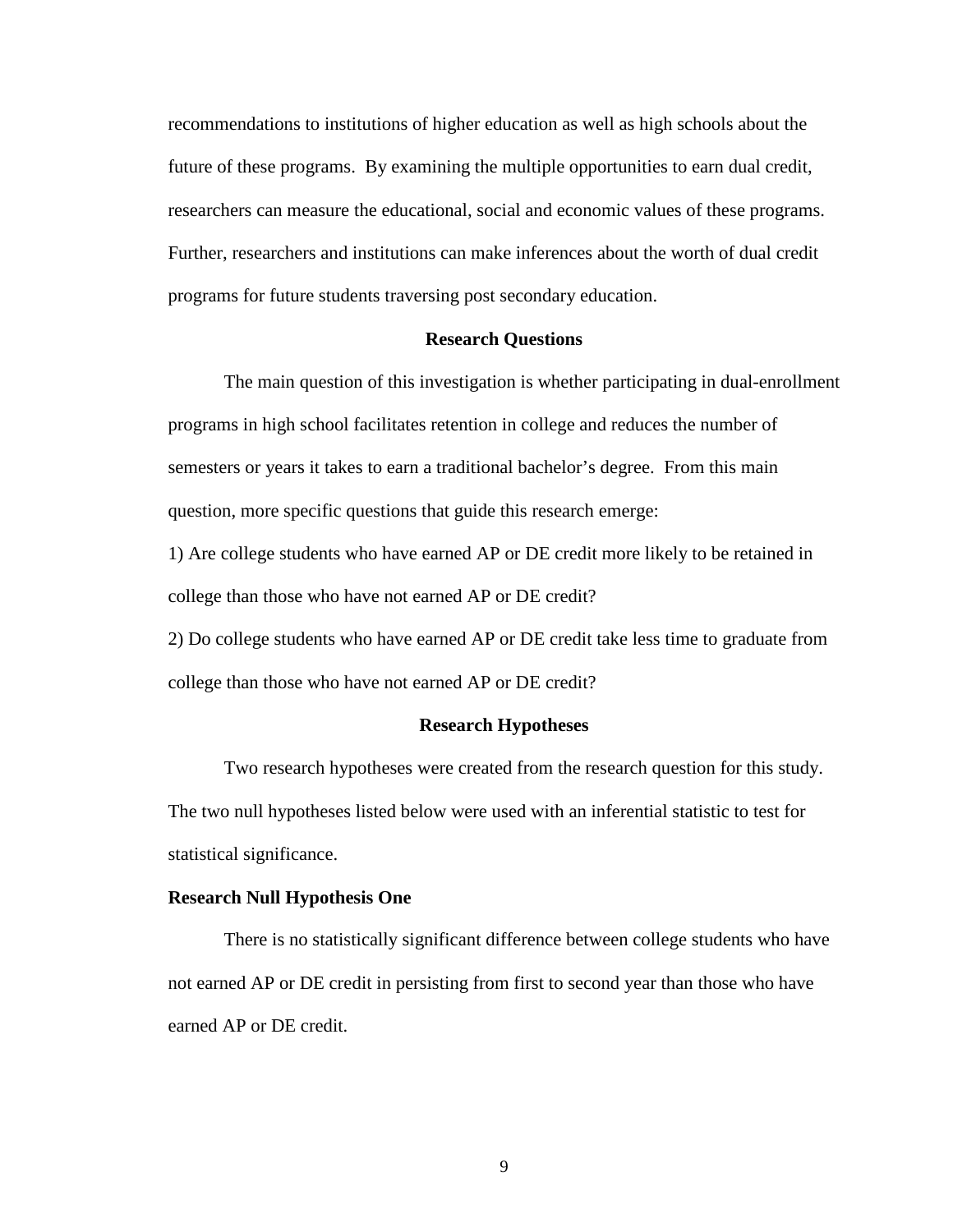recommendations to institutions of higher education as well as high schools about the future of these programs. By examining the multiple opportunities to earn dual credit, researchers can measure the educational, social and economic values of these programs. Further, researchers and institutions can make inferences about the worth of dual credit programs for future students traversing post secondary education.

## Research Questions

The main question of this investigation is whether participating in dual-enrollment programs in high school facilitates retention in college and reduces the number of semesters or years it takes to earn a traditional bachelor's degree. From this main question, more specific questions that guide this research emerge:

1) Are college students who have earned AP or DE credit more likely to be retained in college than those who have not earned AP or DE credit?

2) Do college students who have earned AP or DE credit take less time to graduate from college than those who have not earned AP or DE credit?

## Research Hypotheses

Two research hypotheses were created from the research question for this study. The two null hypotheses listed below were used with an inferential statistic to test for statistical significance.

### Research Null Hypothesis One

There is no statistically significant difference between college students who have not earned AP or DE credit in persisting from first to second year than those who have earned AP or DE credit.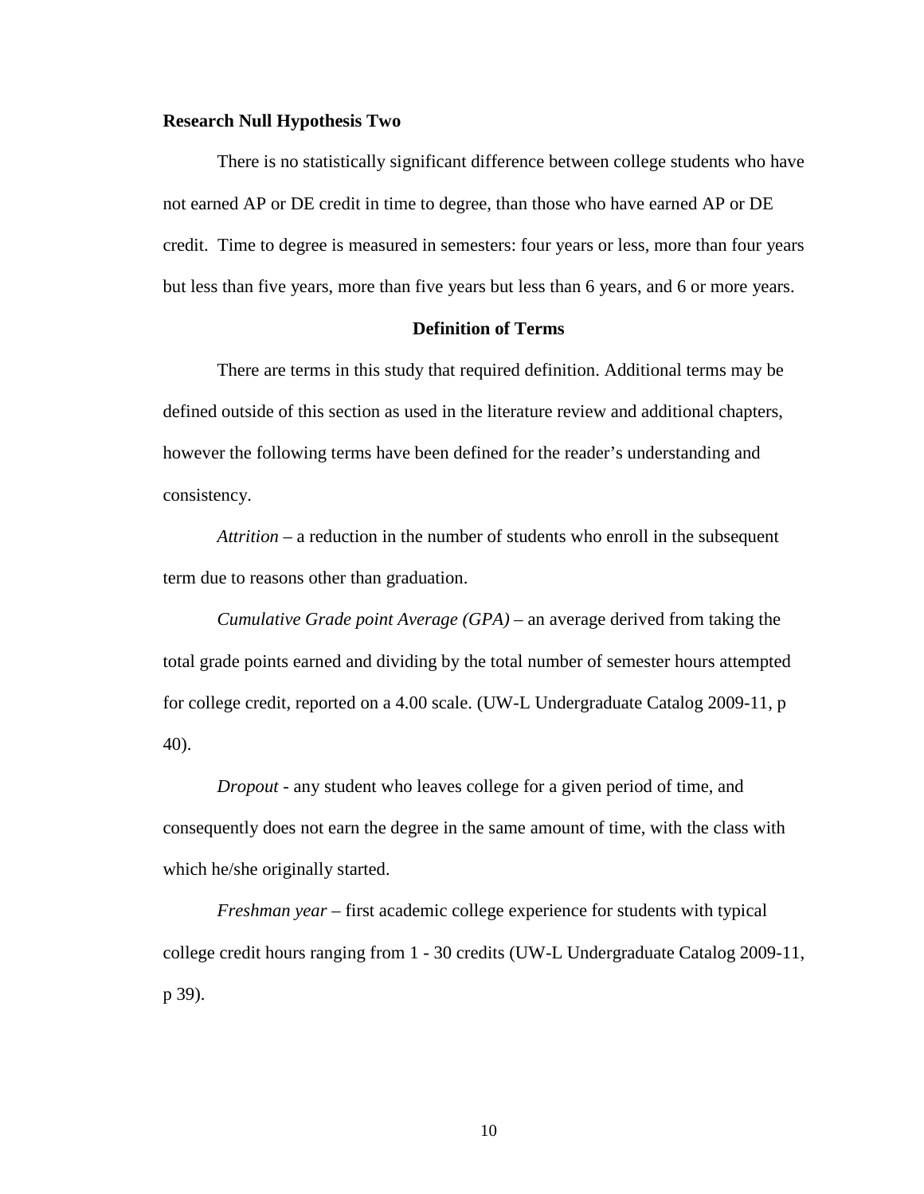**Research Null Hypothesis Two**

There is no statistically significant difference between college students who have not earned AP or DE credit in time to degree, than those who have earned AP or DE credit. Time to degree is measured in semesters: four years or less, more than four years but less than five years, more than five years but less than 6 years, and 6 or more years.

## Definition of Terms

There are terms in this study that required definition. Additional terms may be defined outside of this section as used in the literature review and additional chapters, however the following terms have been defined for the reader's understanding and consistency.

*Attrition* – a reduction in the number of students who enroll in the subsequent term due to reasons other than graduation.

*Cumulative Grade point Average (GPA)* – an average derived from taking the total grade points earned and dividing by the total number of semester hours attempted for college credit, reported on a 4.00 scale. (UW-L Undergraduate Catalog 2009-11, p 40).

*Dropout* - any student who leaves college for a given period of time, and consequently does not earn the degree in the same amount of time, with the class with which he/she originally started.

*Freshman year* – first academic college experience for students with typical college credit hours ranging from 1 - 30 credits (UW-L Undergraduate Catalog 2009-11, p 39).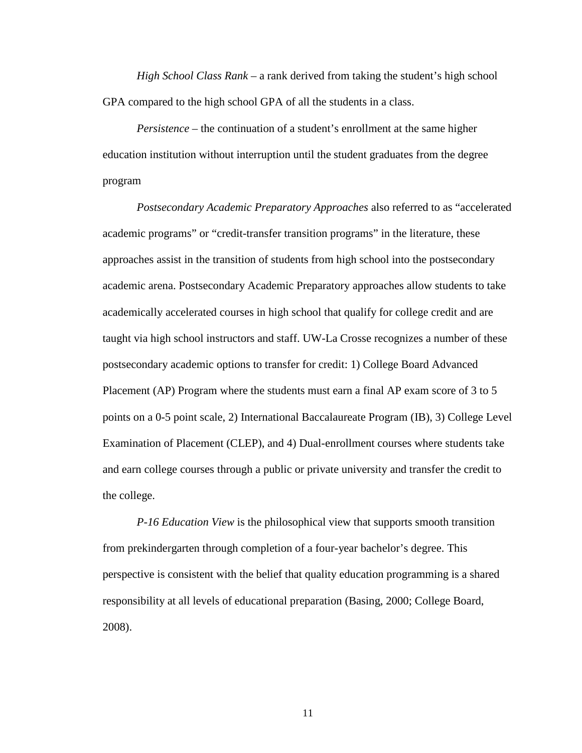*High School Class Rank* – a rank derived from taking the student's high school GPA compared to the high school GPA of all the students in a class.

*Persistence* – the continuation of a student's enrollment at the same higher education institution without interruption until the student graduates from the degree program

*Postsecondary Academic Preparatory Approaches* also referred to as "accelerated academic programs" or "credit-transfer transition programs" in the literature, these approaches assist in the transition of students from high school into the postsecondary academic arena. Postsecondary Academic Preparatory approaches allow students to take academically accelerated courses in high school that qualify for college credit and are taught via high school instructors and staff. UW-La Crosse recognizes a number of these postsecondary academic options to transfer for credit: 1) College Board Advanced Placement (AP) Program where the students must earn a final AP exam score of 3 to 5 points on a 0-5 point scale, 2) International Baccalaureate Program (IB), 3) College Level Examination of Placement (CLEP), and 4) Dual-enrollment courses where students take and earn college courses through a public or private university and transfer the credit to the college.

*P-16 Education View* is the philosophical view that supports smooth transition from prekindergarten through completion of a four-year bachelor's degree. This perspective is consistent with the belief that quality education programming is a shared responsibility at all levels of educational preparation (Basing, 2000; College Board, 2008).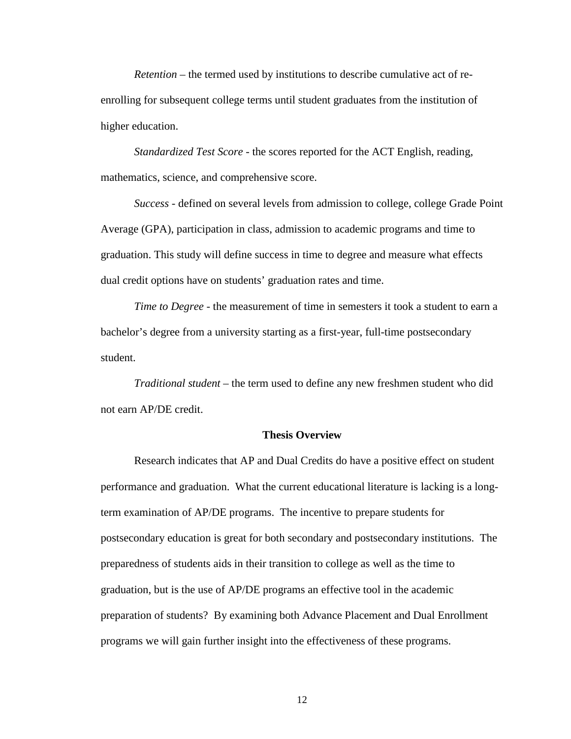*Retention* – the termed used by institutions to describe cumulative act of re-enrolling for subsequent college terms until student graduates from the institution of higher education.

*Standardized Test Score* - the scores reported for the ACT English, reading, mathematics, science, and comprehensive score.

*Success* - defined on several levels from admission to college, college Grade Point Average (GPA), participation in class, admission to academic programs and time to graduation. This study will define success in time to degree and measure what effects dual credit options have on students' graduation rates and time.

*Time to Degree* - the measurement of time in semesters it took a student to earn a bachelor's degree from a university starting as a first-year, full-time postsecondary student.

*Traditional student* – the term used to define any new freshmen student who did not earn AP/DE credit.

## Thesis Overview

Research indicates that AP and Dual Credits do have a positive effect on student performance and graduation. What the current educational literature is lacking is a long-term examination of AP/DE programs. The incentive to prepare students for postsecondary education is great for both secondary and postsecondary institutions. The preparedness of students aids in their transition to college as well as the time to graduation, but is the use of AP/DE programs an effective tool in the academic preparation of students? By examining both Advance Placement and Dual Enrollment programs we will gain further insight into the effectiveness of these programs.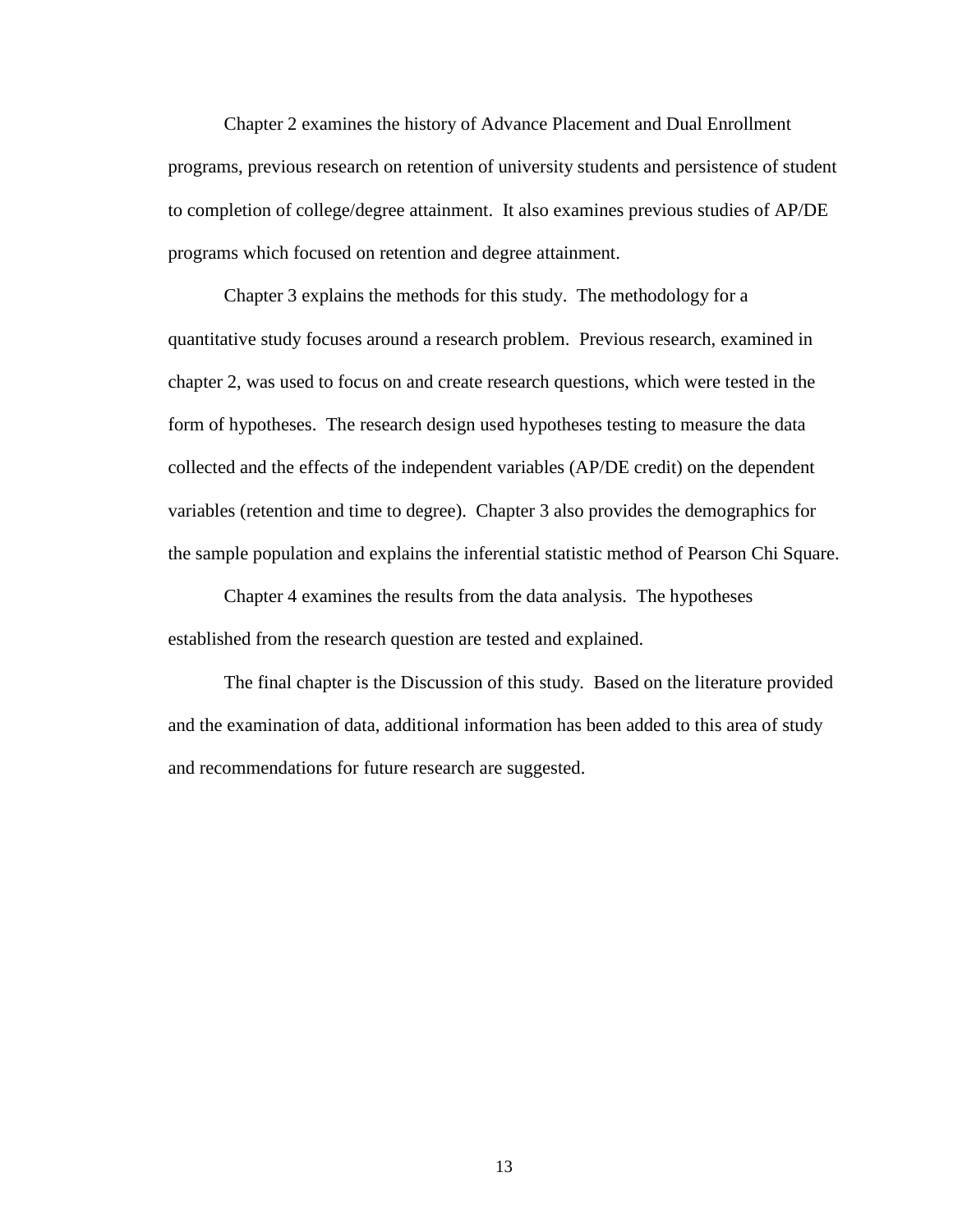Chapter 2 examines the history of Advance Placement and Dual Enrollment programs, previous research on retention of university students and persistence of student to completion of college/degree attainment. It also examines previous studies of AP/DE programs which focused on retention and degree attainment.

Chapter 3 explains the methods for this study. The methodology for a quantitative study focuses around a research problem. Previous research, examined in chapter 2, was used to focus on and create research questions, which were tested in the form of hypotheses. The research design used hypotheses testing to measure the data collected and the effects of the independent variables (AP/DE credit) on the dependent variables (retention and time to degree). Chapter 3 also provides the demographics for the sample population and explains the inferential statistic method of Pearson Chi Square.

Chapter 4 examines the results from the data analysis. The hypotheses established from the research question are tested and explained.

The final chapter is the Discussion of this study. Based on the literature provided and the examination of data, additional information has been added to this area of study and recommendations for future research are suggested.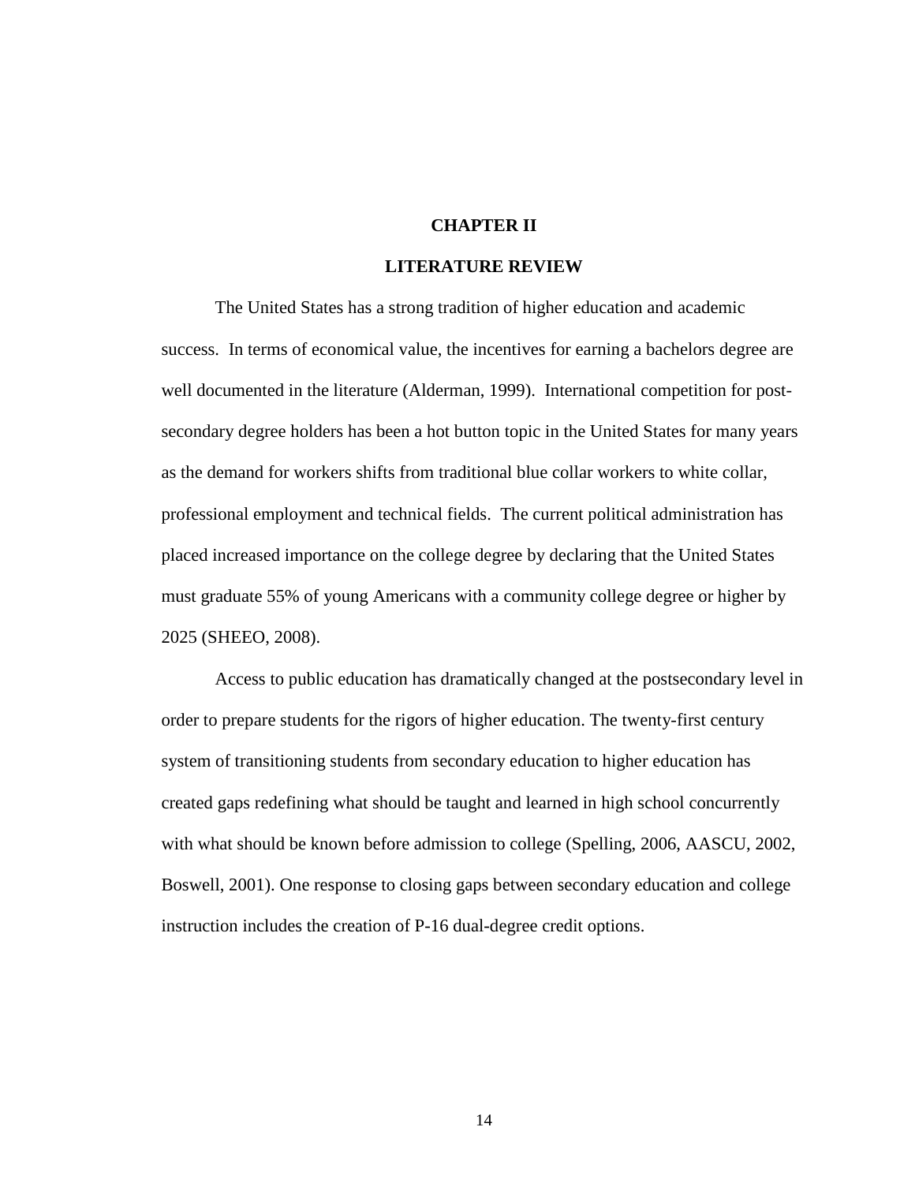# CHAPTER II

## LITERATURE REVIEW

The United States has a strong tradition of higher education and academic success. In terms of economical value, the incentives for earning a bachelors degree are well documented in the literature (Alderman, 1999). International competition for post-secondary degree holders has been a hot button topic in the United States for many years as the demand for workers shifts from traditional blue collar workers to white collar, professional employment and technical fields. The current political administration has placed increased importance on the college degree by declaring that the United States must graduate 55% of young Americans with a community college degree or higher by 2025 (SHEEO, 2008).

Access to public education has dramatically changed at the postsecondary level in order to prepare students for the rigors of higher education. The twenty-first century system of transitioning students from secondary education to higher education has created gaps redefining what should be taught and learned in high school concurrently with what should be known before admission to college (Spelling, 2006, AASCU, 2002, Boswell, 2001). One response to closing gaps between secondary education and college instruction includes the creation of P-16 dual-degree credit options.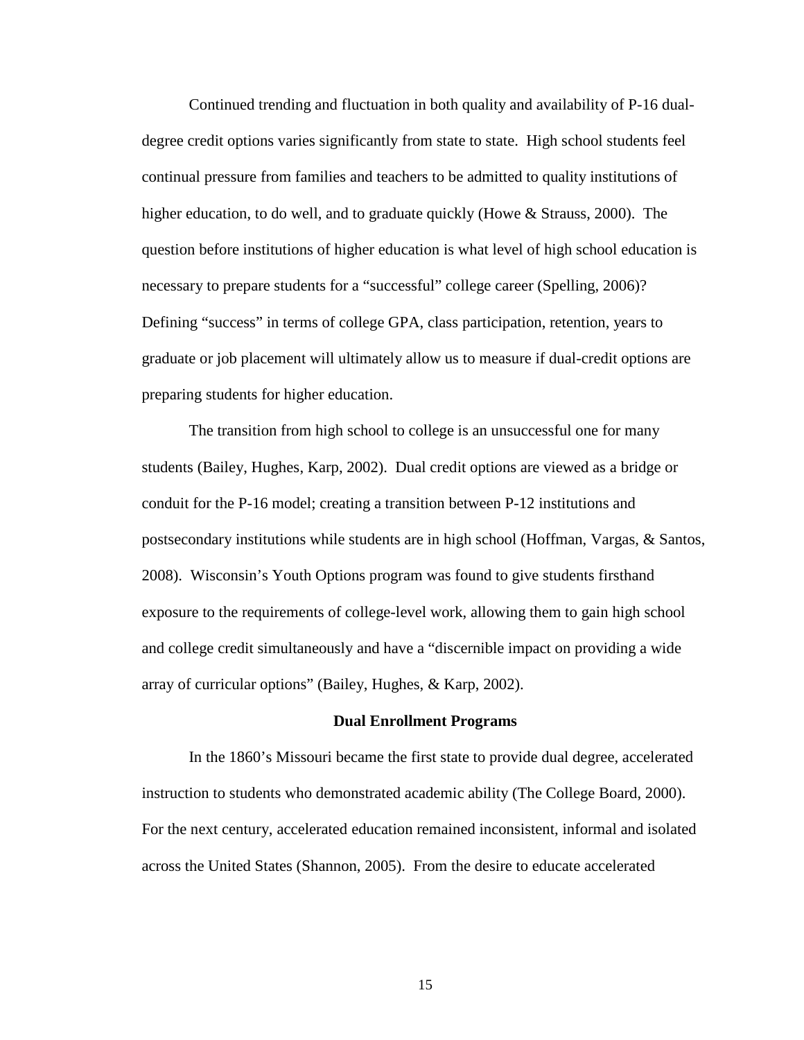Continued trending and fluctuation in both quality and availability of P-16 dual-degree credit options varies significantly from state to state. High school students feel continual pressure from families and teachers to be admitted to quality institutions of higher education, to do well, and to graduate quickly (Howe & Strauss, 2000). The question before institutions of higher education is what level of high school education is necessary to prepare students for a "successful" college career (Spelling, 2006)? Defining "success" in terms of college GPA, class participation, retention, years to graduate or job placement will ultimately allow us to measure if dual-credit options are preparing students for higher education.

The transition from high school to college is an unsuccessful one for many students (Bailey, Hughes, Karp, 2002). Dual credit options are viewed as a bridge or conduit for the P-16 model; creating a transition between P-12 institutions and postsecondary institutions while students are in high school (Hoffman, Vargas, & Santos, 2008). Wisconsin's Youth Options program was found to give students firsthand exposure to the requirements of college-level work, allowing them to gain high school and college credit simultaneously and have a "discernible impact on providing a wide array of curricular options" (Bailey, Hughes, & Karp, 2002).

## Dual Enrollment Programs

In the 1860's Missouri became the first state to provide dual degree, accelerated instruction to students who demonstrated academic ability (The College Board, 2000). For the next century, accelerated education remained inconsistent, informal and isolated across the United States (Shannon, 2005). From the desire to educate accelerated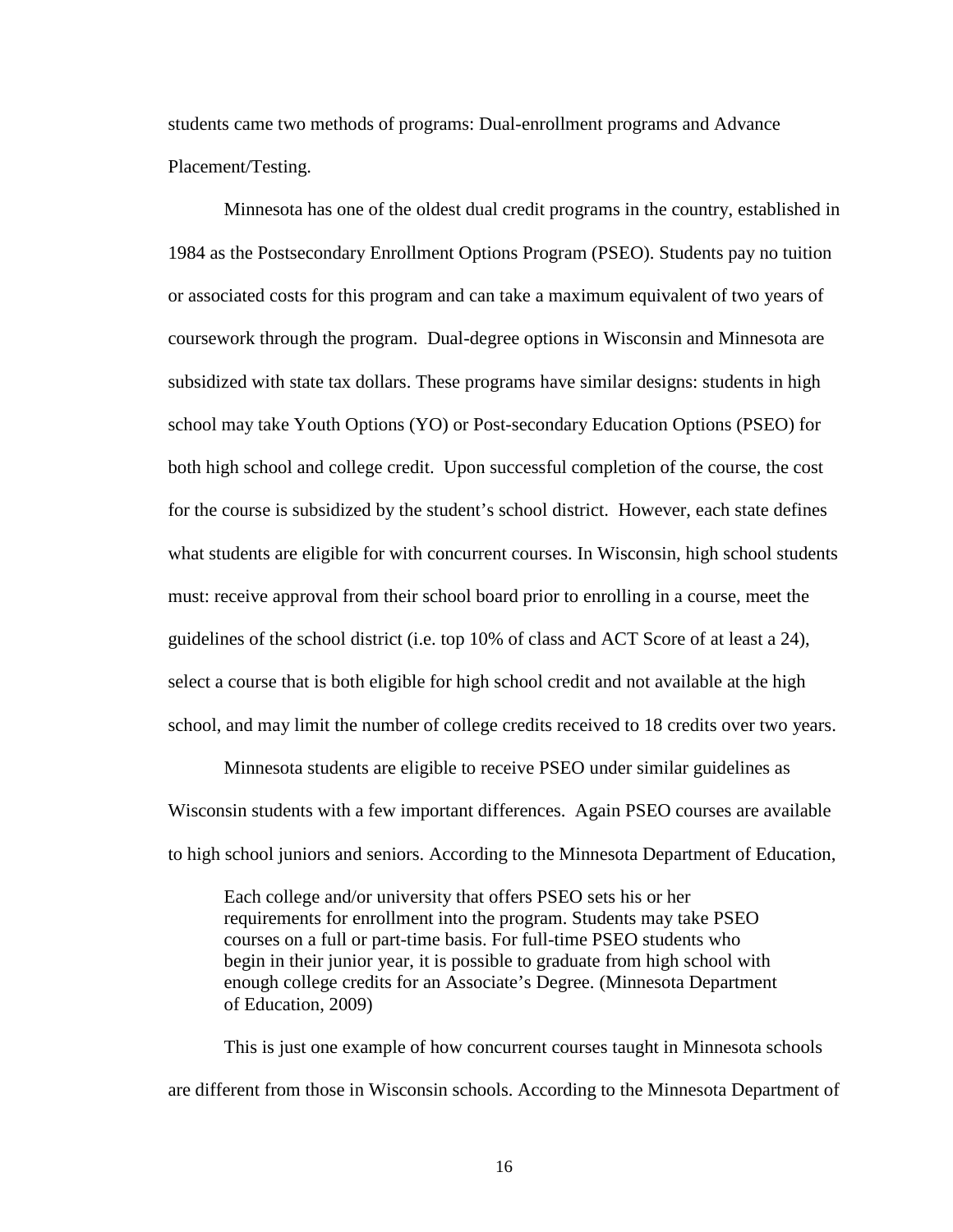students came two methods of programs: Dual-enrollment programs and Advance Placement/Testing.

Minnesota has one of the oldest dual credit programs in the country, established in 1984 as the Postsecondary Enrollment Options Program (PSEO). Students pay no tuition or associated costs for this program and can take a maximum equivalent of two years of coursework through the program. Dual-degree options in Wisconsin and Minnesota are subsidized with state tax dollars. These programs have similar designs: students in high school may take Youth Options (YO) or Post-secondary Education Options (PSEO) for both high school and college credit. Upon successful completion of the course, the cost for the course is subsidized by the student's school district. However, each state defines what students are eligible for with concurrent courses. In Wisconsin, high school students must: receive approval from their school board prior to enrolling in a course, meet the guidelines of the school district (i.e. top 10% of class and ACT Score of at least a 24), select a course that is both eligible for high school credit and not available at the high school, and may limit the number of college credits received to 18 credits over two years.

Minnesota students are eligible to receive PSEO under similar guidelines as Wisconsin students with a few important differences. Again PSEO courses are available to high school juniors and seniors. According to the Minnesota Department of Education,

> Each college and/or university that offers PSEO sets his or her requirements for enrollment into the program. Students may take PSEO courses on a full or part-time basis. For full-time PSEO students who begin in their junior year, it is possible to graduate from high school with enough college credits for an Associate's Degree. (Minnesota Department of Education, 2009)

This is just one example of how concurrent courses taught in Minnesota schools are different from those in Wisconsin schools. According to the Minnesota Department of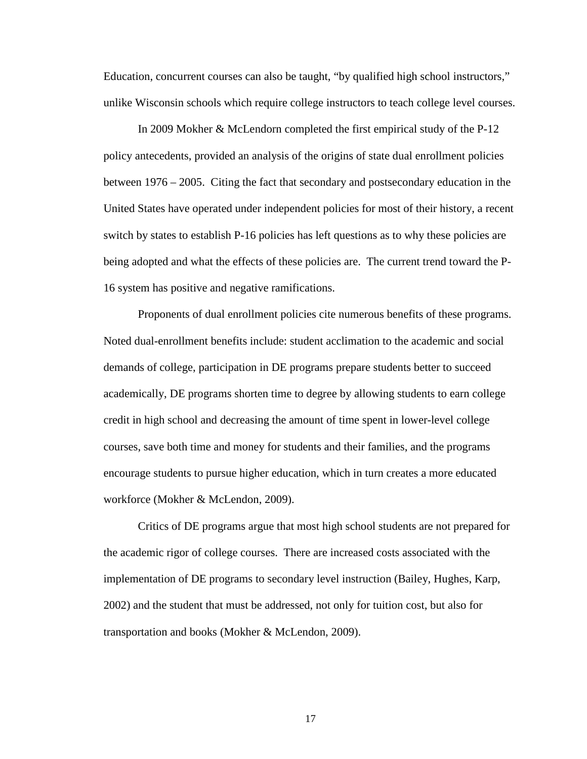Education, concurrent courses can also be taught, "by qualified high school instructors," unlike Wisconsin schools which require college instructors to teach college level courses.

In 2009 Mokher & McLendorn completed the first empirical study of the P-12 policy antecedents, provided an analysis of the origins of state dual enrollment policies between 1976 – 2005. Citing the fact that secondary and postsecondary education in the United States have operated under independent policies for most of their history, a recent switch by states to establish P-16 policies has left questions as to why these policies are being adopted and what the effects of these policies are. The current trend toward the P-16 system has positive and negative ramifications.

Proponents of dual enrollment policies cite numerous benefits of these programs. Noted dual-enrollment benefits include: student acclimation to the academic and social demands of college, participation in DE programs prepare students better to succeed academically, DE programs shorten time to degree by allowing students to earn college credit in high school and decreasing the amount of time spent in lower-level college courses, save both time and money for students and their families, and the programs encourage students to pursue higher education, which in turn creates a more educated workforce (Mokher & McLendon, 2009).

Critics of DE programs argue that most high school students are not prepared for the academic rigor of college courses. There are increased costs associated with the implementation of DE programs to secondary level instruction (Bailey, Hughes, Karp, 2002) and the student that must be addressed, not only for tuition cost, but also for transportation and books (Mokher & McLendon, 2009).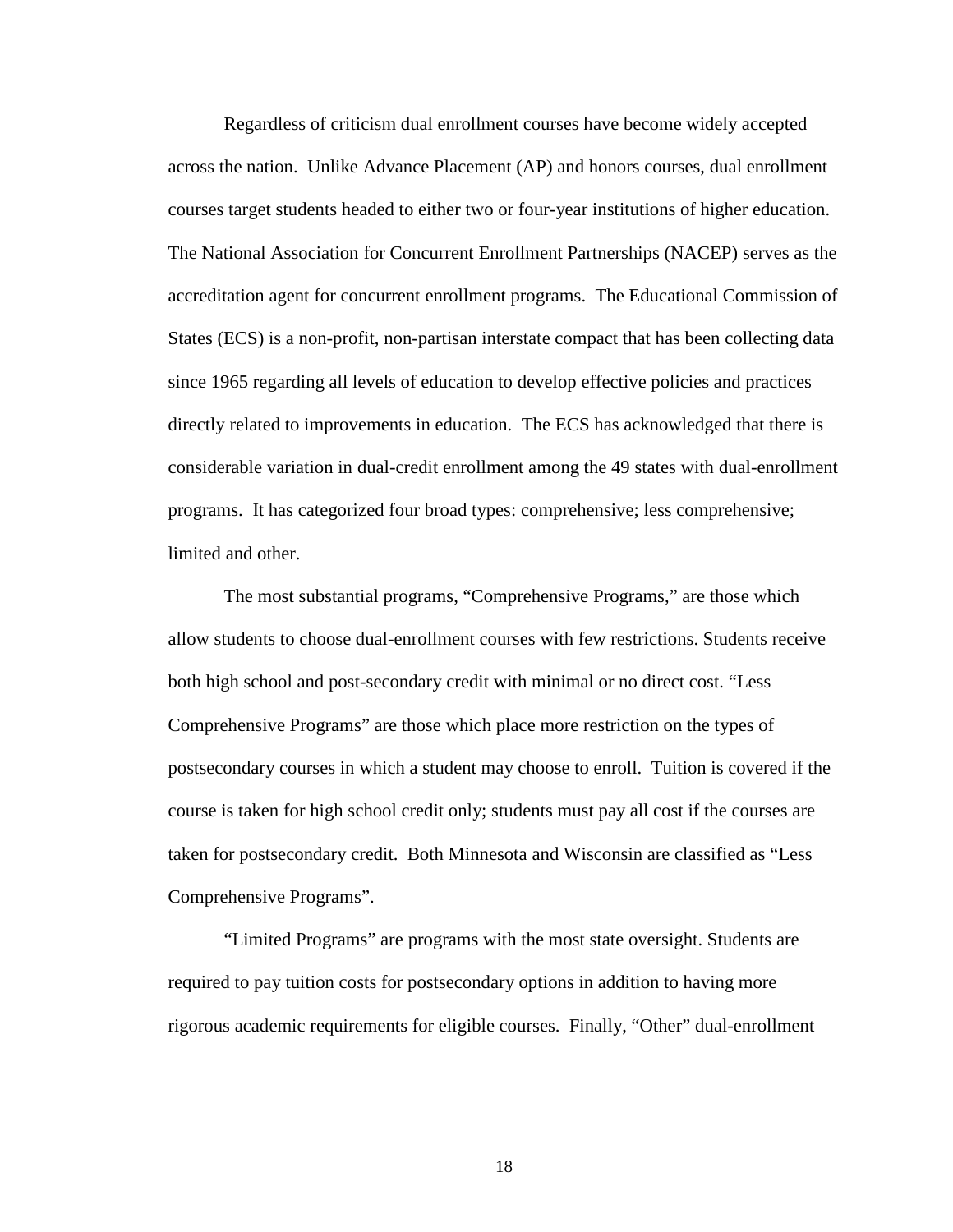Regardless of criticism dual enrollment courses have become widely accepted across the nation. Unlike Advance Placement (AP) and honors courses, dual enrollment courses target students headed to either two or four-year institutions of higher education. The National Association for Concurrent Enrollment Partnerships (NACEP) serves as the accreditation agent for concurrent enrollment programs. The Educational Commission of States (ECS) is a non-profit, non-partisan interstate compact that has been collecting data since 1965 regarding all levels of education to develop effective policies and practices directly related to improvements in education. The ECS has acknowledged that there is considerable variation in dual-credit enrollment among the 49 states with dual-enrollment programs. It has categorized four broad types: comprehensive; less comprehensive; limited and other.

The most substantial programs, "Comprehensive Programs," are those which allow students to choose dual-enrollment courses with few restrictions. Students receive both high school and post-secondary credit with minimal or no direct cost. "Less Comprehensive Programs" are those which place more restriction on the types of postsecondary courses in which a student may choose to enroll. Tuition is covered if the course is taken for high school credit only; students must pay all cost if the courses are taken for postsecondary credit. Both Minnesota and Wisconsin are classified as "Less Comprehensive Programs".

"Limited Programs" are programs with the most state oversight. Students are required to pay tuition costs for postsecondary options in addition to having more rigorous academic requirements for eligible courses. Finally, "Other" dual-enrollment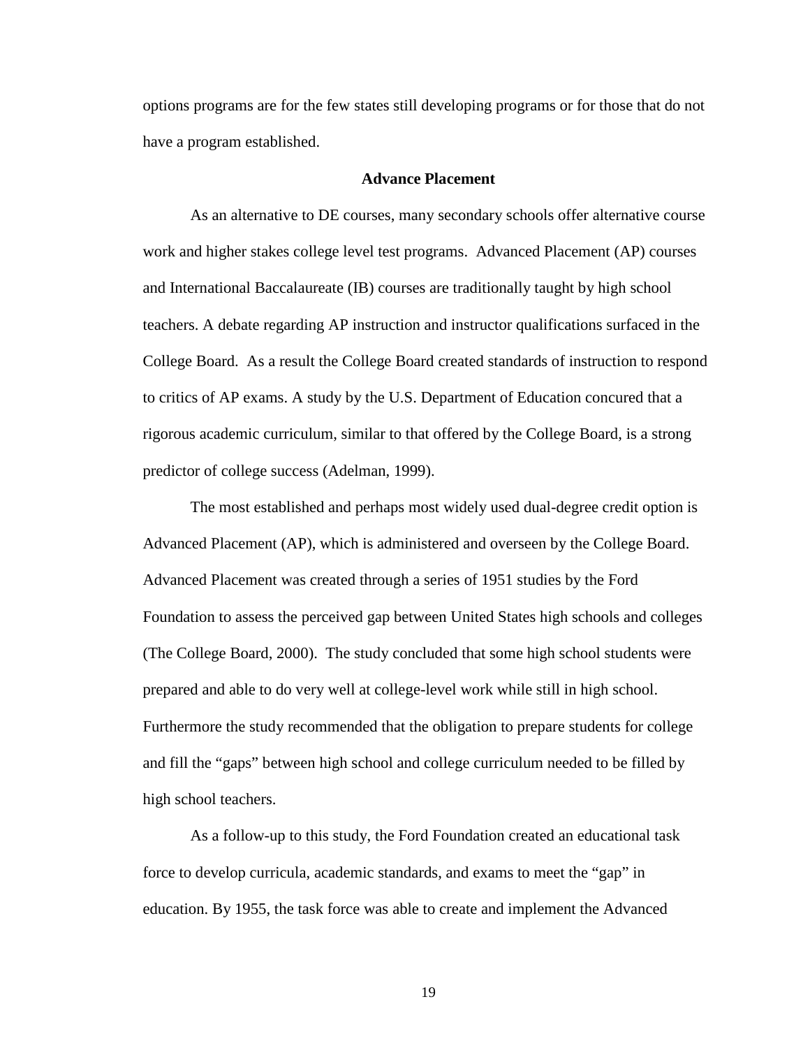options programs are for the few states still developing programs or for those that do not have a program established.

## Advance Placement

As an alternative to DE courses, many secondary schools offer alternative course work and higher stakes college level test programs. Advanced Placement (AP) courses and International Baccalaureate (IB) courses are traditionally taught by high school teachers. A debate regarding AP instruction and instructor qualifications surfaced in the College Board. As a result the College Board created standards of instruction to respond to critics of AP exams. A study by the U.S. Department of Education concured that a rigorous academic curriculum, similar to that offered by the College Board, is a strong predictor of college success (Adelman, 1999).

The most established and perhaps most widely used dual-degree credit option is Advanced Placement (AP), which is administered and overseen by the College Board. Advanced Placement was created through a series of 1951 studies by the Ford Foundation to assess the perceived gap between United States high schools and colleges (The College Board, 2000). The study concluded that some high school students were prepared and able to do very well at college-level work while still in high school. Furthermore the study recommended that the obligation to prepare students for college and fill the "gaps" between high school and college curriculum needed to be filled by high school teachers.

As a follow-up to this study, the Ford Foundation created an educational task force to develop curricula, academic standards, and exams to meet the "gap" in education. By 1955, the task force was able to create and implement the Advanced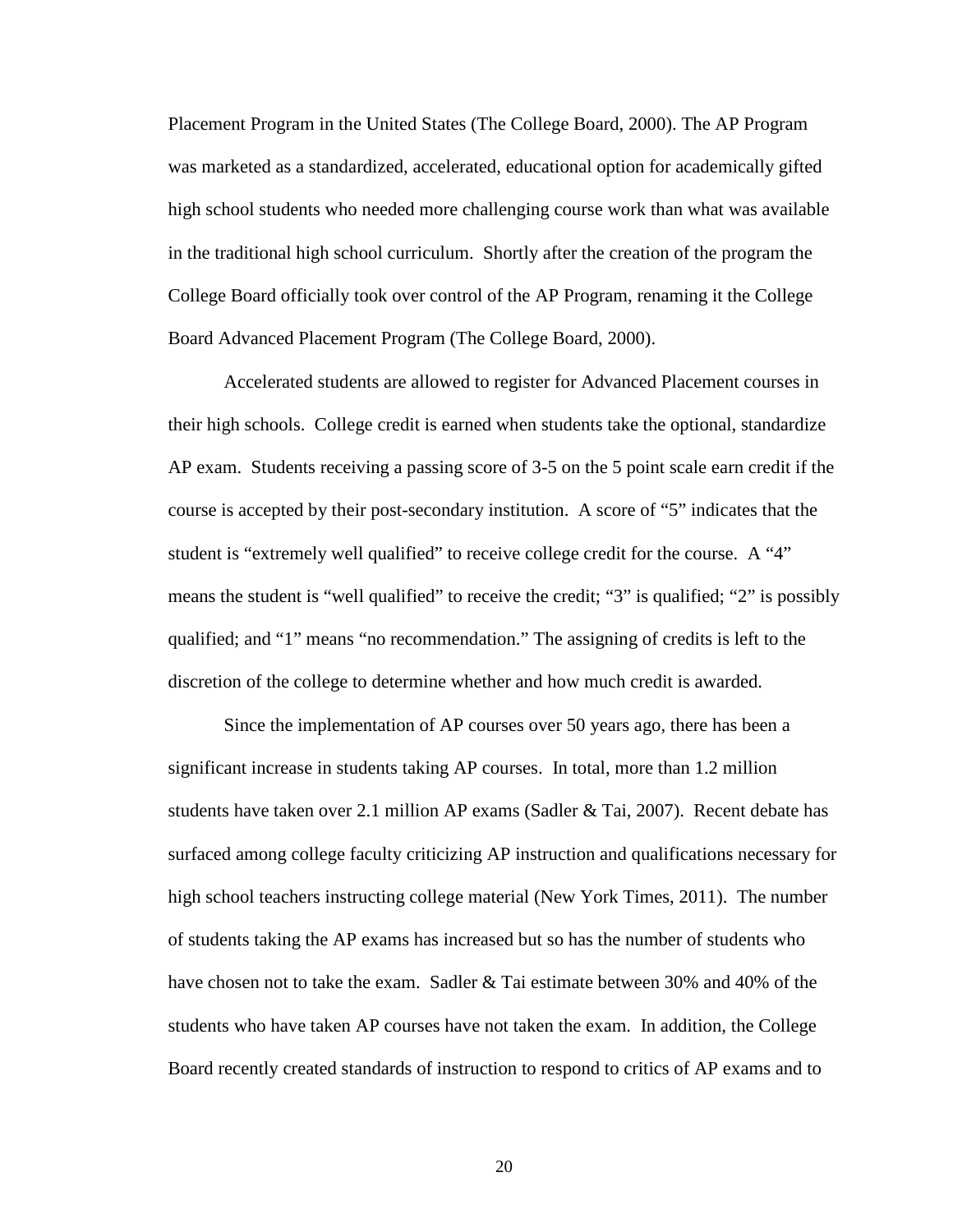Placement Program in the United States (The College Board, 2000). The AP Program was marketed as a standardized, accelerated, educational option for academically gifted high school students who needed more challenging course work than what was available in the traditional high school curriculum. Shortly after the creation of the program the College Board officially took over control of the AP Program, renaming it the College Board Advanced Placement Program (The College Board, 2000).

Accelerated students are allowed to register for Advanced Placement courses in their high schools. College credit is earned when students take the optional, standardize AP exam. Students receiving a passing score of 3-5 on the 5 point scale earn credit if the course is accepted by their post-secondary institution. A score of "5" indicates that the student is "extremely well qualified" to receive college credit for the course. A "4" means the student is "well qualified" to receive the credit; "3" is qualified; "2" is possibly qualified; and "1" means "no recommendation." The assigning of credits is left to the discretion of the college to determine whether and how much credit is awarded.

Since the implementation of AP courses over 50 years ago, there has been a significant increase in students taking AP courses. In total, more than 1.2 million students have taken over 2.1 million AP exams (Sadler & Tai, 2007). Recent debate has surfaced among college faculty criticizing AP instruction and qualifications necessary for high school teachers instructing college material (New York Times, 2011). The number of students taking the AP exams has increased but so has the number of students who have chosen not to take the exam. Sadler & Tai estimate between 30% and 40% of the students who have taken AP courses have not taken the exam. In addition, the College Board recently created standards of instruction to respond to critics of AP exams and to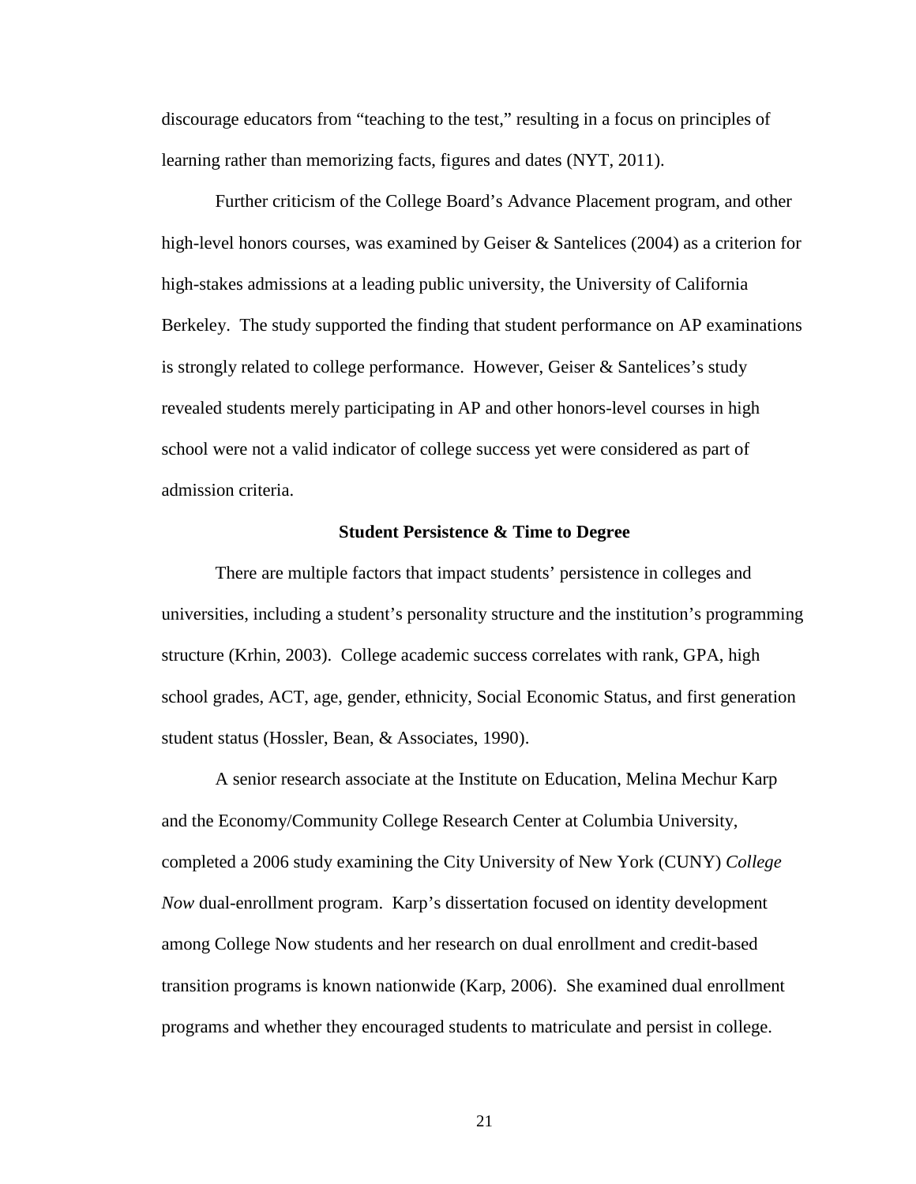discourage educators from "teaching to the test," resulting in a focus on principles of learning rather than memorizing facts, figures and dates (NYT, 2011).

Further criticism of the College Board's Advance Placement program, and other high-level honors courses, was examined by Geiser & Santelices (2004) as a criterion for high-stakes admissions at a leading public university, the University of California Berkeley. The study supported the finding that student performance on AP examinations is strongly related to college performance. However, Geiser & Santelices's study revealed students merely participating in AP and other honors-level courses in high school were not a valid indicator of college success yet were considered as part of admission criteria.

### Student Persistence & Time to Degree

There are multiple factors that impact students' persistence in colleges and universities, including a student's personality structure and the institution's programming structure (Krhin, 2003). College academic success correlates with rank, GPA, high school grades, ACT, age, gender, ethnicity, Social Economic Status, and first generation student status (Hossler, Bean, & Associates, 1990).

A senior research associate at the Institute on Education, Melina Mechur Karp and the Economy/Community College Research Center at Columbia University, completed a 2006 study examining the City University of New York (CUNY) *College Now* dual-enrollment program. Karp's dissertation focused on identity development among College Now students and her research on dual enrollment and credit-based transition programs is known nationwide (Karp, 2006). She examined dual enrollment programs and whether they encouraged students to matriculate and persist in college.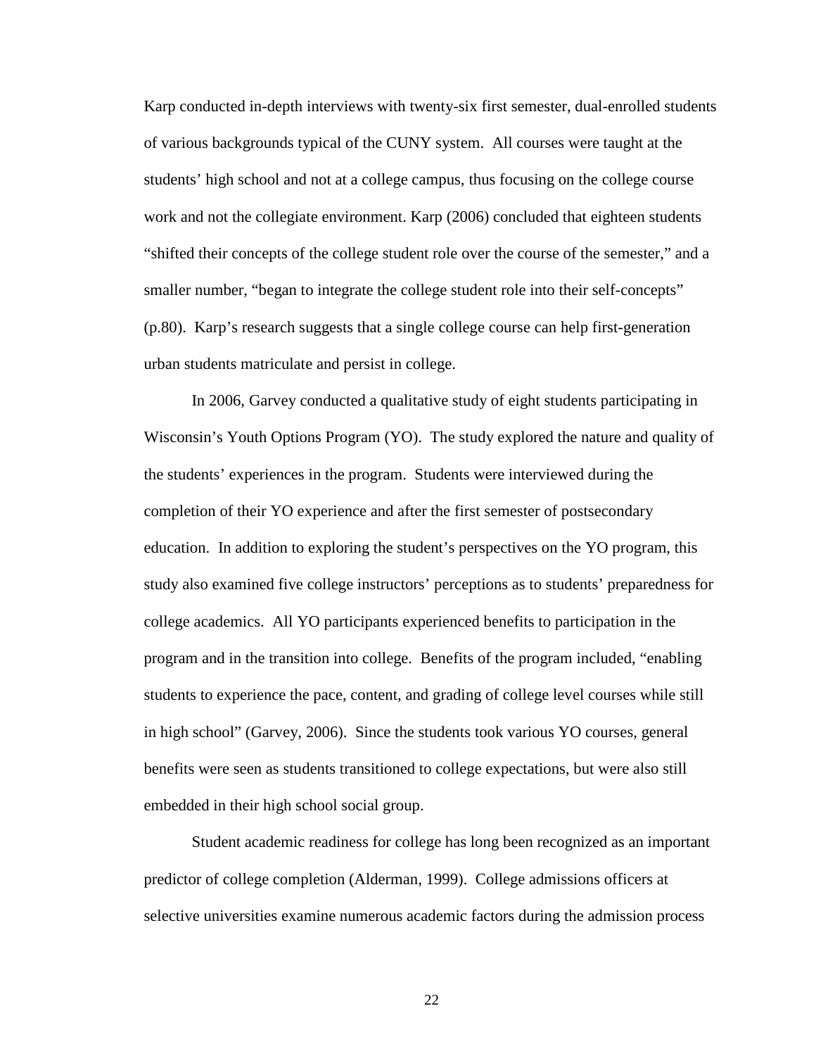Karp conducted in-depth interviews with twenty-six first semester, dual-enrolled students of various backgrounds typical of the CUNY system. All courses were taught at the students' high school and not at a college campus, thus focusing on the college course work and not the collegiate environment. Karp (2006) concluded that eighteen students "shifted their concepts of the college student role over the course of the semester," and a smaller number, "began to integrate the college student role into their self-concepts" (p.80). Karp's research suggests that a single college course can help first-generation urban students matriculate and persist in college.

In 2006, Garvey conducted a qualitative study of eight students participating in Wisconsin's Youth Options Program (YO). The study explored the nature and quality of the students' experiences in the program. Students were interviewed during the completion of their YO experience and after the first semester of postsecondary education. In addition to exploring the student's perspectives on the YO program, this study also examined five college instructors' perceptions as to students' preparedness for college academics. All YO participants experienced benefits to participation in the program and in the transition into college. Benefits of the program included, "enabling students to experience the pace, content, and grading of college level courses while still in high school" (Garvey, 2006). Since the students took various YO courses, general benefits were seen as students transitioned to college expectations, but were also still embedded in their high school social group.

Student academic readiness for college has long been recognized as an important predictor of college completion (Alderman, 1999). College admissions officers at selective universities examine numerous academic factors during the admission process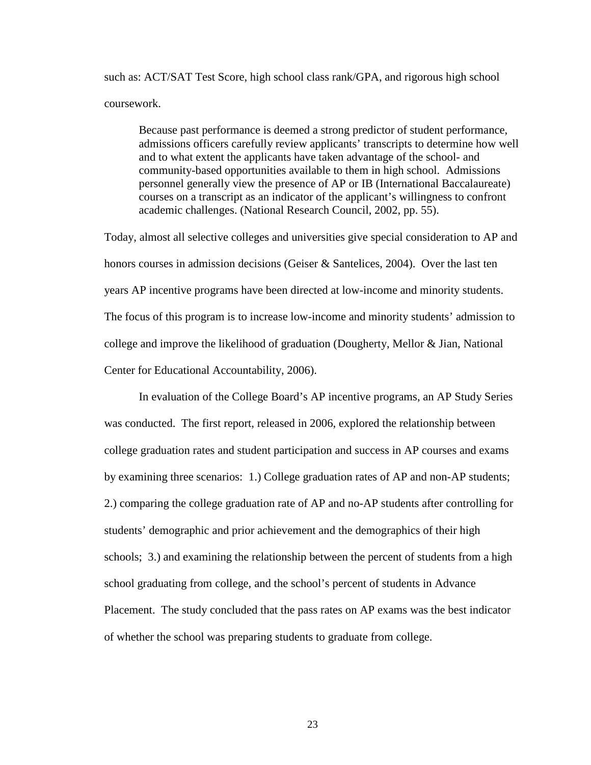such as: ACT/SAT Test Score, high school class rank/GPA, and rigorous high school coursework.

> Because past performance is deemed a strong predictor of student performance, admissions officers carefully review applicants' transcripts to determine how well and to what extent the applicants have taken advantage of the school- and community-based opportunities available to them in high school. Admissions personnel generally view the presence of AP or IB (International Baccalaureate) courses on a transcript as an indicator of the applicant's willingness to confront academic challenges. (National Research Council, 2002, pp. 55).

Today, almost all selective colleges and universities give special consideration to AP and honors courses in admission decisions (Geiser & Santelices, 2004). Over the last ten years AP incentive programs have been directed at low-income and minority students. The focus of this program is to increase low-income and minority students' admission to college and improve the likelihood of graduation (Dougherty, Mellor & Jian, National Center for Educational Accountability, 2006).

In evaluation of the College Board's AP incentive programs, an AP Study Series was conducted. The first report, released in 2006, explored the relationship between college graduation rates and student participation and success in AP courses and exams by examining three scenarios: 1.) College graduation rates of AP and non-AP students; 2.) comparing the college graduation rate of AP and no-AP students after controlling for students' demographic and prior achievement and the demographics of their high schools; 3.) and examining the relationship between the percent of students from a high school graduating from college, and the school's percent of students in Advance Placement. The study concluded that the pass rates on AP exams was the best indicator of whether the school was preparing students to graduate from college.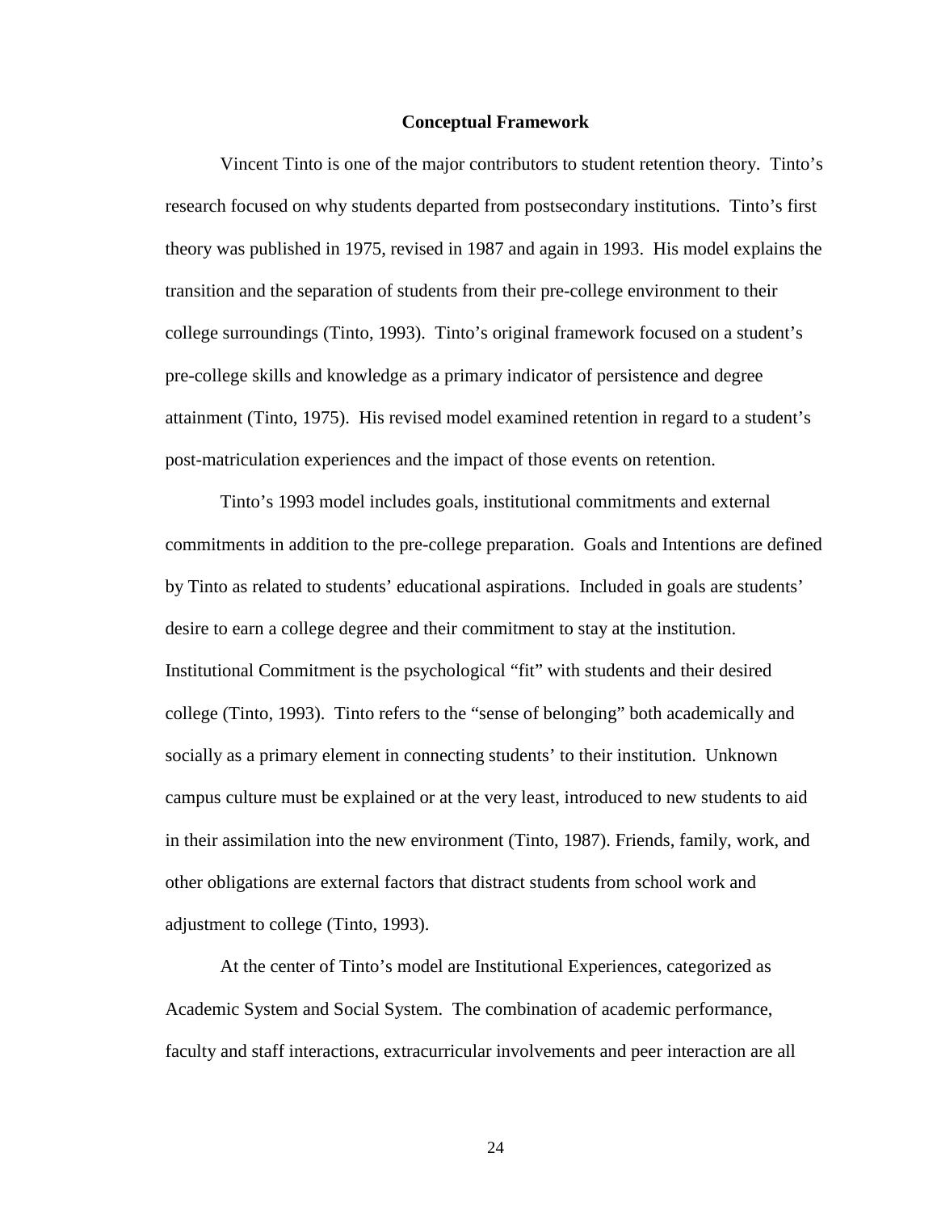## Conceptual Framework

Vincent Tinto is one of the major contributors to student retention theory. Tinto's research focused on why students departed from postsecondary institutions. Tinto's first theory was published in 1975, revised in 1987 and again in 1993. His model explains the transition and the separation of students from their pre-college environment to their college surroundings (Tinto, 1993). Tinto's original framework focused on a student's pre-college skills and knowledge as a primary indicator of persistence and degree attainment (Tinto, 1975). His revised model examined retention in regard to a student's post-matriculation experiences and the impact of those events on retention.

Tinto's 1993 model includes goals, institutional commitments and external commitments in addition to the pre-college preparation. Goals and Intentions are defined by Tinto as related to students' educational aspirations. Included in goals are students' desire to earn a college degree and their commitment to stay at the institution. Institutional Commitment is the psychological "fit" with students and their desired college (Tinto, 1993). Tinto refers to the "sense of belonging" both academically and socially as a primary element in connecting students' to their institution. Unknown campus culture must be explained or at the very least, introduced to new students to aid in their assimilation into the new environment (Tinto, 1987). Friends, family, work, and other obligations are external factors that distract students from school work and adjustment to college (Tinto, 1993).

At the center of Tinto's model are Institutional Experiences, categorized as Academic System and Social System. The combination of academic performance, faculty and staff interactions, extracurricular involvements and peer interaction are all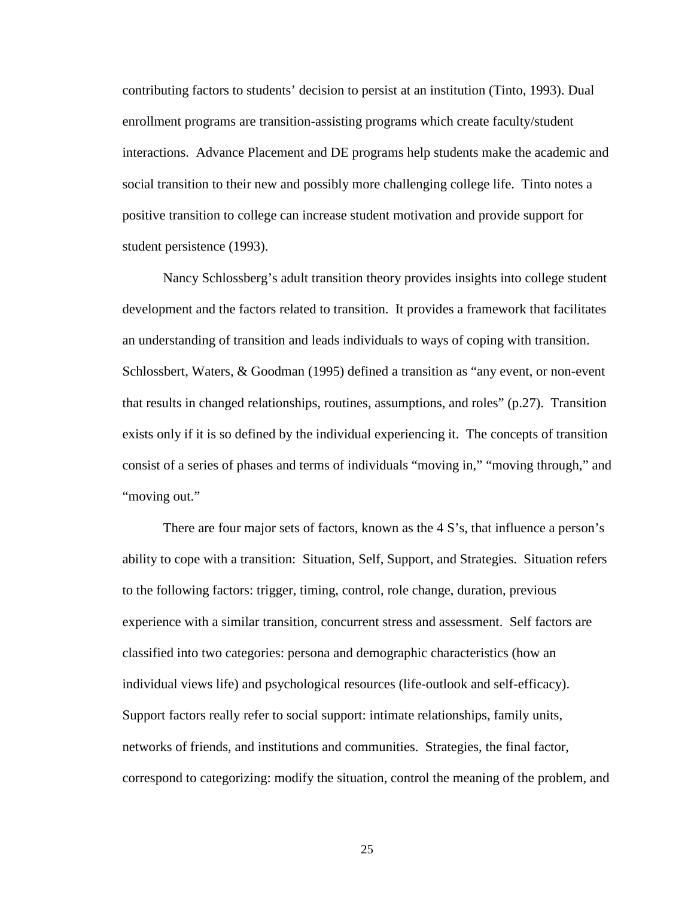contributing factors to students' decision to persist at an institution (Tinto, 1993). Dual enrollment programs are transition-assisting programs which create faculty/student interactions. Advance Placement and DE programs help students make the academic and social transition to their new and possibly more challenging college life. Tinto notes a positive transition to college can increase student motivation and provide support for student persistence (1993).

Nancy Schlossberg's adult transition theory provides insights into college student development and the factors related to transition. It provides a framework that facilitates an understanding of transition and leads individuals to ways of coping with transition. Schlossbert, Waters, & Goodman (1995) defined a transition as "any event, or non-event that results in changed relationships, routines, assumptions, and roles" (p.27). Transition exists only if it is so defined by the individual experiencing it. The concepts of transition consist of a series of phases and terms of individuals "moving in," "moving through," and "moving out."

There are four major sets of factors, known as the 4 S's, that influence a person's ability to cope with a transition: Situation, Self, Support, and Strategies. Situation refers to the following factors: trigger, timing, control, role change, duration, previous experience with a similar transition, concurrent stress and assessment. Self factors are classified into two categories: persona and demographic characteristics (how an individual views life) and psychological resources (life-outlook and self-efficacy). Support factors really refer to social support: intimate relationships, family units, networks of friends, and institutions and communities. Strategies, the final factor, correspond to categorizing: modify the situation, control the meaning of the problem, and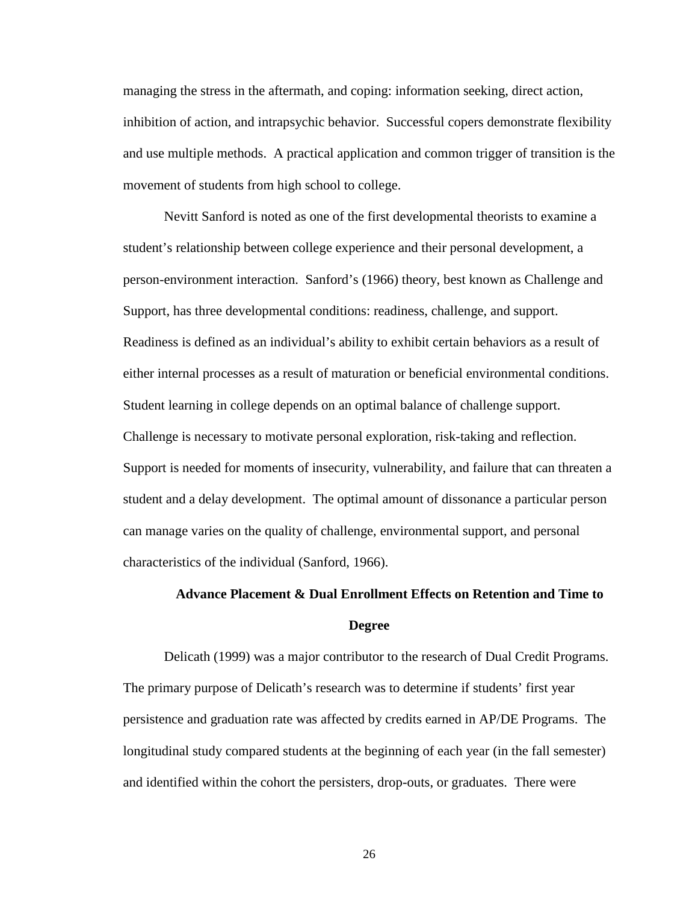managing the stress in the aftermath, and coping: information seeking, direct action, inhibition of action, and intrapsychic behavior. Successful copers demonstrate flexibility and use multiple methods. A practical application and common trigger of transition is the movement of students from high school to college.

Nevitt Sanford is noted as one of the first developmental theorists to examine a student's relationship between college experience and their personal development, a person-environment interaction. Sanford's (1966) theory, best known as Challenge and Support, has three developmental conditions: readiness, challenge, and support. Readiness is defined as an individual's ability to exhibit certain behaviors as a result of either internal processes as a result of maturation or beneficial environmental conditions. Student learning in college depends on an optimal balance of challenge support. Challenge is necessary to motivate personal exploration, risk-taking and reflection. Support is needed for moments of insecurity, vulnerability, and failure that can threaten a student and a delay development. The optimal amount of dissonance a particular person can manage varies on the quality of challenge, environmental support, and personal characteristics of the individual (Sanford, 1966).

## Advance Placement & Dual Enrollment Effects on Retention and Time to Degree

Delicath (1999) was a major contributor to the research of Dual Credit Programs. The primary purpose of Delicath's research was to determine if students' first year persistence and graduation rate was affected by credits earned in AP/DE Programs. The longitudinal study compared students at the beginning of each year (in the fall semester) and identified within the cohort the persisters, drop-outs, or graduates. There were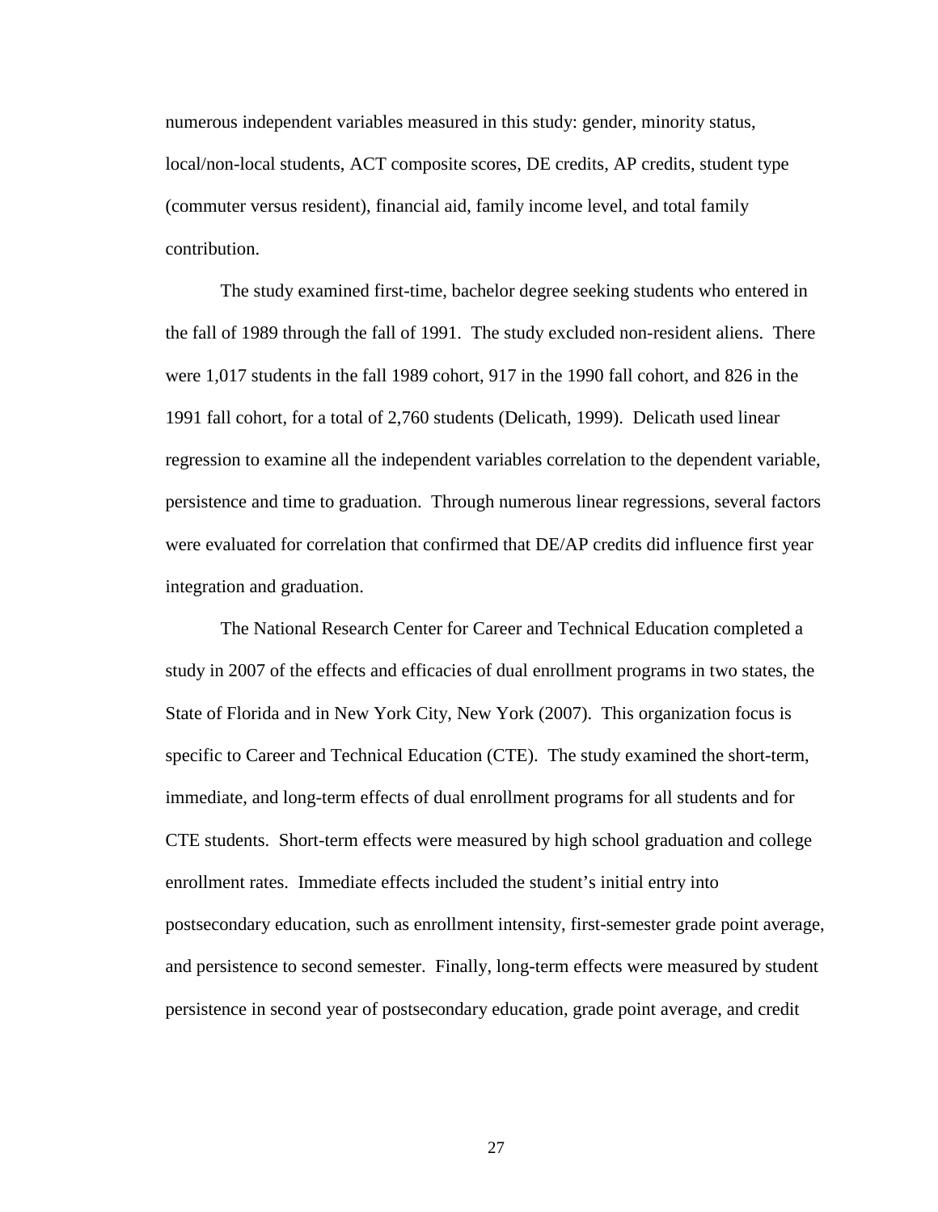numerous independent variables measured in this study: gender, minority status, local/non-local students, ACT composite scores, DE credits, AP credits, student type (commuter versus resident), financial aid, family income level, and total family contribution.

The study examined first-time, bachelor degree seeking students who entered in the fall of 1989 through the fall of 1991. The study excluded non-resident aliens. There were 1,017 students in the fall 1989 cohort, 917 in the 1990 fall cohort, and 826 in the 1991 fall cohort, for a total of 2,760 students (Delicath, 1999). Delicath used linear regression to examine all the independent variables correlation to the dependent variable, persistence and time to graduation. Through numerous linear regressions, several factors were evaluated for correlation that confirmed that DE/AP credits did influence first year integration and graduation.

The National Research Center for Career and Technical Education completed a study in 2007 of the effects and efficacies of dual enrollment programs in two states, the State of Florida and in New York City, New York (2007). This organization focus is specific to Career and Technical Education (CTE). The study examined the short-term, immediate, and long-term effects of dual enrollment programs for all students and for CTE students. Short-term effects were measured by high school graduation and college enrollment rates. Immediate effects included the student's initial entry into postsecondary education, such as enrollment intensity, first-semester grade point average, and persistence to second semester. Finally, long-term effects were measured by student persistence in second year of postsecondary education, grade point average, and credit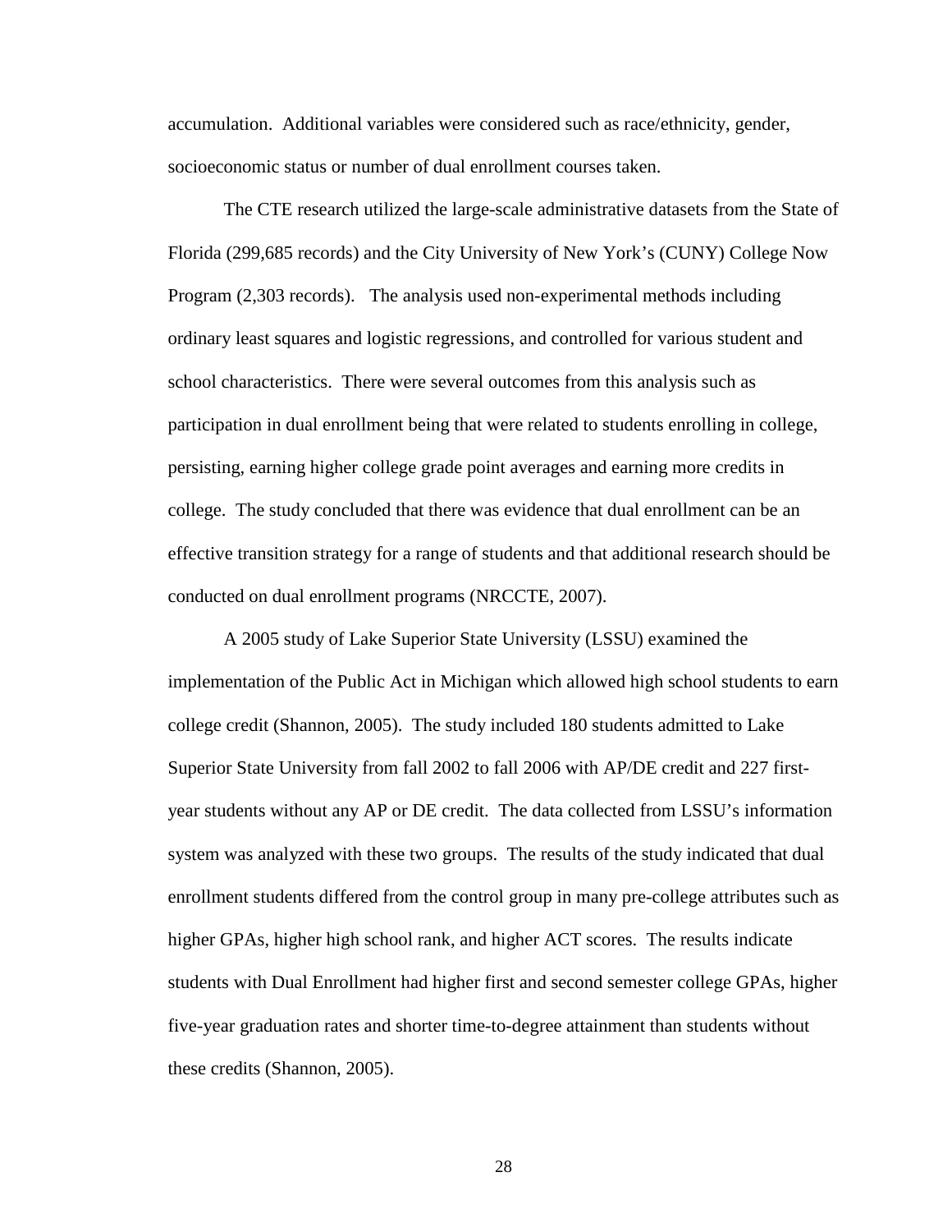accumulation. Additional variables were considered such as race/ethnicity, gender, socioeconomic status or number of dual enrollment courses taken.

The CTE research utilized the large-scale administrative datasets from the State of Florida (299,685 records) and the City University of New York's (CUNY) College Now Program (2,303 records). The analysis used non-experimental methods including ordinary least squares and logistic regressions, and controlled for various student and school characteristics. There were several outcomes from this analysis such as participation in dual enrollment being that were related to students enrolling in college, persisting, earning higher college grade point averages and earning more credits in college. The study concluded that there was evidence that dual enrollment can be an effective transition strategy for a range of students and that additional research should be conducted on dual enrollment programs (NRCCTE, 2007).

A 2005 study of Lake Superior State University (LSSU) examined the implementation of the Public Act in Michigan which allowed high school students to earn college credit (Shannon, 2005). The study included 180 students admitted to Lake Superior State University from fall 2002 to fall 2006 with AP/DE credit and 227 first-year students without any AP or DE credit. The data collected from LSSU's information system was analyzed with these two groups. The results of the study indicated that dual enrollment students differed from the control group in many pre-college attributes such as higher GPAs, higher high school rank, and higher ACT scores. The results indicate students with Dual Enrollment had higher first and second semester college GPAs, higher five-year graduation rates and shorter time-to-degree attainment than students without these credits (Shannon, 2005).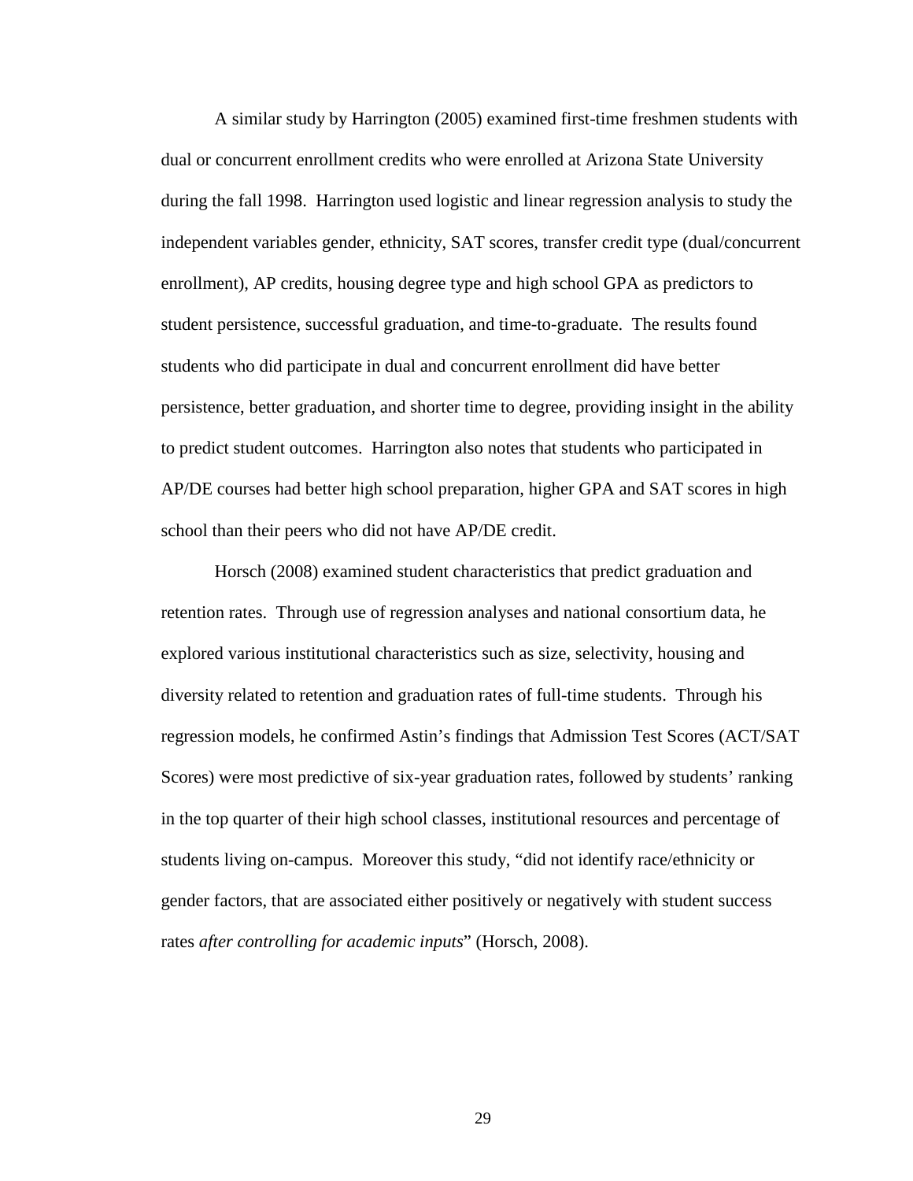A similar study by Harrington (2005) examined first-time freshmen students with dual or concurrent enrollment credits who were enrolled at Arizona State University during the fall 1998. Harrington used logistic and linear regression analysis to study the independent variables gender, ethnicity, SAT scores, transfer credit type (dual/concurrent enrollment), AP credits, housing degree type and high school GPA as predictors to student persistence, successful graduation, and time-to-graduate. The results found students who did participate in dual and concurrent enrollment did have better persistence, better graduation, and shorter time to degree, providing insight in the ability to predict student outcomes. Harrington also notes that students who participated in AP/DE courses had better high school preparation, higher GPA and SAT scores in high school than their peers who did not have AP/DE credit.

Horsch (2008) examined student characteristics that predict graduation and retention rates. Through use of regression analyses and national consortium data, he explored various institutional characteristics such as size, selectivity, housing and diversity related to retention and graduation rates of full-time students. Through his regression models, he confirmed Astin's findings that Admission Test Scores (ACT/SAT Scores) were most predictive of six-year graduation rates, followed by students' ranking in the top quarter of their high school classes, institutional resources and percentage of students living on-campus. Moreover this study, "did not identify race/ethnicity or gender factors, that are associated either positively or negatively with student success rates *after controlling for academic inputs*" (Horsch, 2008).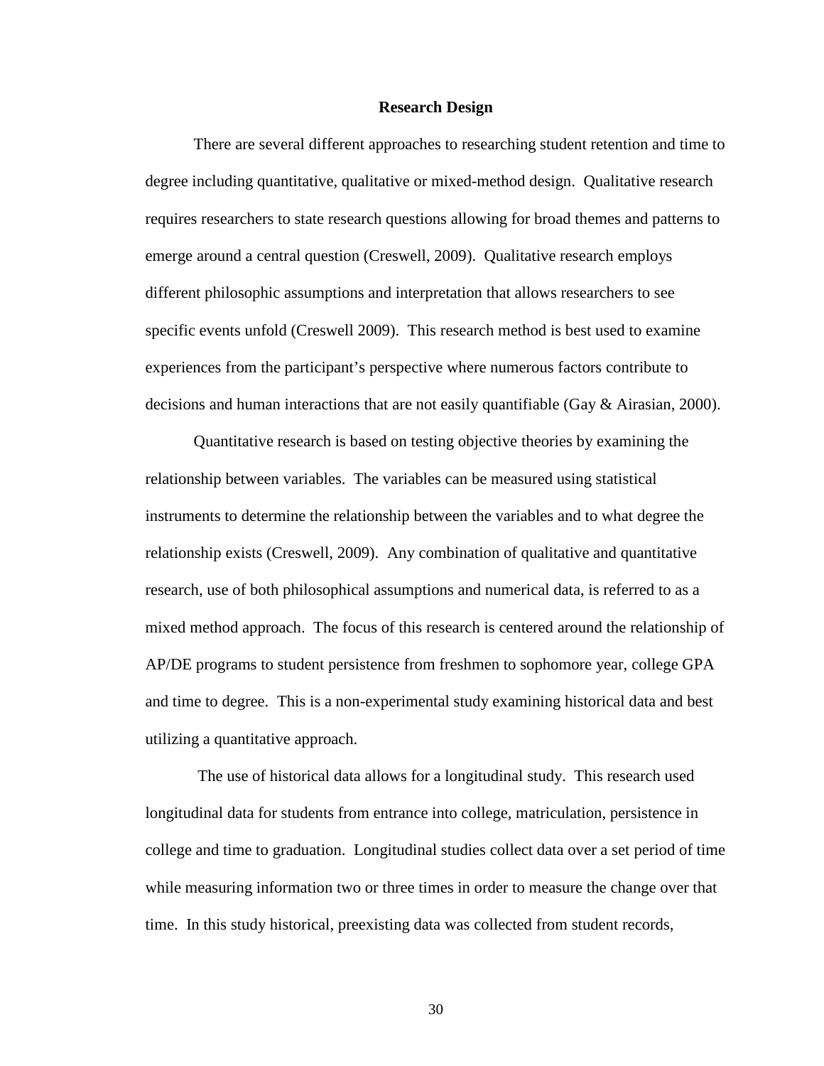## Research Design

There are several different approaches to researching student retention and time to degree including quantitative, qualitative or mixed-method design. Qualitative research requires researchers to state research questions allowing for broad themes and patterns to emerge around a central question (Creswell, 2009). Qualitative research employs different philosophic assumptions and interpretation that allows researchers to see specific events unfold (Creswell 2009). This research method is best used to examine experiences from the participant's perspective where numerous factors contribute to decisions and human interactions that are not easily quantifiable (Gay & Airasian, 2000).

Quantitative research is based on testing objective theories by examining the relationship between variables. The variables can be measured using statistical instruments to determine the relationship between the variables and to what degree the relationship exists (Creswell, 2009). Any combination of qualitative and quantitative research, use of both philosophical assumptions and numerical data, is referred to as a mixed method approach. The focus of this research is centered around the relationship of AP/DE programs to student persistence from freshmen to sophomore year, college GPA and time to degree. This is a non-experimental study examining historical data and best utilizing a quantitative approach.

The use of historical data allows for a longitudinal study. This research used longitudinal data for students from entrance into college, matriculation, persistence in college and time to graduation. Longitudinal studies collect data over a set period of time while measuring information two or three times in order to measure the change over that time. In this study historical, preexisting data was collected from student records,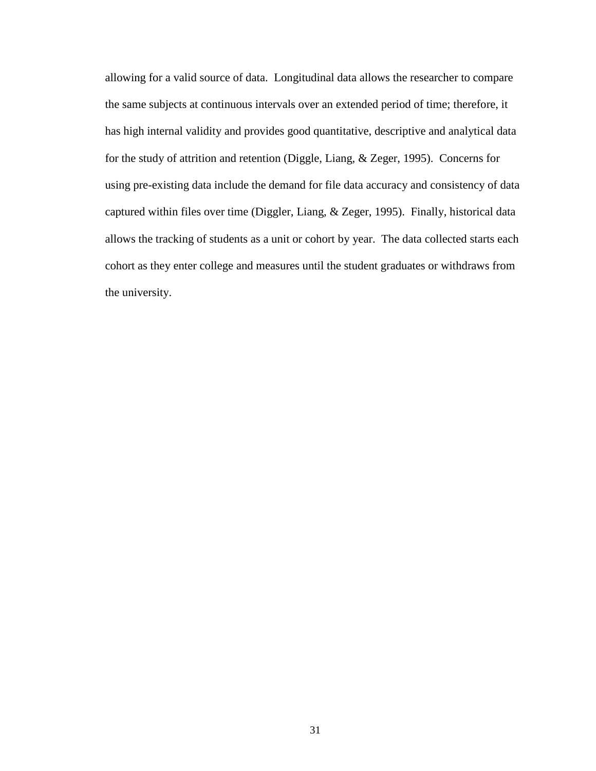allowing for a valid source of data.  Longitudinal data allows the researcher to compare the same subjects at continuous intervals over an extended period of time; therefore, it has high internal validity and provides good quantitative, descriptive and analytical data for the study of attrition and retention (Diggle, Liang, & Zeger, 1995).  Concerns for using pre-existing data include the demand for file data accuracy and consistency of data captured within files over time (Diggler, Liang, & Zeger, 1995).  Finally, historical data allows the tracking of students as a unit or cohort by year.  The data collected starts each cohort as they enter college and measures until the student graduates or withdraws from the university.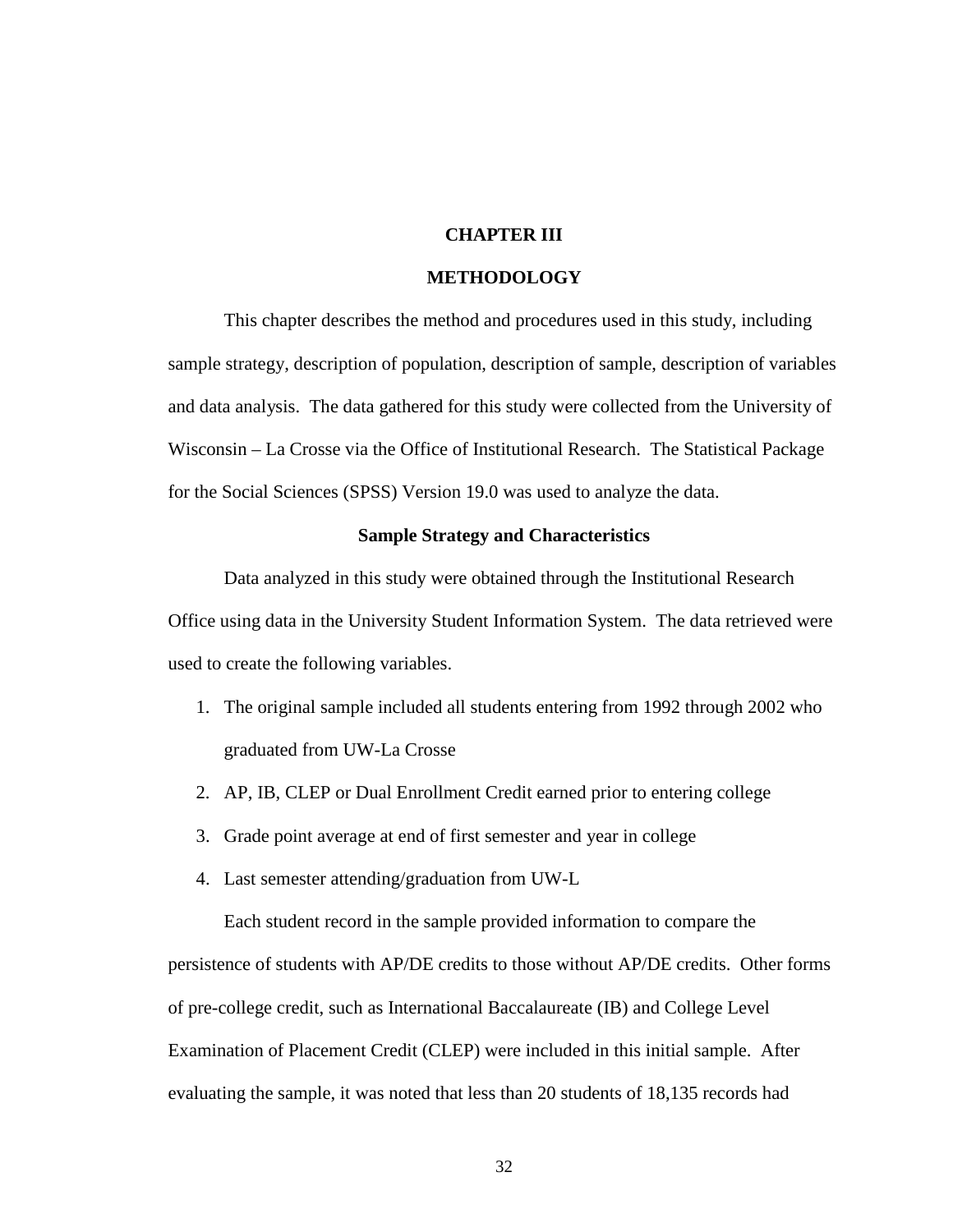# CHAPTER III

# METHODOLOGY

This chapter describes the method and procedures used in this study, including sample strategy, description of population, description of sample, description of variables and data analysis. The data gathered for this study were collected from the University of Wisconsin – La Crosse via the Office of Institutional Research. The Statistical Package for the Social Sciences (SPSS) Version 19.0 was used to analyze the data.

## Sample Strategy and Characteristics

Data analyzed in this study were obtained through the Institutional Research Office using data in the University Student Information System. The data retrieved were used to create the following variables.

1. The original sample included all students entering from 1992 through 2002 who graduated from UW-La Crosse
2. AP, IB, CLEP or Dual Enrollment Credit earned prior to entering college
3. Grade point average at end of first semester and year in college
4. Last semester attending/graduation from UW-L

Each student record in the sample provided information to compare the persistence of students with AP/DE credits to those without AP/DE credits. Other forms of pre-college credit, such as International Baccalaureate (IB) and College Level Examination of Placement Credit (CLEP) were included in this initial sample. After evaluating the sample, it was noted that less than 20 students of 18,135 records had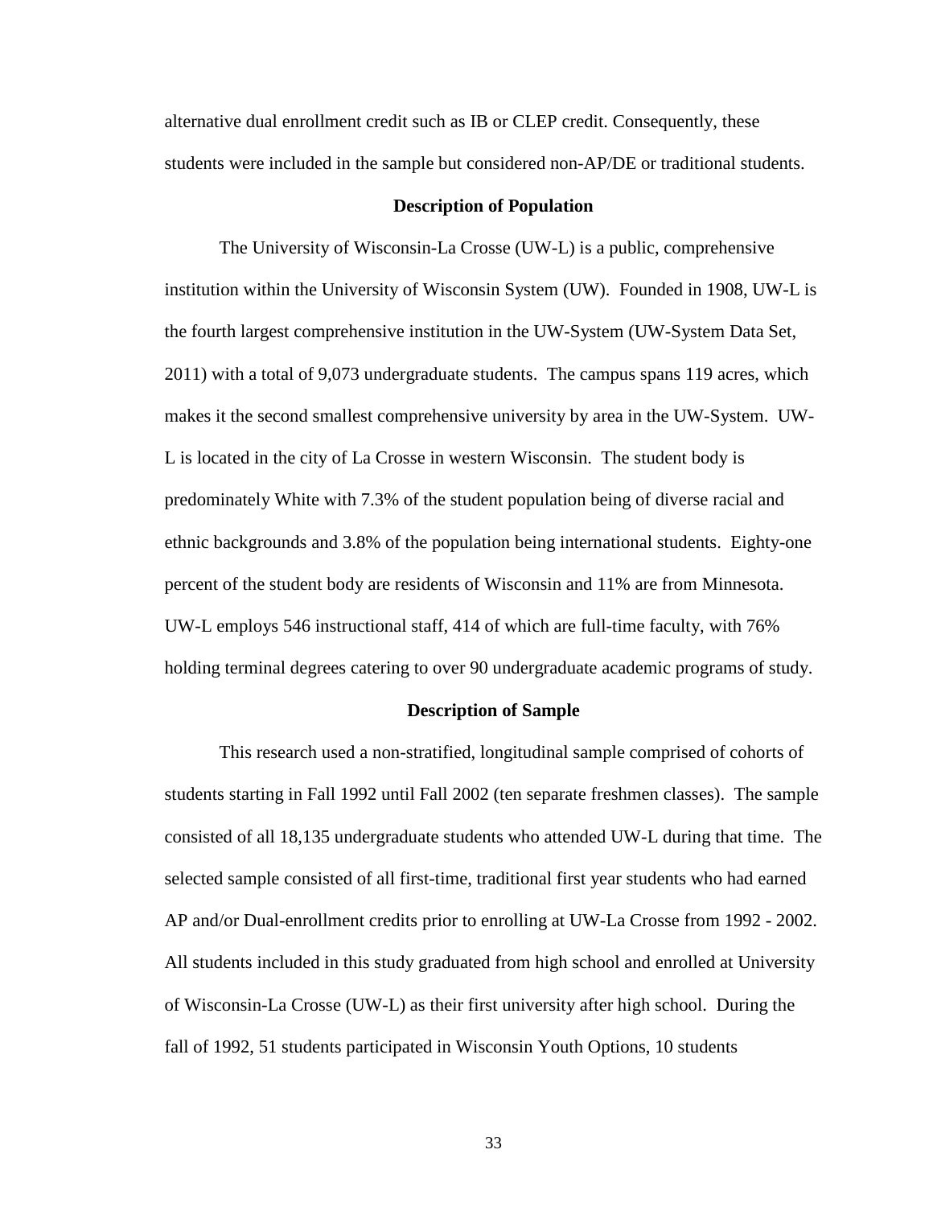alternative dual enrollment credit such as IB or CLEP credit. Consequently, these students were included in the sample but considered non-AP/DE or traditional students.

**Description of Population**

The University of Wisconsin-La Crosse (UW-L) is a public, comprehensive institution within the University of Wisconsin System (UW). Founded in 1908, UW-L is the fourth largest comprehensive institution in the UW-System (UW-System Data Set, 2011) with a total of 9,073 undergraduate students. The campus spans 119 acres, which makes it the second smallest comprehensive university by area in the UW-System. UW-L is located in the city of La Crosse in western Wisconsin. The student body is predominately White with 7.3% of the student population being of diverse racial and ethnic backgrounds and 3.8% of the population being international students. Eighty-one percent of the student body are residents of Wisconsin and 11% are from Minnesota. UW-L employs 546 instructional staff, 414 of which are full-time faculty, with 76% holding terminal degrees catering to over 90 undergraduate academic programs of study.

**Description of Sample**

This research used a non-stratified, longitudinal sample comprised of cohorts of students starting in Fall 1992 until Fall 2002 (ten separate freshmen classes). The sample consisted of all 18,135 undergraduate students who attended UW-L during that time. The selected sample consisted of all first-time, traditional first year students who had earned AP and/or Dual-enrollment credits prior to enrolling at UW-La Crosse from 1992 - 2002. All students included in this study graduated from high school and enrolled at University of Wisconsin-La Crosse (UW-L) as their first university after high school. During the fall of 1992, 51 students participated in Wisconsin Youth Options, 10 students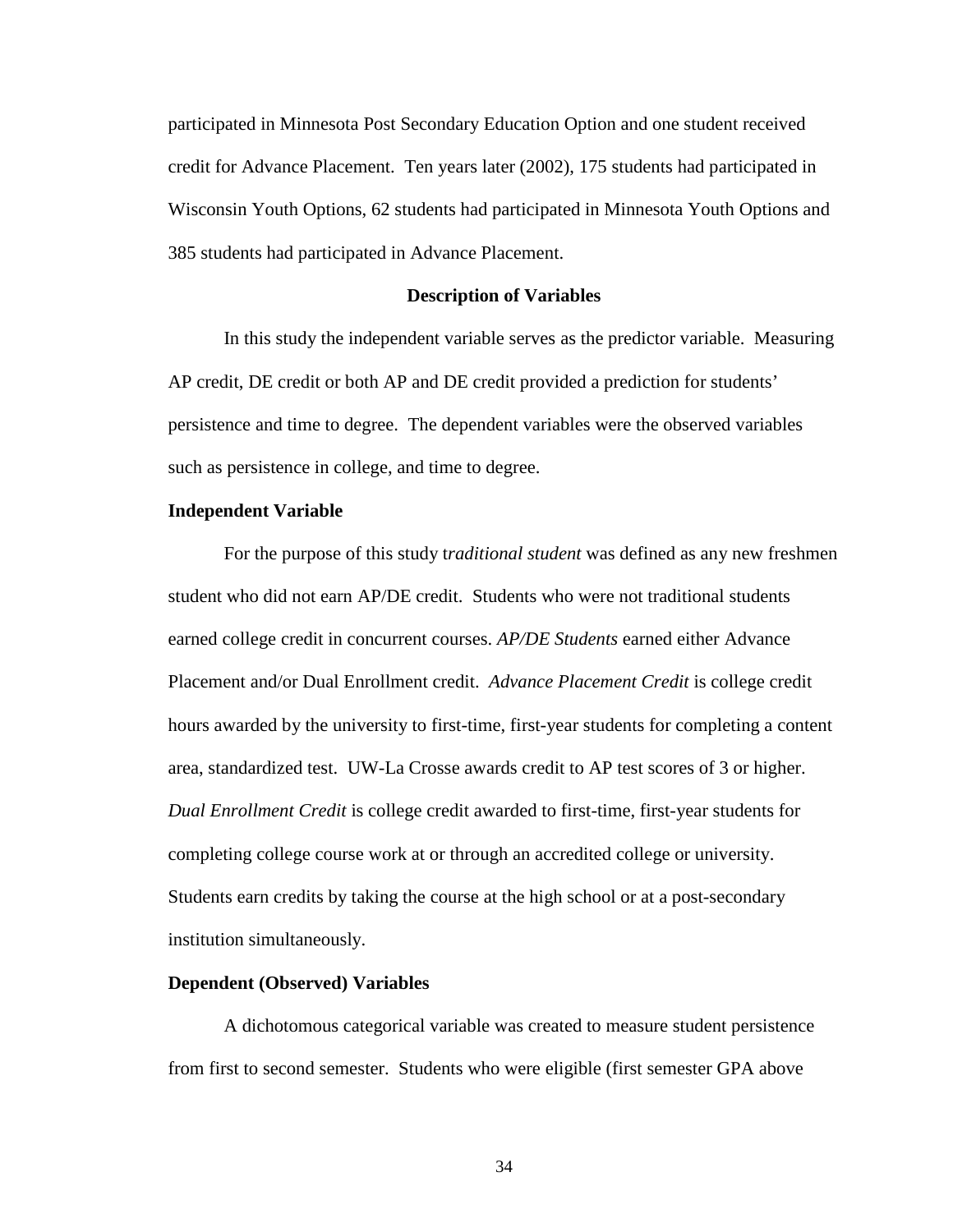participated in Minnesota Post Secondary Education Option and one student received credit for Advance Placement. Ten years later (2002), 175 students had participated in Wisconsin Youth Options, 62 students had participated in Minnesota Youth Options and 385 students had participated in Advance Placement.

## Description of Variables

In this study the independent variable serves as the predictor variable. Measuring AP credit, DE credit or both AP and DE credit provided a prediction for students' persistence and time to degree. The dependent variables were the observed variables such as persistence in college, and time to degree.

### Independent Variable

For the purpose of this study t*raditional student* was defined as any new freshmen student who did not earn AP/DE credit. Students who were not traditional students earned college credit in concurrent courses. *AP/DE Students* earned either Advance Placement and/or Dual Enrollment credit. *Advance Placement Credit* is college credit hours awarded by the university to first-time, first-year students for completing a content area, standardized test. UW-La Crosse awards credit to AP test scores of 3 or higher. *Dual Enrollment Credit* is college credit awarded to first-time, first-year students for completing college course work at or through an accredited college or university. Students earn credits by taking the course at the high school or at a post-secondary institution simultaneously.

### Dependent (Observed) Variables

A dichotomous categorical variable was created to measure student persistence from first to second semester. Students who were eligible (first semester GPA above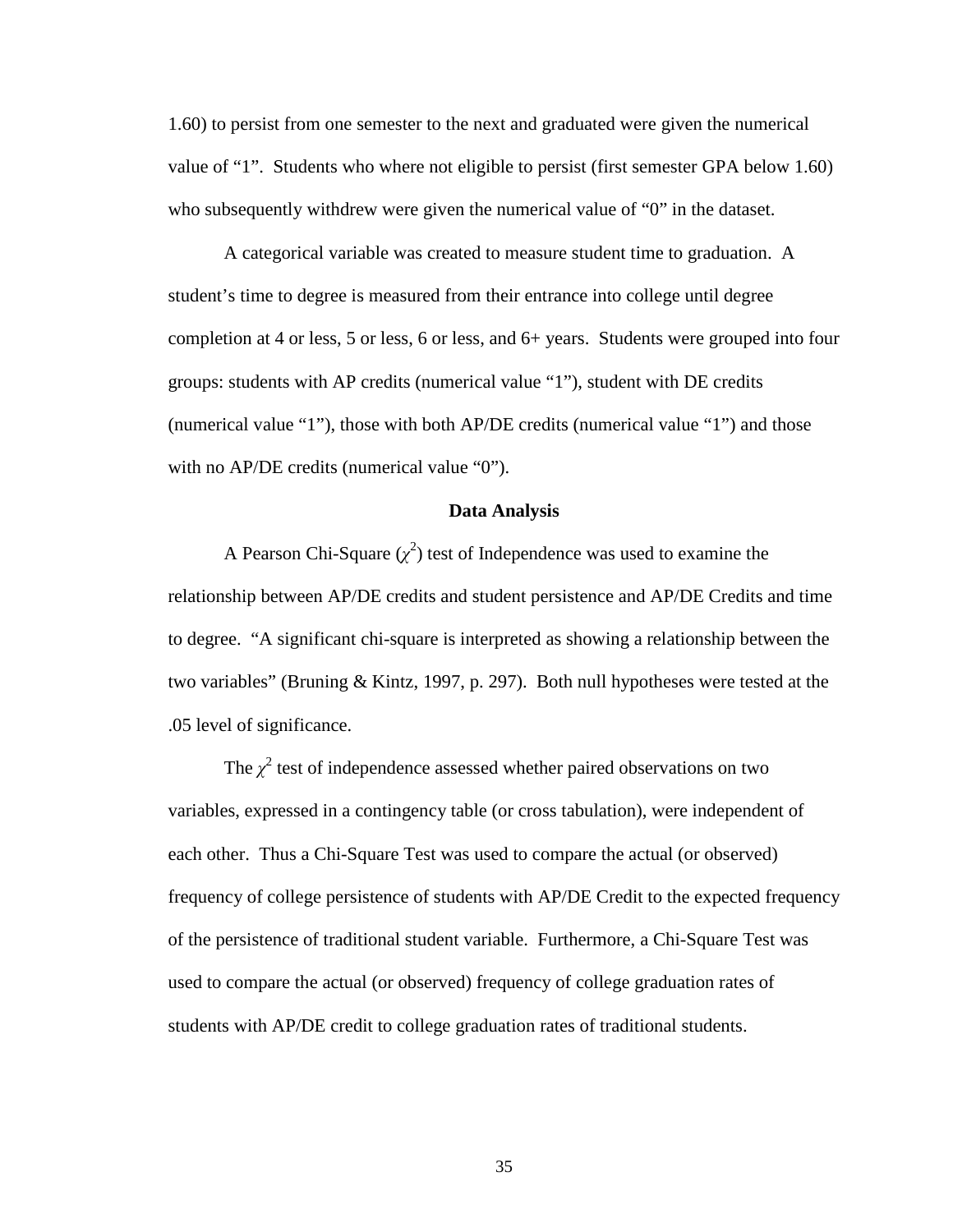1.60) to persist from one semester to the next and graduated were given the numerical value of "1". Students who where not eligible to persist (first semester GPA below 1.60) who subsequently withdrew were given the numerical value of "0" in the dataset.

A categorical variable was created to measure student time to graduation. A student's time to degree is measured from their entrance into college until degree completion at 4 or less, 5 or less, 6 or less, and 6+ years. Students were grouped into four groups: students with AP credits (numerical value "1"), student with DE credits (numerical value "1"), those with both AP/DE credits (numerical value "1") and those with no AP/DE credits (numerical value "0").

### Data Analysis

A Pearson Chi-Square ($\chi^2$) test of Independence was used to examine the relationship between AP/DE credits and student persistence and AP/DE Credits and time to degree. "A significant chi-square is interpreted as showing a relationship between the two variables" (Bruning & Kintz, 1997, p. 297). Both null hypotheses were tested at the .05 level of significance.

The $\chi^2$ test of independence assessed whether paired observations on two variables, expressed in a contingency table (or cross tabulation), were independent of each other. Thus a Chi-Square Test was used to compare the actual (or observed) frequency of college persistence of students with AP/DE Credit to the expected frequency of the persistence of traditional student variable. Furthermore, a Chi-Square Test was used to compare the actual (or observed) frequency of college graduation rates of students with AP/DE credit to college graduation rates of traditional students.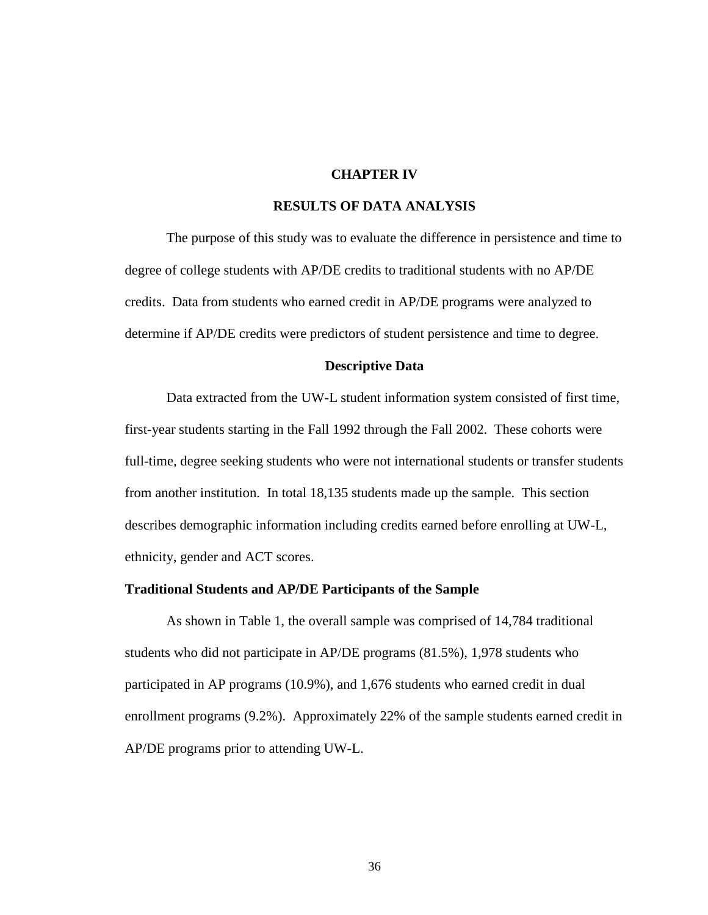# CHAPTER IV

# RESULTS OF DATA ANALYSIS

The purpose of this study was to evaluate the difference in persistence and time to degree of college students with AP/DE credits to traditional students with no AP/DE credits. Data from students who earned credit in AP/DE programs were analyzed to determine if AP/DE credits were predictors of student persistence and time to degree.

## Descriptive Data

Data extracted from the UW-L student information system consisted of first time, first-year students starting in the Fall 1992 through the Fall 2002. These cohorts were full-time, degree seeking students who were not international students or transfer students from another institution. In total 18,135 students made up the sample. This section describes demographic information including credits earned before enrolling at UW-L, ethnicity, gender and ACT scores.

### Traditional Students and AP/DE Participants of the Sample

As shown in Table 1, the overall sample was comprised of 14,784 traditional students who did not participate in AP/DE programs (81.5%), 1,978 students who participated in AP programs (10.9%), and 1,676 students who earned credit in dual enrollment programs (9.2%). Approximately 22% of the sample students earned credit in AP/DE programs prior to attending UW-L.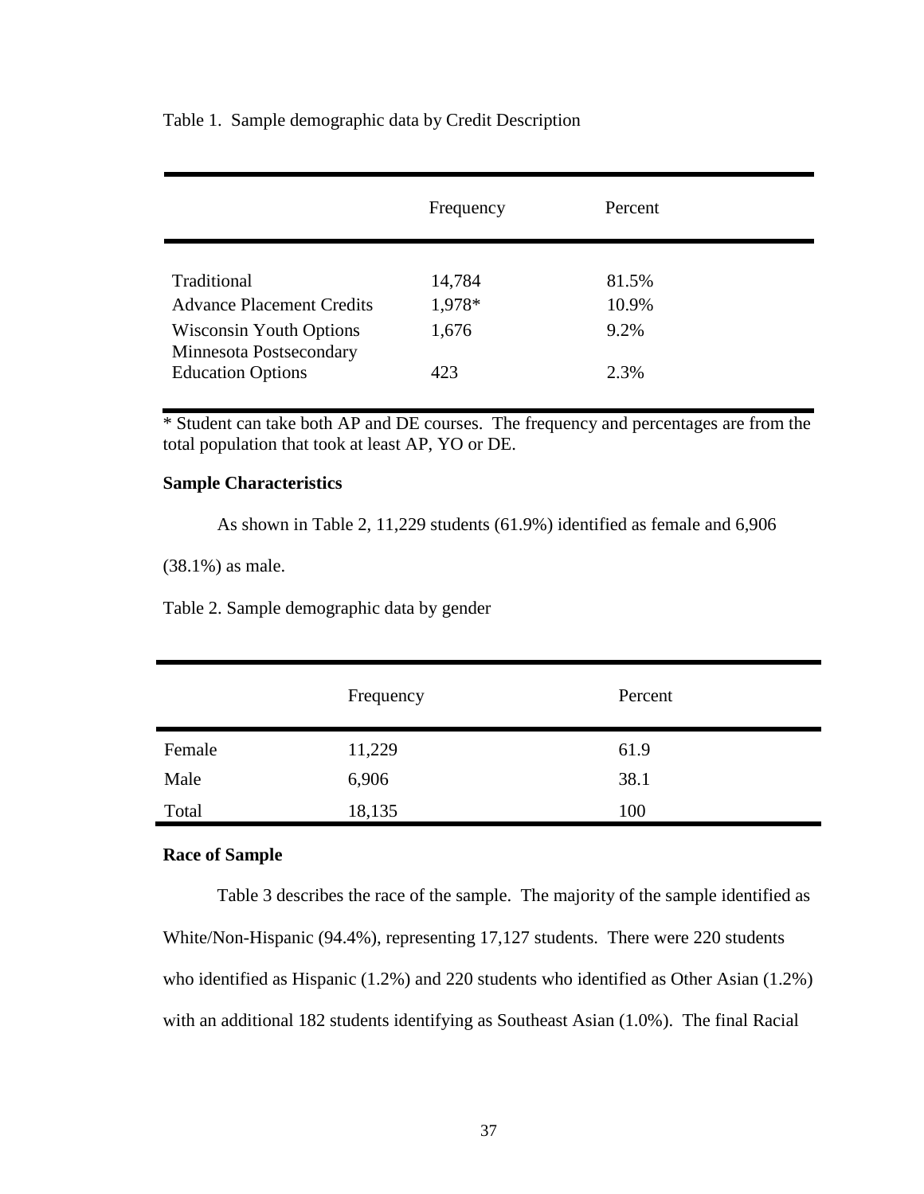Table 1. Sample demographic data by Credit Description

| | Frequency | Percent |
|---|---|---|
| Traditional | 14,784 | 81.5% |
| Advance Placement Credits | 1,978* | 10.9% |
| Wisconsin Youth Options | 1,676 | 9.2% |
| Minnesota Postsecondary Education Options | 423 | 2.3% |

* Student can take both AP and DE courses. The frequency and percentages are from the total population that took at least AP, YO or DE.

**Sample Characteristics**

As shown in Table 2, 11,229 students (61.9%) identified as female and 6,906 (38.1%) as male.

Table 2. Sample demographic data by gender

| | Frequency | Percent |
|---|---|---|
| Female | 11,229 | 61.9 |
| Male | 6,906 | 38.1 |
| Total | 18,135 | 100 |

**Race of Sample**

Table 3 describes the race of the sample. The majority of the sample identified as White/Non-Hispanic (94.4%), representing 17,127 students. There were 220 students who identified as Hispanic (1.2%) and 220 students who identified as Other Asian (1.2%) with an additional 182 students identifying as Southeast Asian (1.0%). The final Racial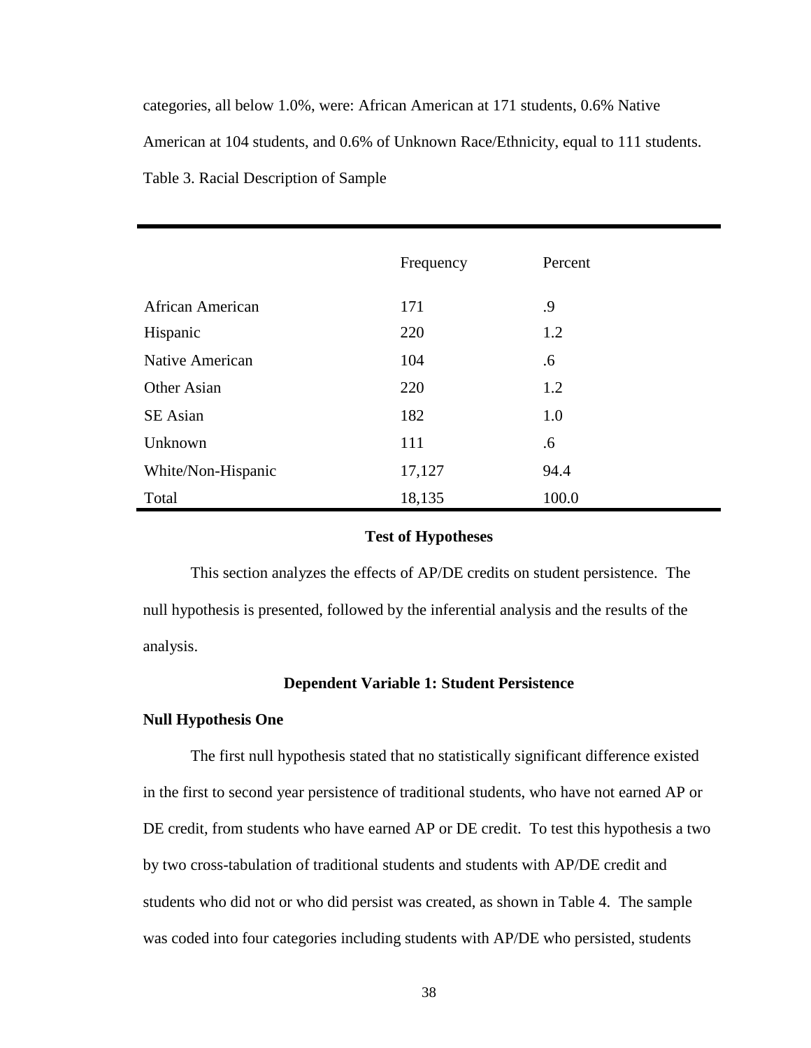categories, all below 1.0%, were: African American at 171 students, 0.6% Native American at 104 students, and 0.6% of Unknown Race/Ethnicity, equal to 111 students.

Table 3. Racial Description of Sample

| | Frequency | Percent |
|---|---|---|
| African American | 171 | .9 |
| Hispanic | 220 | 1.2 |
| Native American | 104 | .6 |
| Other Asian | 220 | 1.2 |
| SE Asian | 182 | 1.0 |
| Unknown | 111 | .6 |
| White/Non-Hispanic | 17,127 | 94.4 |
| Total | 18,135 | 100.0 |

## Test of Hypotheses

This section analyzes the effects of AP/DE credits on student persistence. The null hypothesis is presented, followed by the inferential analysis and the results of the analysis.

## Dependent Variable 1: Student Persistence

### Null Hypothesis One

The first null hypothesis stated that no statistically significant difference existed in the first to second year persistence of traditional students, who have not earned AP or DE credit, from students who have earned AP or DE credit. To test this hypothesis a two by two cross-tabulation of traditional students and students with AP/DE credit and students who did not or who did persist was created, as shown in Table 4. The sample was coded into four categories including students with AP/DE who persisted, students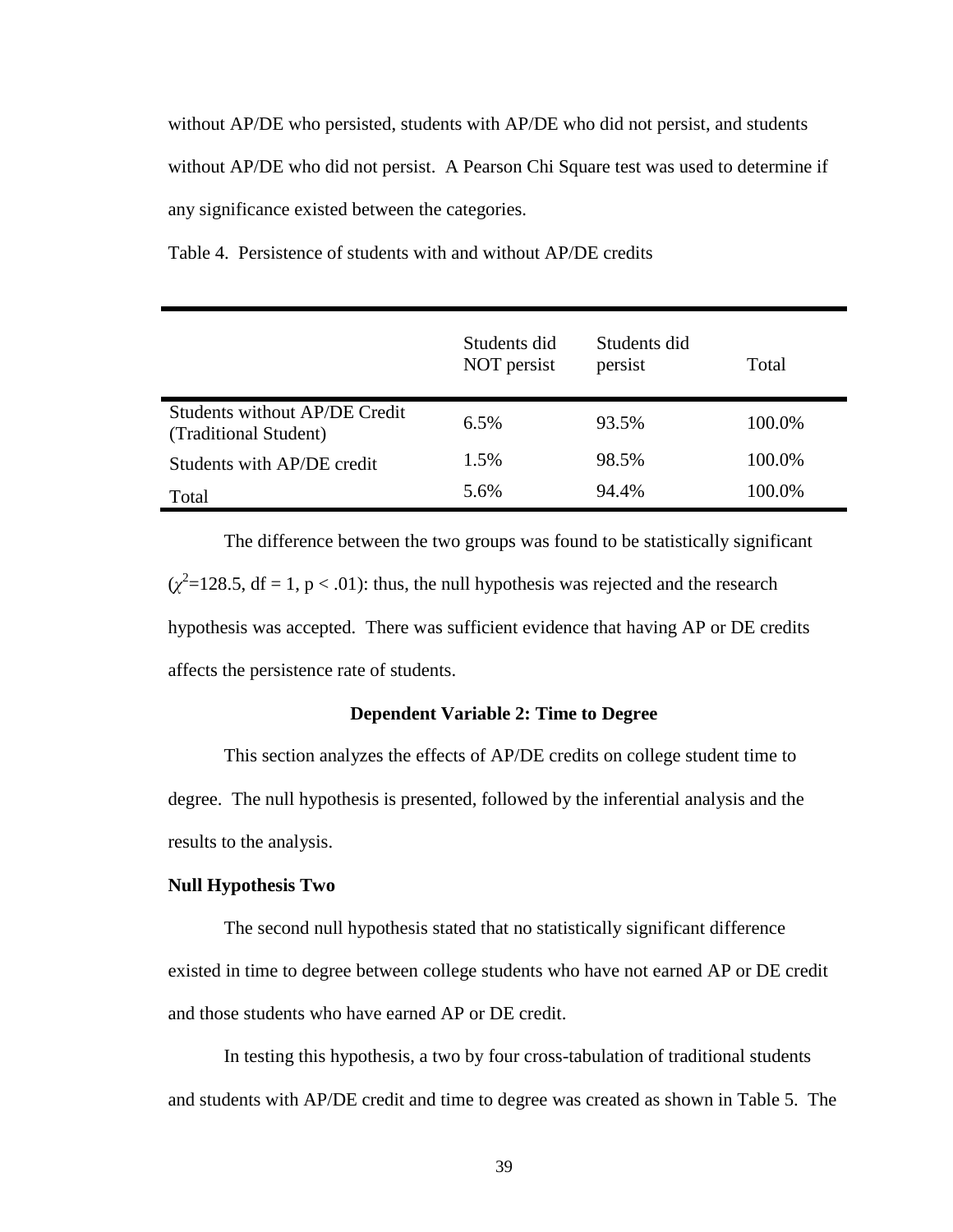without AP/DE who persisted, students with AP/DE who did not persist, and students without AP/DE who did not persist. A Pearson Chi Square test was used to determine if any significance existed between the categories.

Table 4. Persistence of students with and without AP/DE credits

| | Students did NOT persist | Students did persist | Total |
|---|---|---|---|
| Students without AP/DE Credit (Traditional Student) | 6.5% | 93.5% | 100.0% |
| Students with AP/DE credit | 1.5% | 98.5% | 100.0% |
| Total | 5.6% | 94.4% | 100.0% |

The difference between the two groups was found to be statistically significant ($\chi^2$=128.5, df = 1, p < .01): thus, the null hypothesis was rejected and the research hypothesis was accepted. There was sufficient evidence that having AP or DE credits affects the persistence rate of students.

### Dependent Variable 2: Time to Degree

This section analyzes the effects of AP/DE credits on college student time to degree. The null hypothesis is presented, followed by the inferential analysis and the results to the analysis.

#### Null Hypothesis Two

The second null hypothesis stated that no statistically significant difference existed in time to degree between college students who have not earned AP or DE credit and those students who have earned AP or DE credit.

In testing this hypothesis, a two by four cross-tabulation of traditional students and students with AP/DE credit and time to degree was created as shown in Table 5. The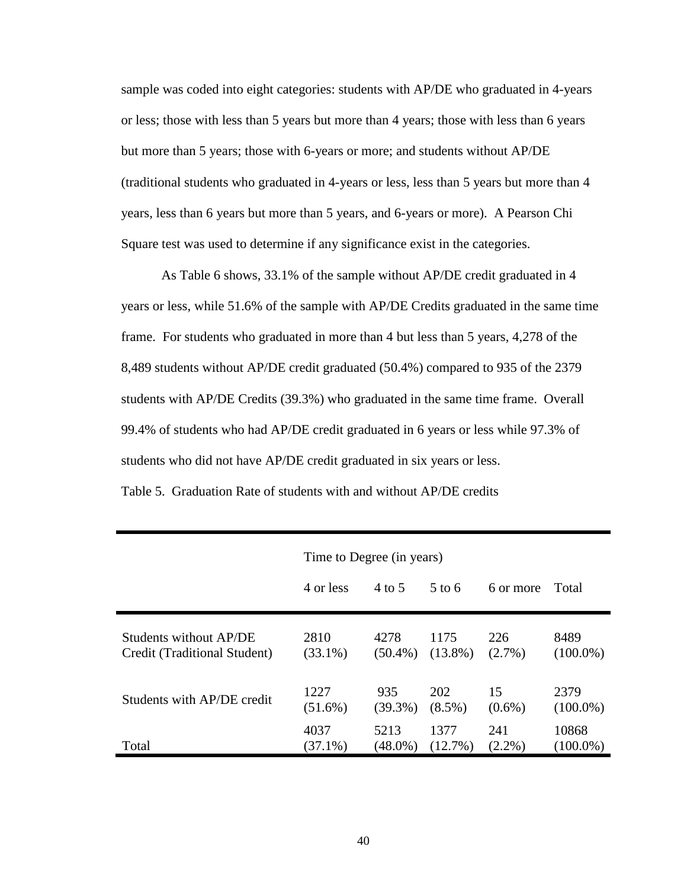sample was coded into eight categories: students with AP/DE who graduated in 4-years or less; those with less than 5 years but more than 4 years; those with less than 6 years but more than 5 years; those with 6-years or more; and students without AP/DE (traditional students who graduated in 4-years or less, less than 5 years but more than 4 years, less than 6 years but more than 5 years, and 6-years or more). A Pearson Chi Square test was used to determine if any significance exist in the categories.

As Table 6 shows, 33.1% of the sample without AP/DE credit graduated in 4 years or less, while 51.6% of the sample with AP/DE Credits graduated in the same time frame. For students who graduated in more than 4 but less than 5 years, 4,278 of the 8,489 students without AP/DE credit graduated (50.4%) compared to 935 of the 2379 students with AP/DE Credits (39.3%) who graduated in the same time frame. Overall 99.4% of students who had AP/DE credit graduated in 6 years or less while 97.3% of students who did not have AP/DE credit graduated in six years or less.

Table 5. Graduation Rate of students with and without AP/DE credits

| | Time to Degree (in years) | | | | |
|---|---|---|---|---|---|
| | 4 or less | 4 to 5 | 5 to 6 | 6 or more | Total |
| Students without AP/DE Credit (Traditional Student) | 2810 (33.1%) | 4278 (50.4%) | 1175 (13.8%) | 226 (2.7%) | 8489 (100.0%) |
| Students with AP/DE credit | 1227 (51.6%) | 935 (39.3%) | 202 (8.5%) | 15 (0.6%) | 2379 (100.0%) |
| Total | 4037 (37.1%) | 5213 (48.0%) | 1377 (12.7%) | 241 (2.2%) | 10868 (100.0%) |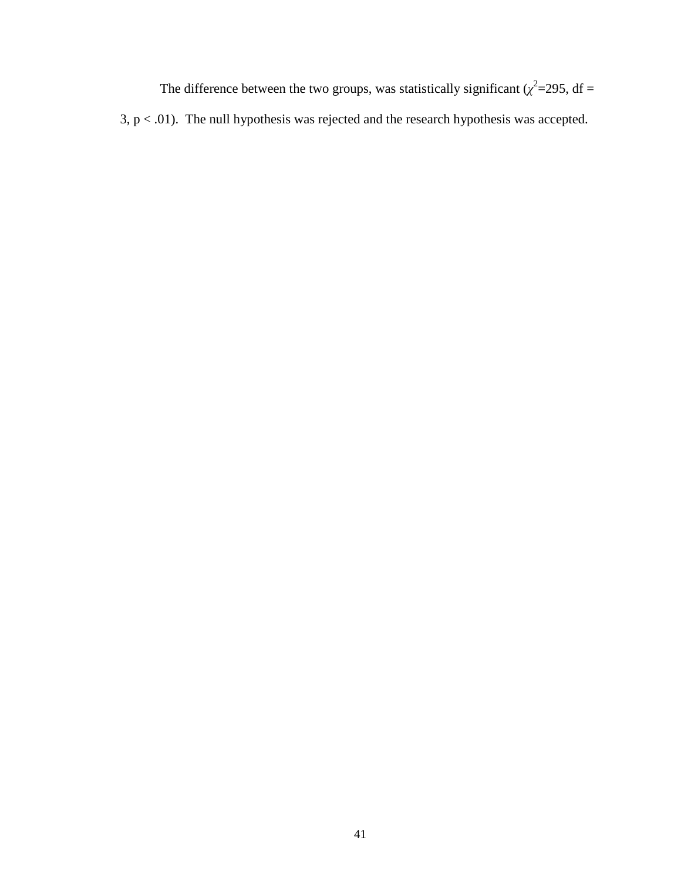The difference between the two groups, was statistically significant ($\chi^2$=295, df = 3, $p < .01$). The null hypothesis was rejected and the research hypothesis was accepted.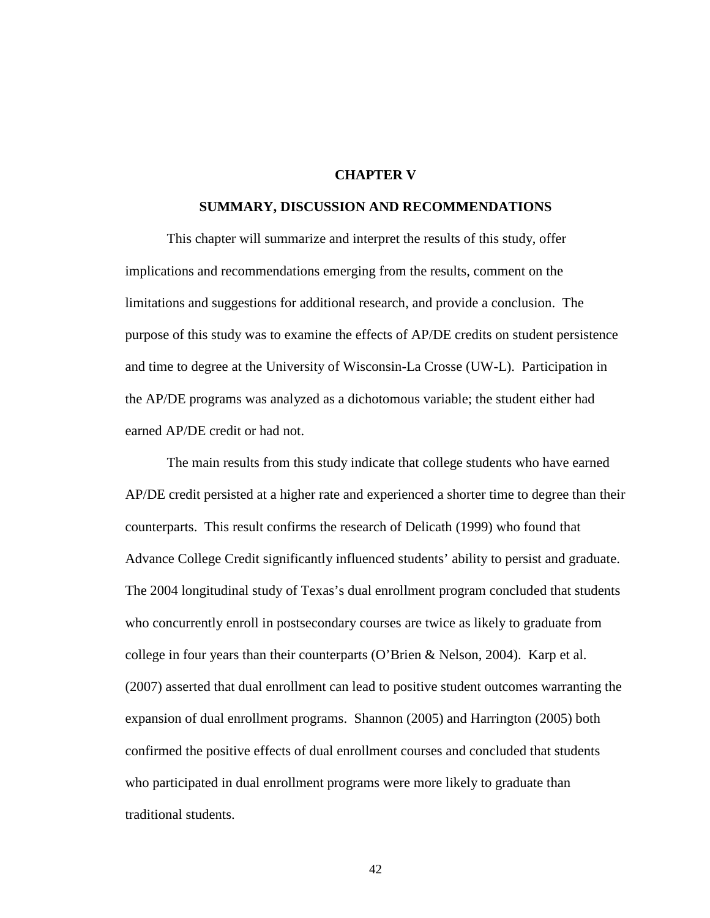# CHAPTER V

## SUMMARY, DISCUSSION AND RECOMMENDATIONS

This chapter will summarize and interpret the results of this study, offer implications and recommendations emerging from the results, comment on the limitations and suggestions for additional research, and provide a conclusion. The purpose of this study was to examine the effects of AP/DE credits on student persistence and time to degree at the University of Wisconsin-La Crosse (UW-L). Participation in the AP/DE programs was analyzed as a dichotomous variable; the student either had earned AP/DE credit or had not.

The main results from this study indicate that college students who have earned AP/DE credit persisted at a higher rate and experienced a shorter time to degree than their counterparts. This result confirms the research of Delicath (1999) who found that Advance College Credit significantly influenced students' ability to persist and graduate. The 2004 longitudinal study of Texas's dual enrollment program concluded that students who concurrently enroll in postsecondary courses are twice as likely to graduate from college in four years than their counterparts (O'Brien & Nelson, 2004). Karp et al. (2007) asserted that dual enrollment can lead to positive student outcomes warranting the expansion of dual enrollment programs. Shannon (2005) and Harrington (2005) both confirmed the positive effects of dual enrollment courses and concluded that students who participated in dual enrollment programs were more likely to graduate than traditional students.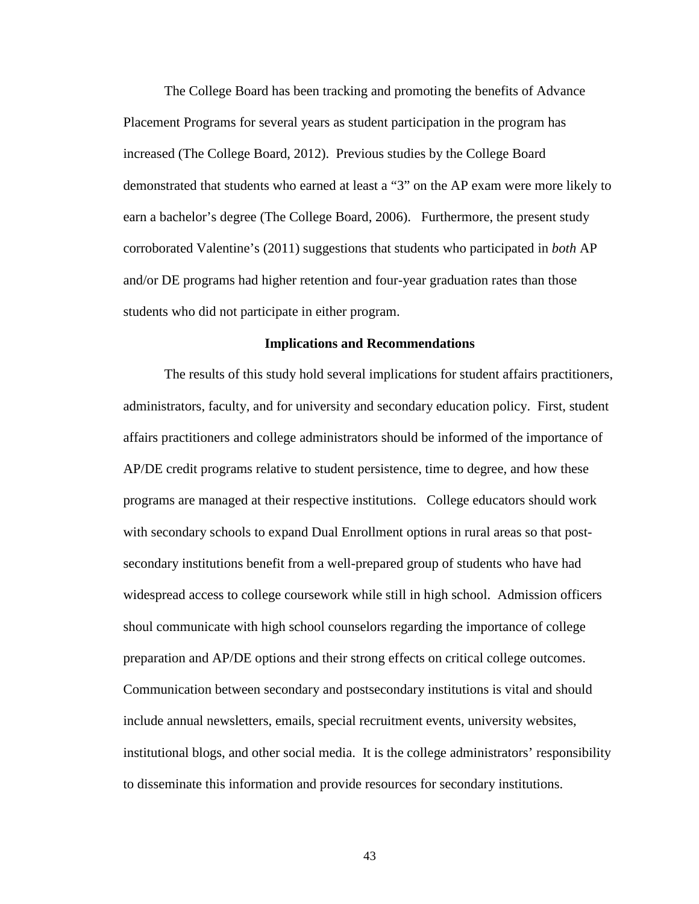The College Board has been tracking and promoting the benefits of Advance Placement Programs for several years as student participation in the program has increased (The College Board, 2012). Previous studies by the College Board demonstrated that students who earned at least a “3” on the AP exam were more likely to earn a bachelor’s degree (The College Board, 2006). Furthermore, the present study corroborated Valentine’s (2011) suggestions that students who participated in *both* AP and/or DE programs had higher retention and four-year graduation rates than those students who did not participate in either program.

## Implications and Recommendations

The results of this study hold several implications for student affairs practitioners, administrators, faculty, and for university and secondary education policy. First, student affairs practitioners and college administrators should be informed of the importance of AP/DE credit programs relative to student persistence, time to degree, and how these programs are managed at their respective institutions. College educators should work with secondary schools to expand Dual Enrollment options in rural areas so that post-secondary institutions benefit from a well-prepared group of students who have had widespread access to college coursework while still in high school. Admission officers shoul communicate with high school counselors regarding the importance of college preparation and AP/DE options and their strong effects on critical college outcomes. Communication between secondary and postsecondary institutions is vital and should include annual newsletters, emails, special recruitment events, university websites, institutional blogs, and other social media. It is the college administrators’ responsibility to disseminate this information and provide resources for secondary institutions.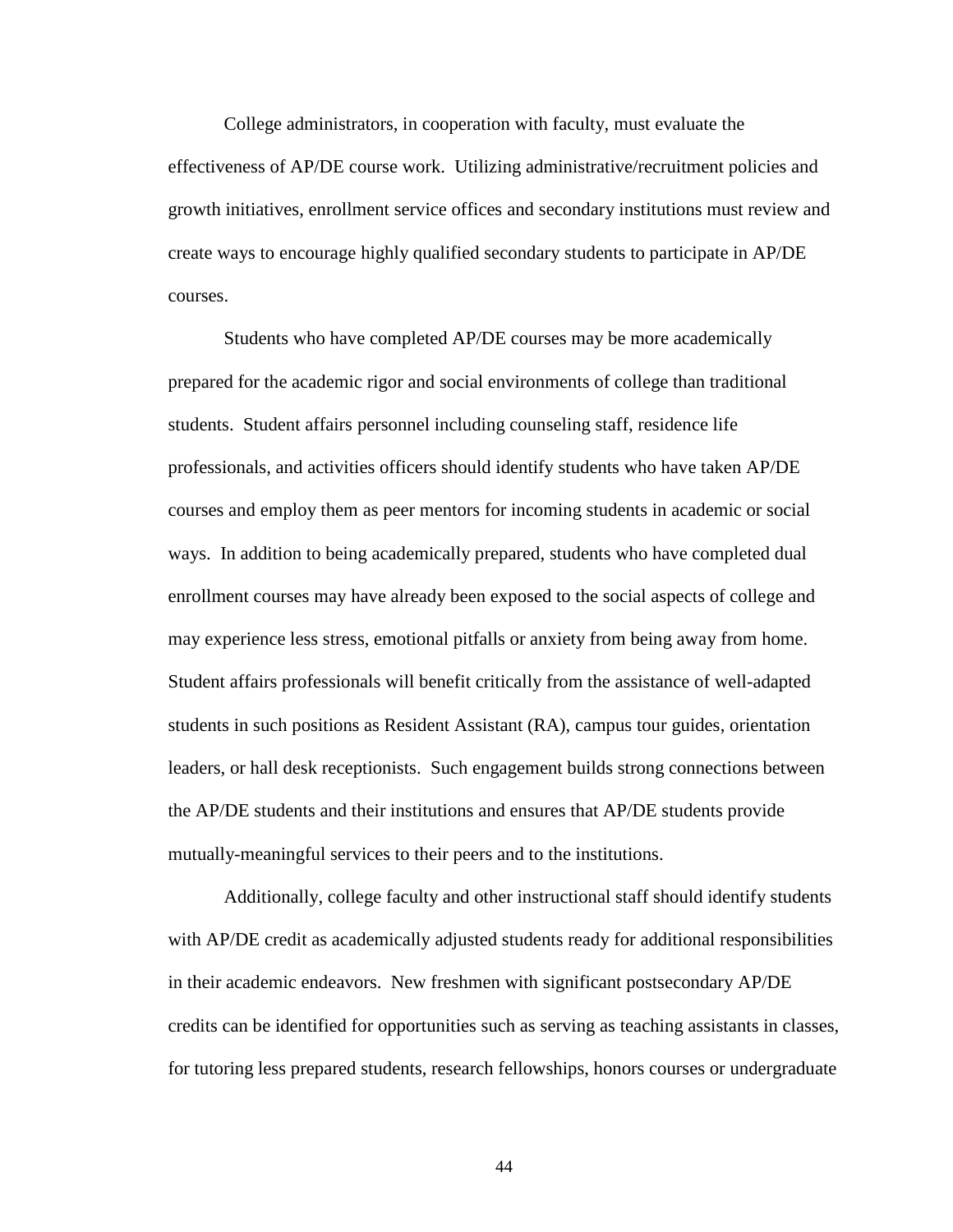College administrators, in cooperation with faculty, must evaluate the effectiveness of AP/DE course work. Utilizing administrative/recruitment policies and growth initiatives, enrollment service offices and secondary institutions must review and create ways to encourage highly qualified secondary students to participate in AP/DE courses.

Students who have completed AP/DE courses may be more academically prepared for the academic rigor and social environments of college than traditional students. Student affairs personnel including counseling staff, residence life professionals, and activities officers should identify students who have taken AP/DE courses and employ them as peer mentors for incoming students in academic or social ways. In addition to being academically prepared, students who have completed dual enrollment courses may have already been exposed to the social aspects of college and may experience less stress, emotional pitfalls or anxiety from being away from home. Student affairs professionals will benefit critically from the assistance of well-adapted students in such positions as Resident Assistant (RA), campus tour guides, orientation leaders, or hall desk receptionists. Such engagement builds strong connections between the AP/DE students and their institutions and ensures that AP/DE students provide mutually-meaningful services to their peers and to the institutions.

Additionally, college faculty and other instructional staff should identify students with AP/DE credit as academically adjusted students ready for additional responsibilities in their academic endeavors. New freshmen with significant postsecondary AP/DE credits can be identified for opportunities such as serving as teaching assistants in classes, for tutoring less prepared students, research fellowships, honors courses or undergraduate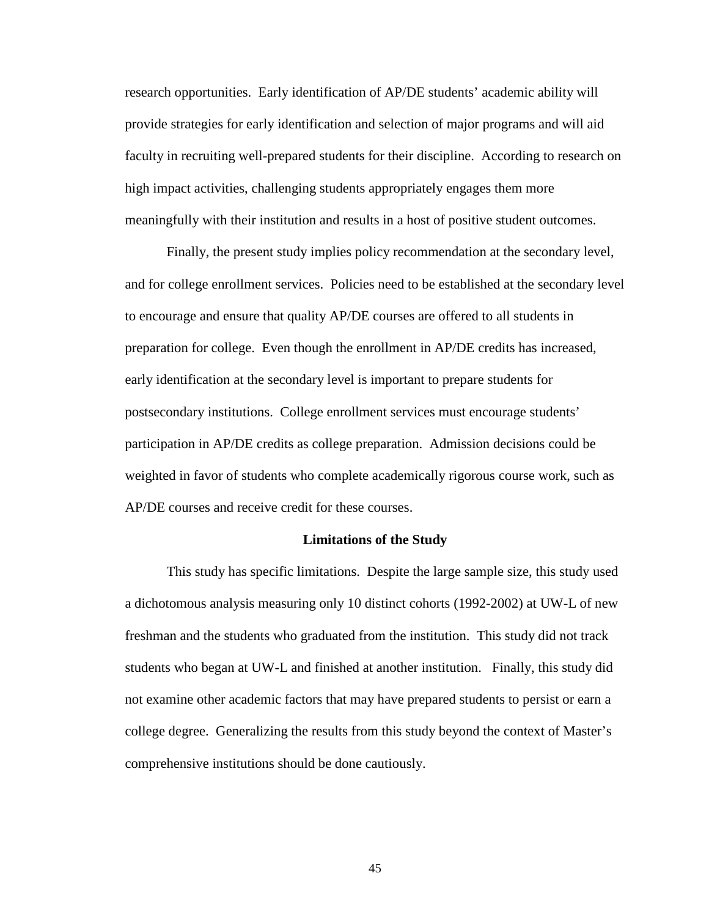research opportunities. Early identification of AP/DE students' academic ability will provide strategies for early identification and selection of major programs and will aid faculty in recruiting well-prepared students for their discipline. According to research on high impact activities, challenging students appropriately engages them more meaningfully with their institution and results in a host of positive student outcomes.

Finally, the present study implies policy recommendation at the secondary level, and for college enrollment services. Policies need to be established at the secondary level to encourage and ensure that quality AP/DE courses are offered to all students in preparation for college. Even though the enrollment in AP/DE credits has increased, early identification at the secondary level is important to prepare students for postsecondary institutions. College enrollment services must encourage students' participation in AP/DE credits as college preparation. Admission decisions could be weighted in favor of students who complete academically rigorous course work, such as AP/DE courses and receive credit for these courses.

## Limitations of the Study

This study has specific limitations. Despite the large sample size, this study used a dichotomous analysis measuring only 10 distinct cohorts (1992-2002) at UW-L of new freshman and the students who graduated from the institution. This study did not track students who began at UW-L and finished at another institution. Finally, this study did not examine other academic factors that may have prepared students to persist or earn a college degree. Generalizing the results from this study beyond the context of Master's comprehensive institutions should be done cautiously.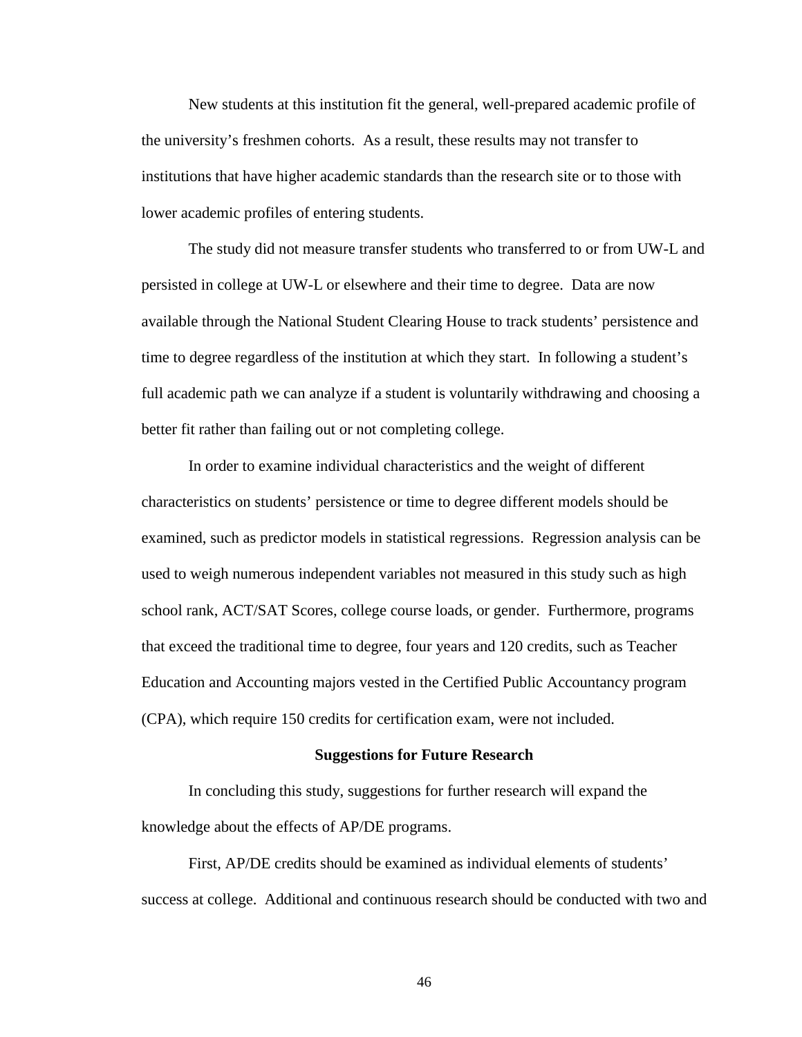New students at this institution fit the general, well-prepared academic profile of the university's freshmen cohorts. As a result, these results may not transfer to institutions that have higher academic standards than the research site or to those with lower academic profiles of entering students.

The study did not measure transfer students who transferred to or from UW-L and persisted in college at UW-L or elsewhere and their time to degree. Data are now available through the National Student Clearing House to track students' persistence and time to degree regardless of the institution at which they start. In following a student's full academic path we can analyze if a student is voluntarily withdrawing and choosing a better fit rather than failing out or not completing college.

In order to examine individual characteristics and the weight of different characteristics on students' persistence or time to degree different models should be examined, such as predictor models in statistical regressions. Regression analysis can be used to weigh numerous independent variables not measured in this study such as high school rank, ACT/SAT Scores, college course loads, or gender. Furthermore, programs that exceed the traditional time to degree, four years and 120 credits, such as Teacher Education and Accounting majors vested in the Certified Public Accountancy program (CPA), which require 150 credits for certification exam, were not included.

## Suggestions for Future Research

In concluding this study, suggestions for further research will expand the knowledge about the effects of AP/DE programs.

First, AP/DE credits should be examined as individual elements of students' success at college. Additional and continuous research should be conducted with two and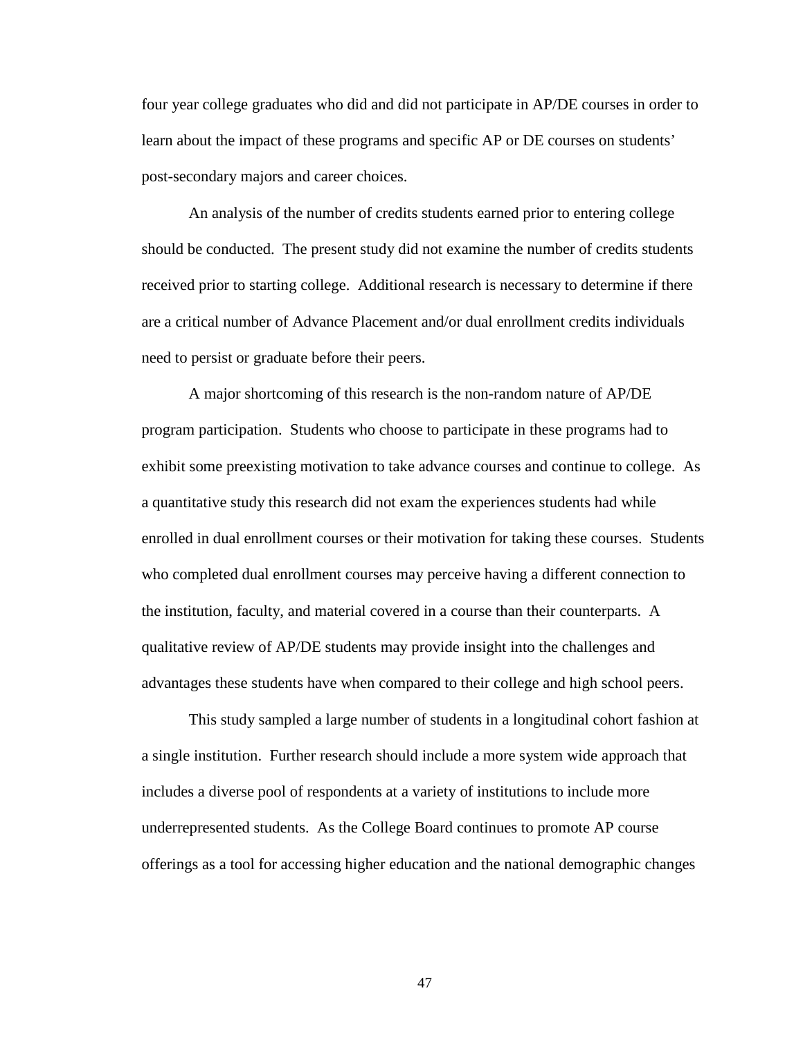four year college graduates who did and did not participate in AP/DE courses in order to learn about the impact of these programs and specific AP or DE courses on students' post-secondary majors and career choices.

An analysis of the number of credits students earned prior to entering college should be conducted. The present study did not examine the number of credits students received prior to starting college. Additional research is necessary to determine if there are a critical number of Advance Placement and/or dual enrollment credits individuals need to persist or graduate before their peers.

A major shortcoming of this research is the non-random nature of AP/DE program participation. Students who choose to participate in these programs had to exhibit some preexisting motivation to take advance courses and continue to college. As a quantitative study this research did not exam the experiences students had while enrolled in dual enrollment courses or their motivation for taking these courses. Students who completed dual enrollment courses may perceive having a different connection to the institution, faculty, and material covered in a course than their counterparts. A qualitative review of AP/DE students may provide insight into the challenges and advantages these students have when compared to their college and high school peers.

This study sampled a large number of students in a longitudinal cohort fashion at a single institution. Further research should include a more system wide approach that includes a diverse pool of respondents at a variety of institutions to include more underrepresented students. As the College Board continues to promote AP course offerings as a tool for accessing higher education and the national demographic changes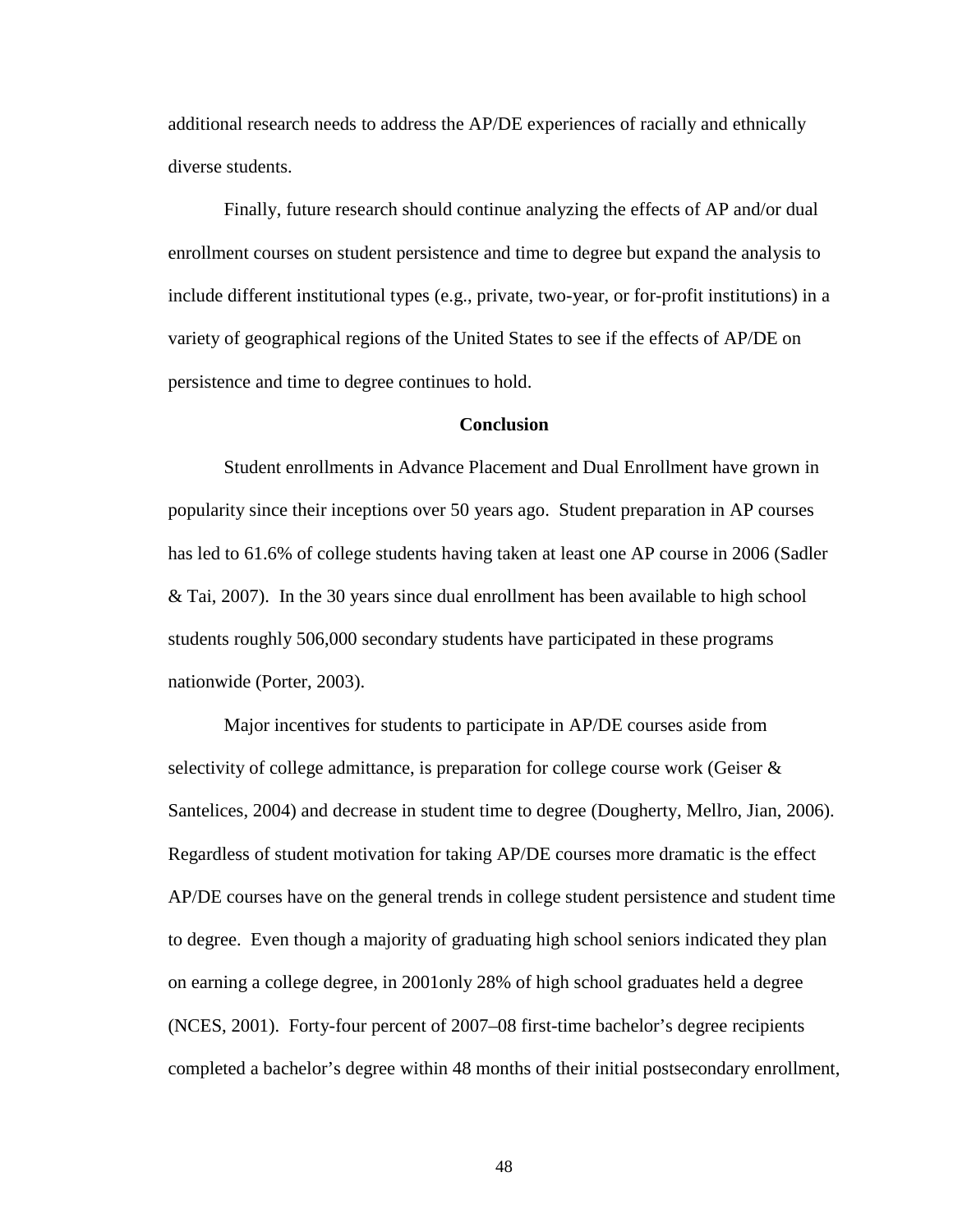additional research needs to address the AP/DE experiences of racially and ethnically diverse students.

Finally, future research should continue analyzing the effects of AP and/or dual enrollment courses on student persistence and time to degree but expand the analysis to include different institutional types (e.g., private, two-year, or for-profit institutions) in a variety of geographical regions of the United States to see if the effects of AP/DE on persistence and time to degree continues to hold.

## Conclusion

Student enrollments in Advance Placement and Dual Enrollment have grown in popularity since their inceptions over 50 years ago. Student preparation in AP courses has led to 61.6% of college students having taken at least one AP course in 2006 (Sadler & Tai, 2007). In the 30 years since dual enrollment has been available to high school students roughly 506,000 secondary students have participated in these programs nationwide (Porter, 2003).

Major incentives for students to participate in AP/DE courses aside from selectivity of college admittance, is preparation for college course work (Geiser & Santelices, 2004) and decrease in student time to degree (Dougherty, Mellro, Jian, 2006). Regardless of student motivation for taking AP/DE courses more dramatic is the effect AP/DE courses have on the general trends in college student persistence and student time to degree. Even though a majority of graduating high school seniors indicated they plan on earning a college degree, in 2001only 28% of high school graduates held a degree (NCES, 2001). Forty-four percent of 2007–08 first-time bachelor's degree recipients completed a bachelor's degree within 48 months of their initial postsecondary enrollment,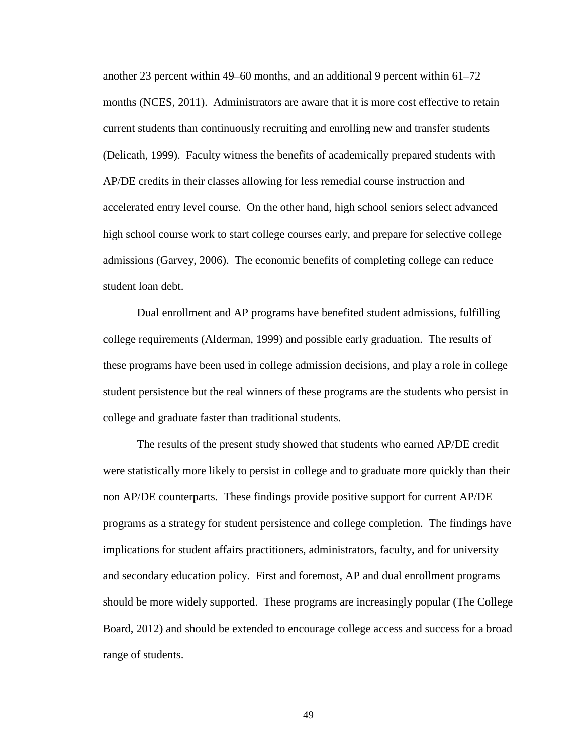another 23 percent within 49–60 months, and an additional 9 percent within 61–72 months (NCES, 2011). Administrators are aware that it is more cost effective to retain current students than continuously recruiting and enrolling new and transfer students (Delicath, 1999). Faculty witness the benefits of academically prepared students with AP/DE credits in their classes allowing for less remedial course instruction and accelerated entry level course. On the other hand, high school seniors select advanced high school course work to start college courses early, and prepare for selective college admissions (Garvey, 2006). The economic benefits of completing college can reduce student loan debt.

Dual enrollment and AP programs have benefited student admissions, fulfilling college requirements (Alderman, 1999) and possible early graduation. The results of these programs have been used in college admission decisions, and play a role in college student persistence but the real winners of these programs are the students who persist in college and graduate faster than traditional students.

The results of the present study showed that students who earned AP/DE credit were statistically more likely to persist in college and to graduate more quickly than their non AP/DE counterparts. These findings provide positive support for current AP/DE programs as a strategy for student persistence and college completion. The findings have implications for student affairs practitioners, administrators, faculty, and for university and secondary education policy. First and foremost, AP and dual enrollment programs should be more widely supported. These programs are increasingly popular (The College Board, 2012) and should be extended to encourage college access and success for a broad range of students.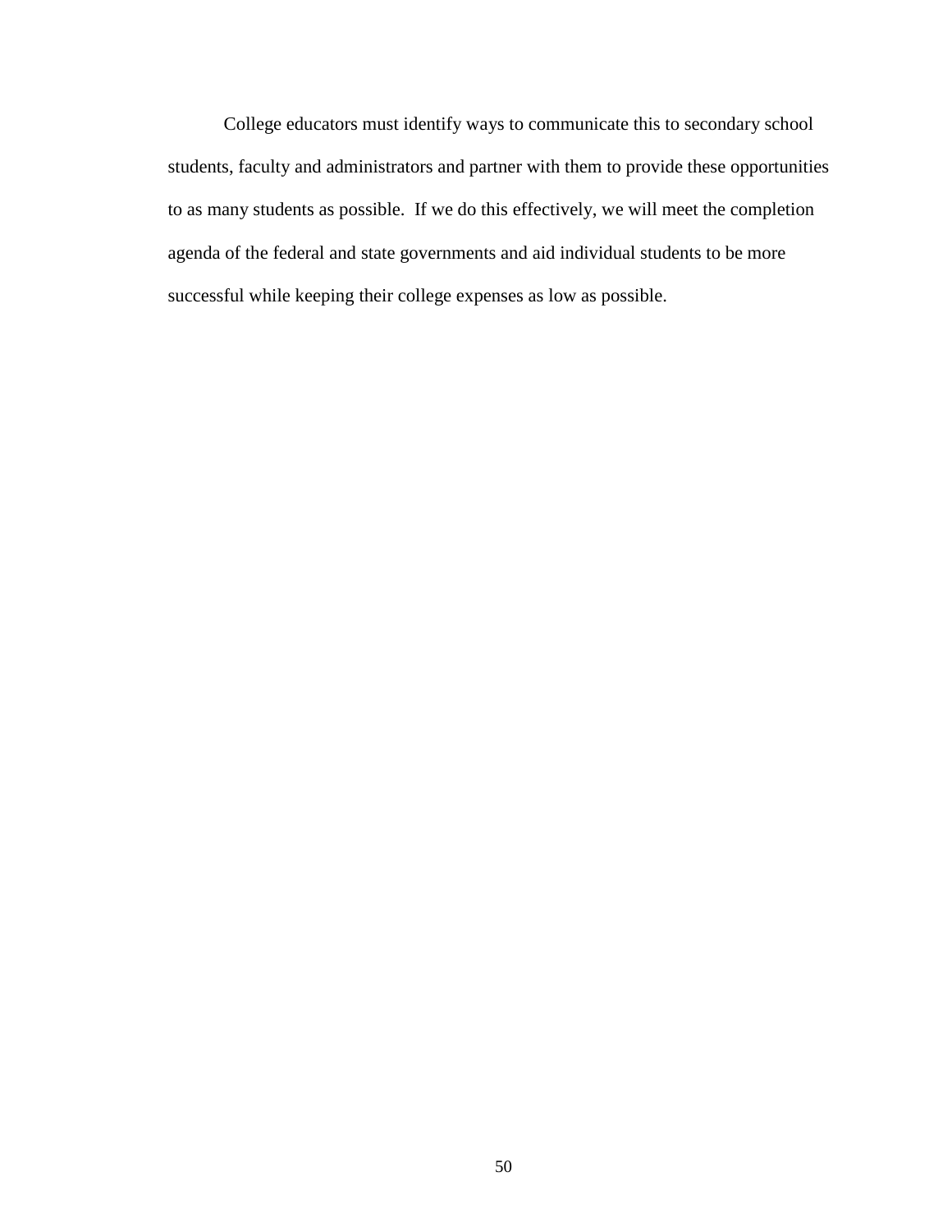College educators must identify ways to communicate this to secondary school students, faculty and administrators and partner with them to provide these opportunities to as many students as possible. If we do this effectively, we will meet the completion agenda of the federal and state governments and aid individual students to be more successful while keeping their college expenses as low as possible.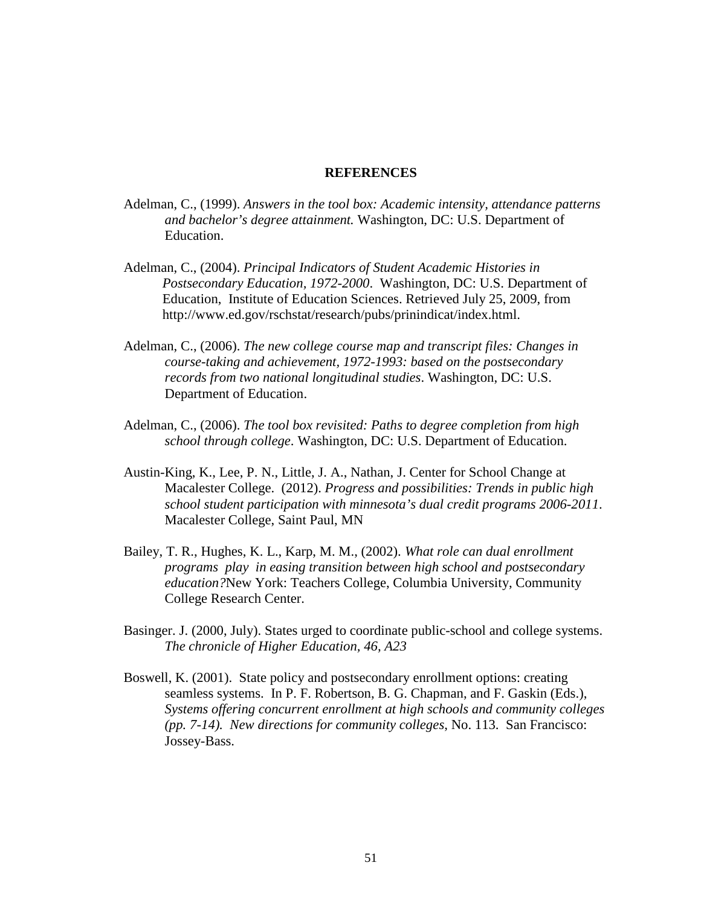# REFERENCES

Adelman, C., (1999). *Answers in the tool box: Academic intensity, attendance patterns and bachelor's degree attainment.* Washington, DC: U.S. Department of Education.

Adelman, C., (2004). *Principal Indicators of Student Academic Histories in Postsecondary Education, 1972-2000*. Washington, DC: U.S. Department of Education, Institute of Education Sciences. Retrieved July 25, 2009, from http://www.ed.gov/rschstat/research/pubs/prinindicat/index.html.

Adelman, C., (2006). *The new college course map and transcript files: Changes in course-taking and achievement, 1972-1993: based on the postsecondary records from two national longitudinal studies*. Washington, DC: U.S. Department of Education.

Adelman, C., (2006). *The tool box revisited: Paths to degree completion from high school through college*. Washington, DC: U.S. Department of Education.

Austin-King, K., Lee, P. N., Little, J. A., Nathan, J. Center for School Change at Macalester College. (2012). *Progress and possibilities: Trends in public high school student participation with minnesota's dual credit programs 2006-2011*. Macalester College, Saint Paul, MN

Bailey, T. R., Hughes, K. L., Karp, M. M., (2002). *What role can dual enrollment programs play in easing transition between high school and postsecondary education?*New York: Teachers College, Columbia University, Community College Research Center.

Basinger. J. (2000, July). States urged to coordinate public-school and college systems. *The chronicle of Higher Education, 46, A23*

Boswell, K. (2001). State policy and postsecondary enrollment options: creating seamless systems. In P. F. Robertson, B. G. Chapman, and F. Gaskin (Eds.), *Systems offering concurrent enrollment at high schools and community colleges (pp. 7-14). New directions for community colleges*, No. 113. San Francisco: Jossey-Bass.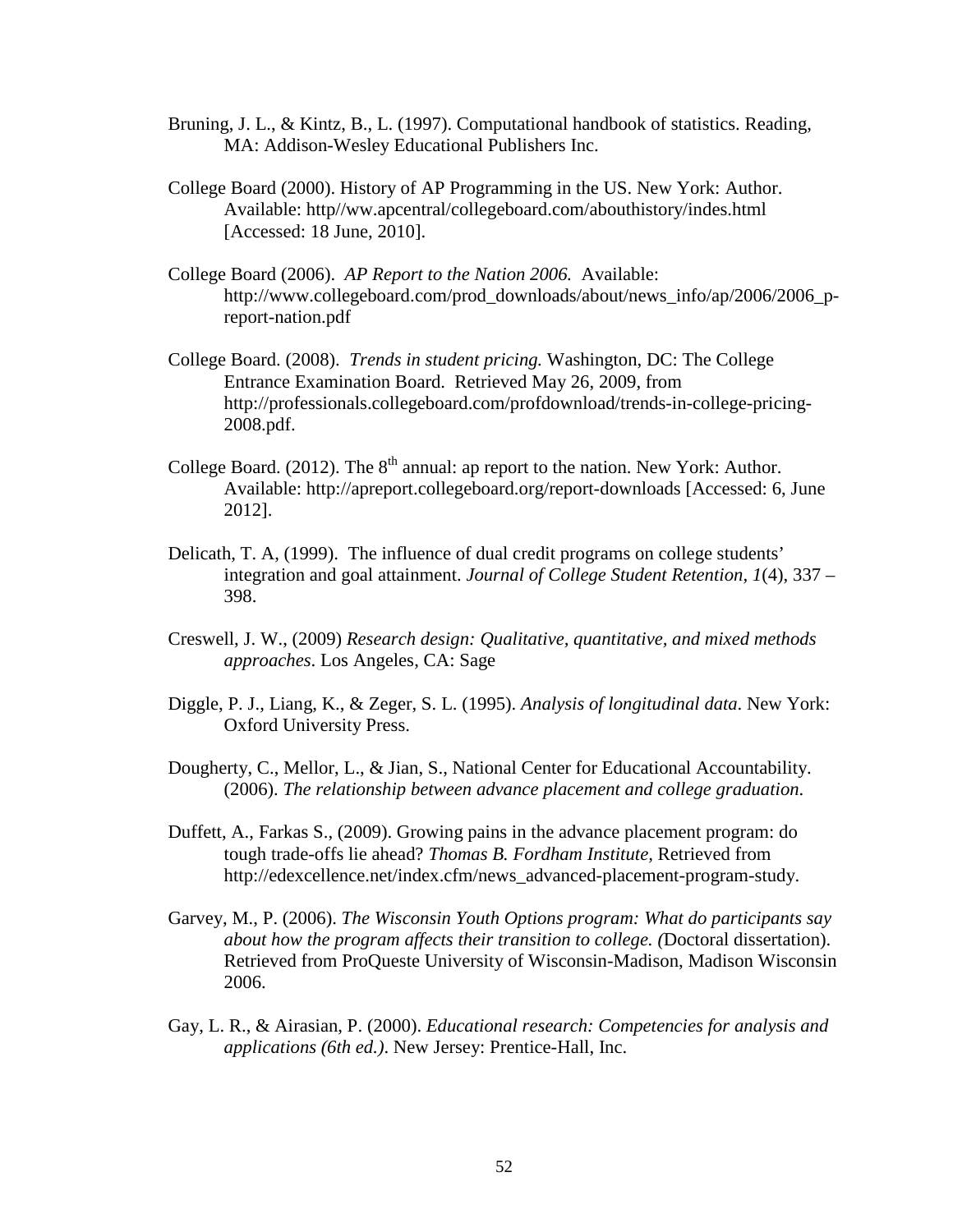Bruning, J. L., & Kintz, B., L. (1997). Computational handbook of statistics. Reading, MA: Addison-Wesley Educational Publishers Inc.

College Board (2000). History of AP Programming in the US. New York: Author. Available: http//ww.apcentral/collegeboard.com/abouthistory/indes.html [Accessed: 18 June, 2010].

College Board (2006). *AP Report to the Nation 2006.* Available: http://www.collegeboard.com/prod_downloads/about/news_info/ap/2006/2006_p-report-nation.pdf

College Board. (2008). *Trends in student pricing.* Washington, DC: The College Entrance Examination Board. Retrieved May 26, 2009, from http://professionals.collegeboard.com/profdownload/trends-in-college-pricing-2008.pdf.

College Board. (2012). The 8th annual: ap report to the nation. New York: Author. Available: http://apreport.collegeboard.org/report-downloads [Accessed: 6, June 2012].

Delicath, T. A, (1999). The influence of dual credit programs on college students' integration and goal attainment. *Journal of College Student Retention, 1*(4), 337 – 398.

Creswell, J. W., (2009) *Research design: Qualitative, quantitative, and mixed methods approaches*. Los Angeles, CA: Sage

Diggle, P. J., Liang, K., & Zeger, S. L. (1995). *Analysis of longitudinal data*. New York: Oxford University Press.

Dougherty, C., Mellor, L., & Jian, S., National Center for Educational Accountability. (2006). *The relationship between advance placement and college graduation*.

Duffett, A., Farkas S., (2009). Growing pains in the advance placement program: do tough trade-offs lie ahead? *Thomas B. Fordham Institute,* Retrieved from http://edexcellence.net/index.cfm/news_advanced-placement-program-study.

Garvey, M., P. (2006). *The Wisconsin Youth Options program: What do participants say about how the program affects their transition to college. (*Doctoral dissertation). Retrieved from ProQueste University of Wisconsin-Madison, Madison Wisconsin 2006.

Gay, L. R., & Airasian, P. (2000). *Educational research: Competencies for analysis and applications (6th ed.)*. New Jersey: Prentice-Hall, Inc.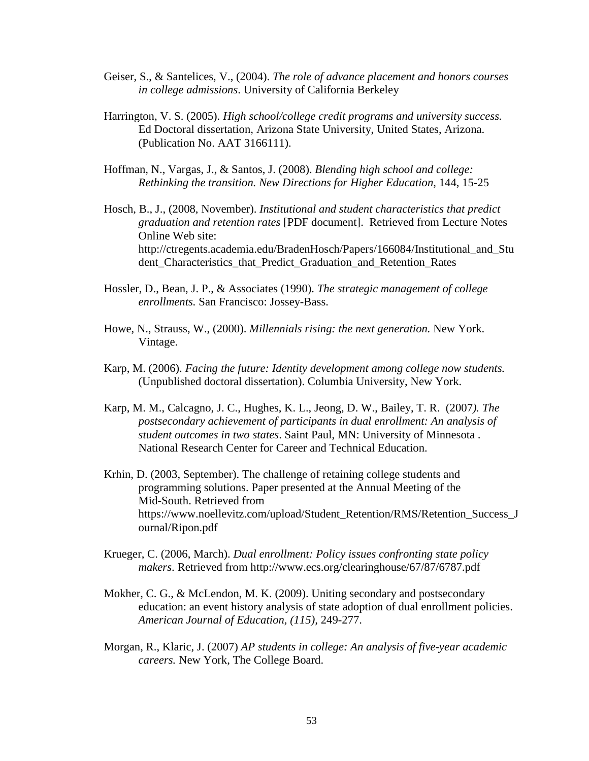Geiser, S., & Santelices, V., (2004). *The role of advance placement and honors courses in college admissions*. University of California Berkeley

Harrington, V. S. (2005). *High school/college credit programs and university success.* Ed Doctoral dissertation, Arizona State University, United States, Arizona. (Publication No. AAT 3166111).

Hoffman, N., Vargas, J., & Santos, J. (2008). *Blending high school and college: Rethinking the transition. New Directions for Higher Education*, 144, 15-25

Hosch, B., J., (2008, November). *Institutional and student characteristics that predict graduation and retention rates* [PDF document]. Retrieved from Lecture Notes Online Web site: http://ctregents.academia.edu/BradenHosch/Papers/166084/Institutional_and_Student_Characteristics_that_Predict_Graduation_and_Retention_Rates

Hossler, D., Bean, J. P., & Associates (1990). *The strategic management of college enrollments.* San Francisco: Jossey-Bass.

Howe, N., Strauss, W., (2000). *Millennials rising: the next generation.* New York. Vintage.

Karp, M. (2006). *Facing the future: Identity development among college now students.* (Unpublished doctoral dissertation). Columbia University, New York.

Karp, M. M., Calcagno, J. C., Hughes, K. L., Jeong, D. W., Bailey, T. R. (2007*). The postsecondary achievement of participants in dual enrollment: An analysis of student outcomes in two states*. Saint Paul, MN: University of Minnesota . National Research Center for Career and Technical Education.

Krhin, D. (2003, September). The challenge of retaining college students and programming solutions. Paper presented at the Annual Meeting of the Mid-South. Retrieved from https://www.noellevitz.com/upload/Student_Retention/RMS/Retention_Success_Journal/Ripon.pdf

Krueger, C. (2006, March). *Dual enrollment: Policy issues confronting state policy makers*. Retrieved from http://www.ecs.org/clearinghouse/67/87/6787.pdf

Mokher, C. G., & McLendon, M. K. (2009). Uniting secondary and postsecondary education: an event history analysis of state adoption of dual enrollment policies. *American Journal of Education, (115),* 249-277.

Morgan, R., Klaric, J. (2007) *AP students in college: An analysis of five-year academic careers.* New York, The College Board.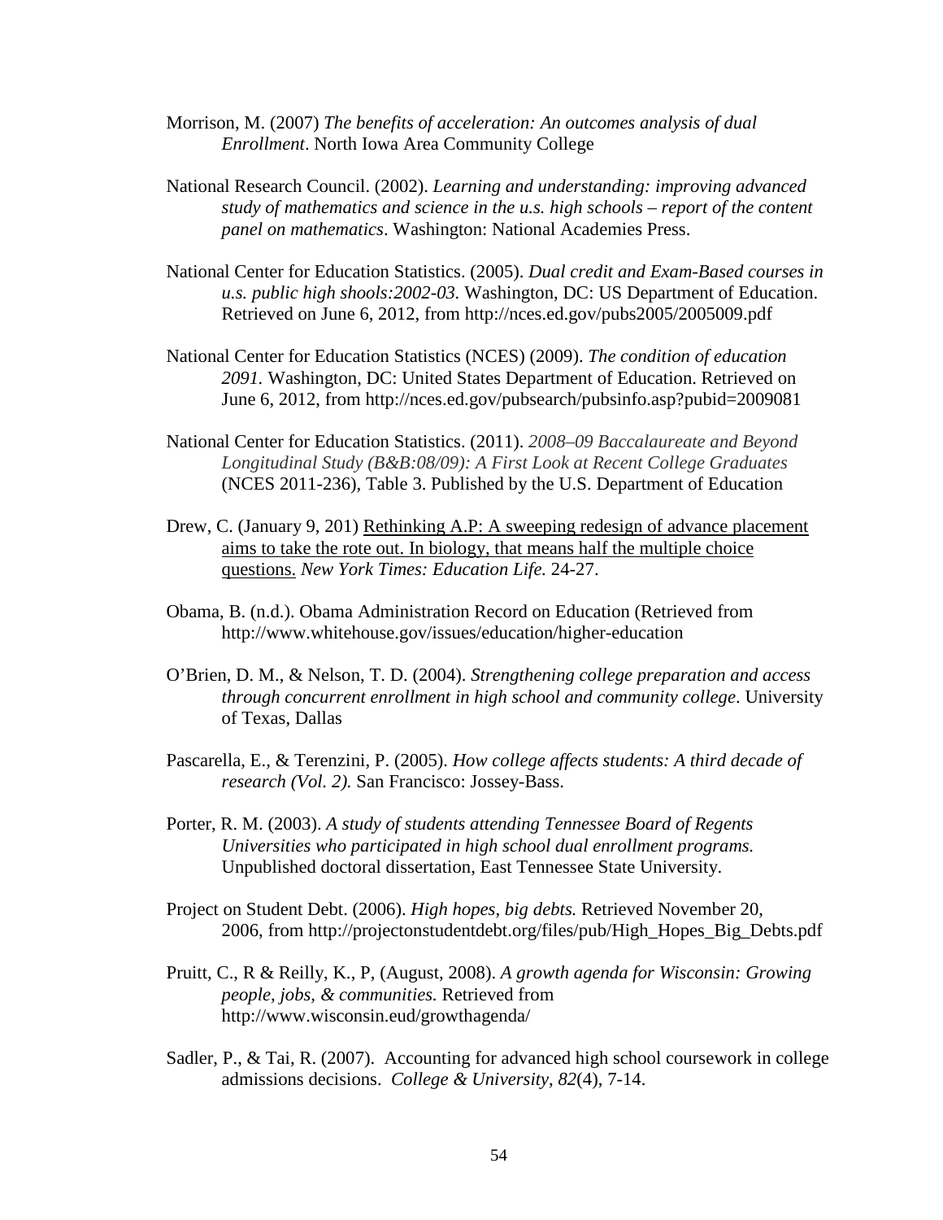Morrison, M. (2007) *The benefits of acceleration: An outcomes analysis of dual Enrollment*. North Iowa Area Community College

National Research Council. (2002). *Learning and understanding: improving advanced study of mathematics and science in the u.s. high schools – report of the content panel on mathematics*. Washington: National Academies Press.

National Center for Education Statistics. (2005). *Dual credit and Exam-Based courses in u.s. public high shools:2002-03.* Washington, DC: US Department of Education. Retrieved on June 6, 2012, from http://nces.ed.gov/pubs2005/2005009.pdf

National Center for Education Statistics (NCES) (2009). *The condition of education 2091.* Washington, DC: United States Department of Education. Retrieved on June 6, 2012, from http://nces.ed.gov/pubsearch/pubsinfo.asp?pubid=2009081

National Center for Education Statistics. (2011). *2008–09 Baccalaureate and Beyond Longitudinal Study (B&B:08/09): A First Look at Recent College Graduates* (NCES 2011-236), Table 3. Published by the U.S. Department of Education

Drew, C. (January 9, 201) <u>Rethinking A.P: A sweeping redesign of advance placement aims to take the rote out. In biology, that means half the multiple choice questions.</u> *New York Times: Education Life.* 24-27.

Obama, B. (n.d.). Obama Administration Record on Education (Retrieved from http://www.whitehouse.gov/issues/education/higher-education

O'Brien, D. M., & Nelson, T. D. (2004). *Strengthening college preparation and access through concurrent enrollment in high school and community college*. University of Texas, Dallas

Pascarella, E., & Terenzini, P. (2005). *How college affects students: A third decade of research (Vol. 2).* San Francisco: Jossey-Bass.

Porter, R. M. (2003). *A study of students attending Tennessee Board of Regents Universities who participated in high school dual enrollment programs.* Unpublished doctoral dissertation, East Tennessee State University.

Project on Student Debt. (2006). *High hopes, big debts.* Retrieved November 20, 2006, from http://projectonstudentdebt.org/files/pub/High_Hopes_Big_Debts.pdf

Pruitt, C., R & Reilly, K., P, (August, 2008). *A growth agenda for Wisconsin: Growing people, jobs, & communities.* Retrieved from http://www.wisconsin.eud/growthagenda/

Sadler, P., & Tai, R. (2007). Accounting for advanced high school coursework in college admissions decisions. *College & University*, *82*(4), 7-14.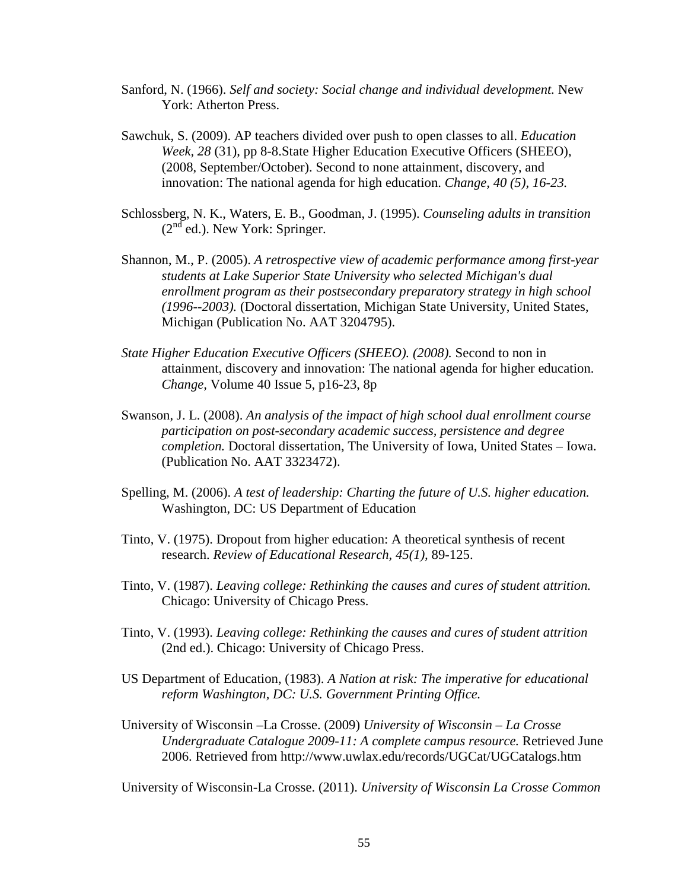Sanford, N. (1966). *Self and society: Social change and individual development.* New York: Atherton Press.

Sawchuk, S. (2009). AP teachers divided over push to open classes to all. *Education Week, 28* (31), pp 8-8.State Higher Education Executive Officers (SHEEO), (2008, September/October). Second to none attainment, discovery, and innovation: The national agenda for high education. *Change, 40 (5), 16-23.*

Schlossberg, N. K., Waters, E. B., Goodman, J. (1995). *Counseling adults in transition* (2nd ed.). New York: Springer.

Shannon, M., P. (2005). *A retrospective view of academic performance among first-year students at Lake Superior State University who selected Michigan's dual enrollment program as their postsecondary preparatory strategy in high school (1996--2003).* (Doctoral dissertation, Michigan State University, United States, Michigan (Publication No. AAT 3204795).

*State Higher Education Executive Officers (SHEEO). (2008).* Second to non in attainment, discovery and innovation: The national agenda for higher education. *Change,* Volume 40 Issue 5, p16-23, 8p

Swanson, J. L. (2008). *An analysis of the impact of high school dual enrollment course participation on post-secondary academic success, persistence and degree completion.* Doctoral dissertation, The University of Iowa, United States – Iowa. (Publication No. AAT 3323472).

Spelling, M. (2006). *A test of leadership: Charting the future of U.S. higher education.* Washington, DC: US Department of Education

Tinto, V. (1975). Dropout from higher education: A theoretical synthesis of recent research. *Review of Educational Research, 45(1),* 89-125.

Tinto, V. (1987). *Leaving college: Rethinking the causes and cures of student attrition.* Chicago: University of Chicago Press.

Tinto, V. (1993). *Leaving college: Rethinking the causes and cures of student attrition* (2nd ed.). Chicago: University of Chicago Press.

US Department of Education, (1983). *A Nation at risk: The imperative for educational reform Washington, DC: U.S. Government Printing Office.*

University of Wisconsin –La Crosse. (2009) *University of Wisconsin – La Crosse Undergraduate Catalogue 2009-11: A complete campus resource.* Retrieved June 2006. Retrieved from http://www.uwlax.edu/records/UGCat/UGCatalogs.htm

University of Wisconsin-La Crosse. (2011). *University of Wisconsin La Crosse Common*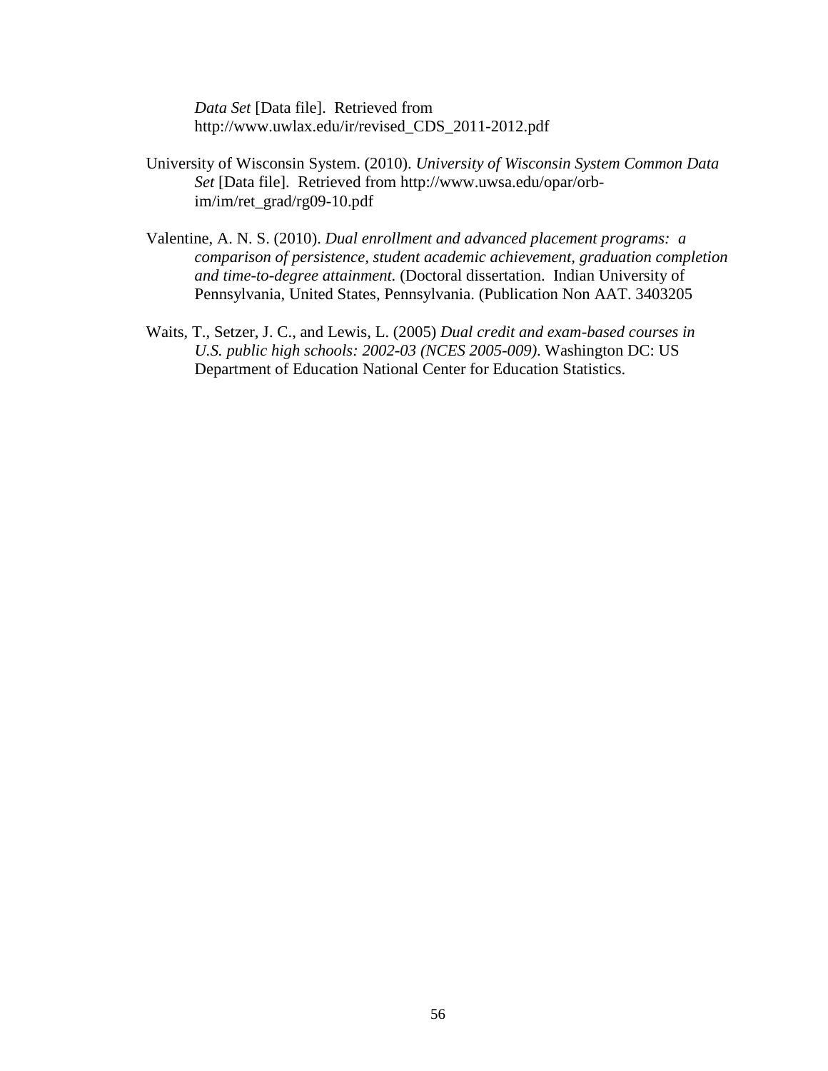*Data Set* [Data file]. Retrieved from http://www.uwlax.edu/ir/revised_CDS_2011-2012.pdf

University of Wisconsin System. (2010). *University of Wisconsin System Common Data Set* [Data file]. Retrieved from http://www.uwsa.edu/opar/orb-im/im/ret_grad/rg09-10.pdf

Valentine, A. N. S. (2010). *Dual enrollment and advanced placement programs: a comparison of persistence, student academic achievement, graduation completion and time-to-degree attainment.* (Doctoral dissertation. Indian University of Pennsylvania, United States, Pennsylvania. (Publication Non AAT. 3403205

Waits, T., Setzer, J. C., and Lewis, L. (2005) *Dual credit and exam-based courses in U.S. public high schools: 2002-03 (NCES 2005-009)*. Washington DC: US Department of Education National Center for Education Statistics.